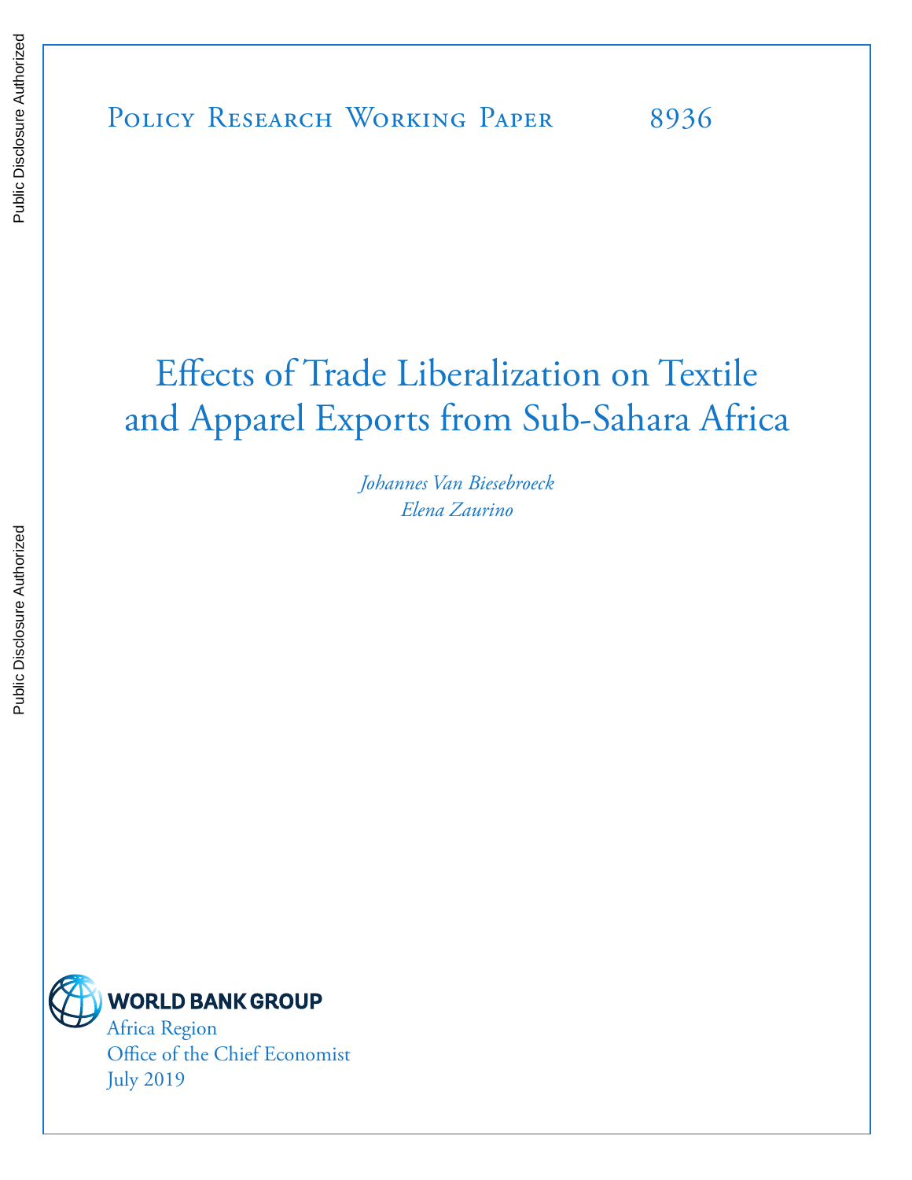Policy Research Working Paper 8936

# Effects of Trade Liberalization on Textile and Apparel Exports from Sub-Sahara Africa

*Johannes Van Biesebroeck*
*Elena Zaurino*

WORLD BANK GROUP
Africa Region
Office of the Chief Economist
July 2019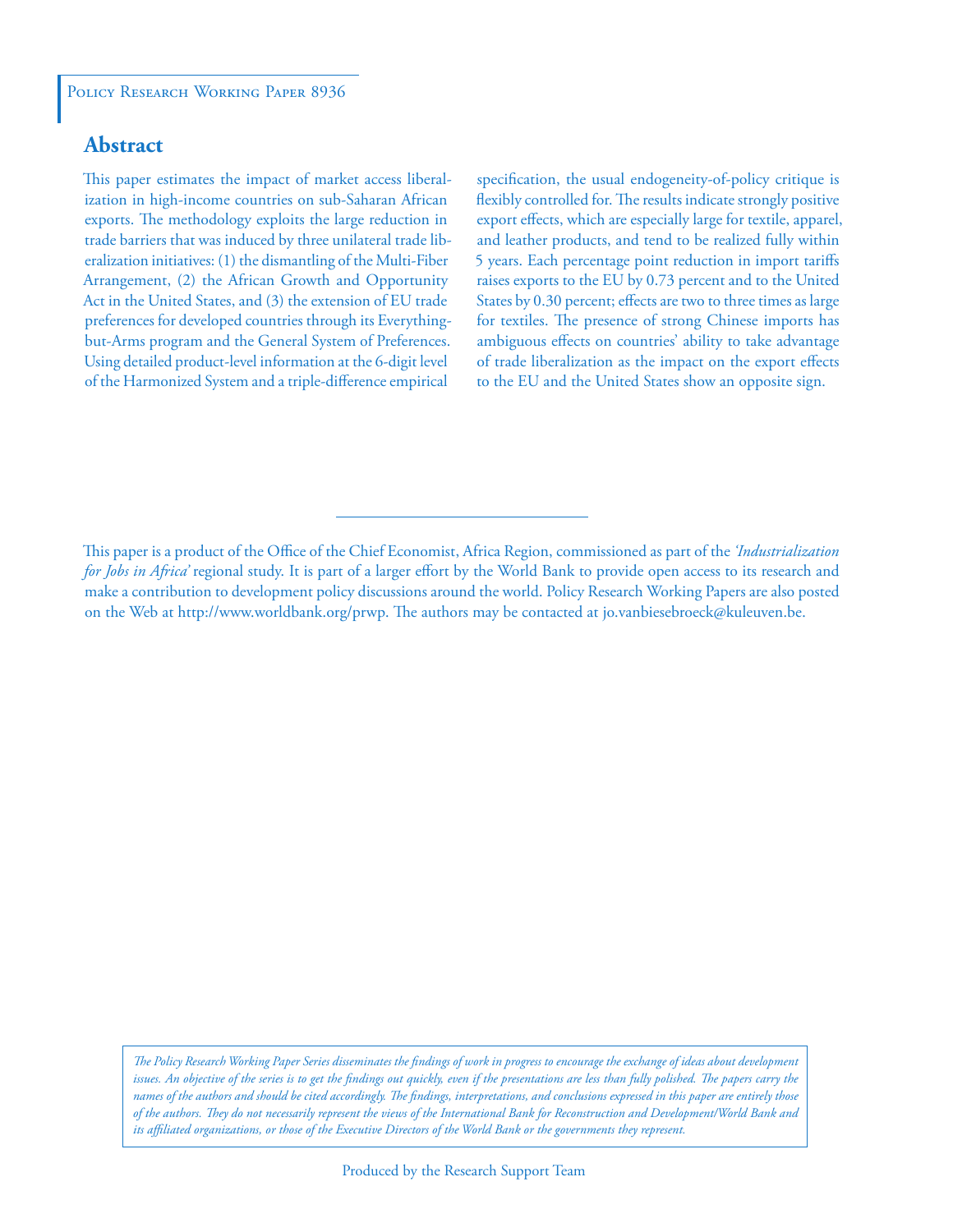Policy Research Working Paper 8936

## Abstract

This paper estimates the impact of market access liberalization in high-income countries on sub-Saharan African exports. The methodology exploits the large reduction in trade barriers that was induced by three unilateral trade liberalization initiatives: (1) the dismantling of the Multi-Fiber Arrangement, (2) the African Growth and Opportunity Act in the United States, and (3) the extension of EU trade preferences for developed countries through its Everything-but-Arms program and the General System of Preferences. Using detailed product-level information at the 6-digit level of the Harmonized System and a triple-difference empirical specification, the usual endogeneity-of-policy critique is flexibly controlled for. The results indicate strongly positive export effects, which are especially large for textile, apparel, and leather products, and tend to be realized fully within 5 years. Each percentage point reduction in import tariffs raises exports to the EU by 0.73 percent and to the United States by 0.30 percent; effects are two to three times as large for textiles. The presence of strong Chinese imports has ambiguous effects on countries' ability to take advantage of trade liberalization as the impact on the export effects to the EU and the United States show an opposite sign.

This paper is a product of the Office of the Chief Economist, Africa Region, commissioned as part of the *'Industrialization for Jobs in Africa'* regional study. It is part of a larger effort by the World Bank to provide open access to its research and make a contribution to development policy discussions around the world. Policy Research Working Papers are also posted on the Web at http://www.worldbank.org/prwp. The authors may be contacted at jo.vanbiesebroeck@kuleuven.be.

*The Policy Research Working Paper Series disseminates the findings of work in progress to encourage the exchange of ideas about development issues. An objective of the series is to get the findings out quickly, even if the presentations are less than fully polished. The papers carry the names of the authors and should be cited accordingly. The findings, interpretations, and conclusions expressed in this paper are entirely those of the authors. They do not necessarily represent the views of the International Bank for Reconstruction and Development/World Bank and its affiliated organizations, or those of the Executive Directors of the World Bank or the governments they represent.*

Produced by the Research Support Team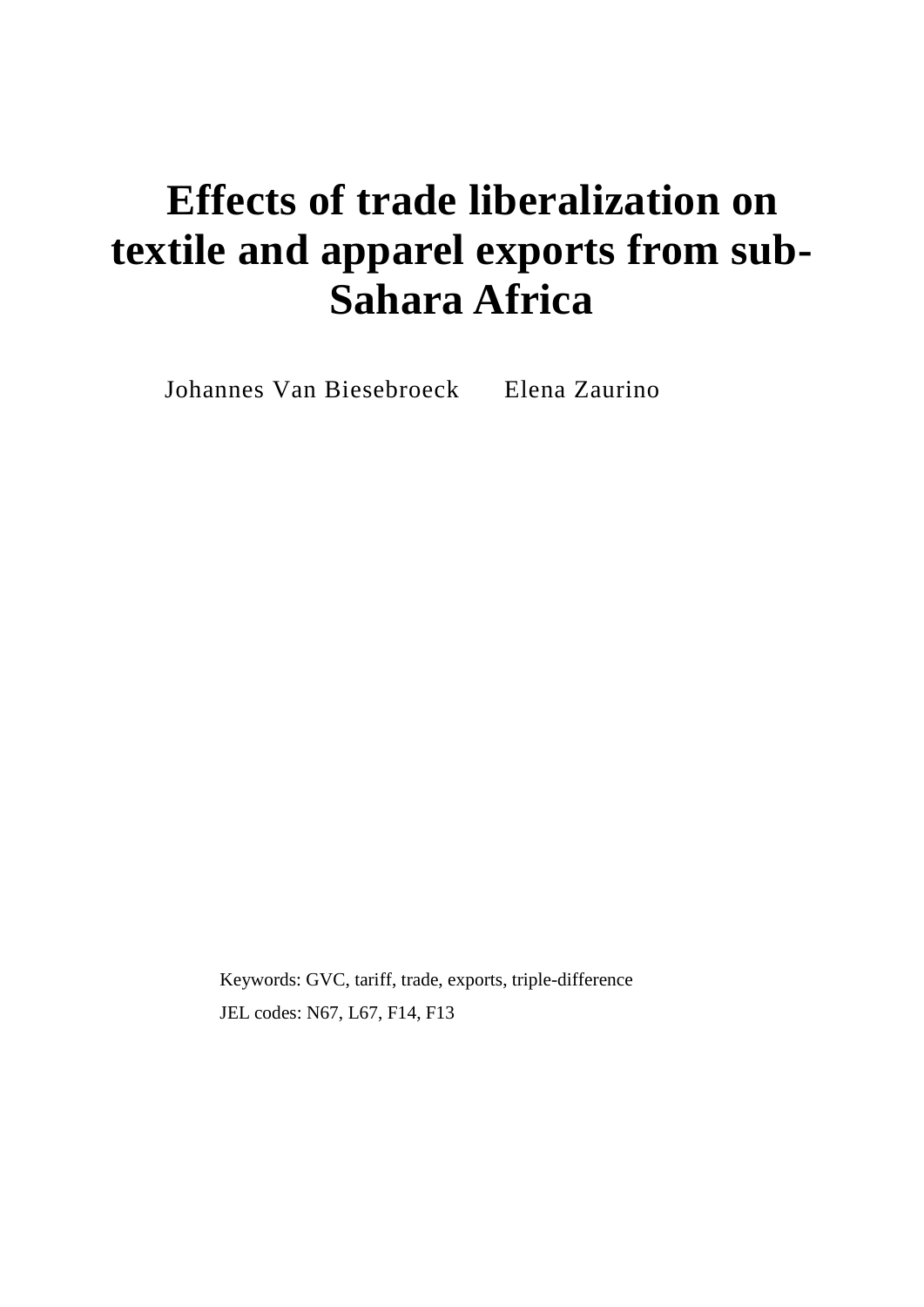# Effects of trade liberalization on textile and apparel exports from sub-Sahara Africa

Johannes Van Biesebroeck      Elena Zaurino

Keywords: GVC, tariff, trade, exports, triple-difference

JEL codes: N67, L67, F14, F13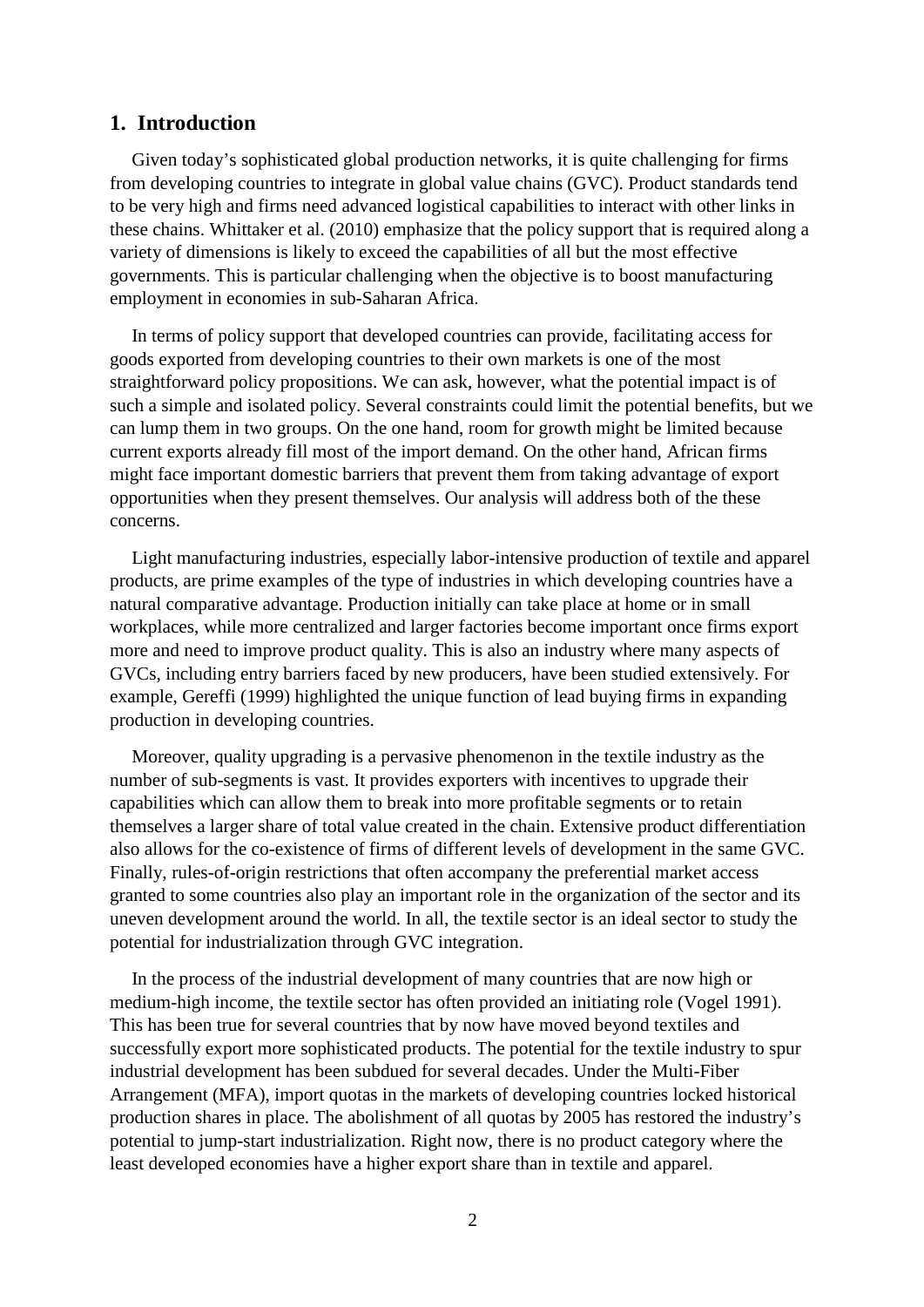# 1. Introduction

Given today's sophisticated global production networks, it is quite challenging for firms from developing countries to integrate in global value chains (GVC). Product standards tend to be very high and firms need advanced logistical capabilities to interact with other links in these chains. Whittaker et al. (2010) emphasize that the policy support that is required along a variety of dimensions is likely to exceed the capabilities of all but the most effective governments. This is particular challenging when the objective is to boost manufacturing employment in economies in sub-Saharan Africa.

In terms of policy support that developed countries can provide, facilitating access for goods exported from developing countries to their own markets is one of the most straightforward policy propositions. We can ask, however, what the potential impact is of such a simple and isolated policy. Several constraints could limit the potential benefits, but we can lump them in two groups. On the one hand, room for growth might be limited because current exports already fill most of the import demand. On the other hand, African firms might face important domestic barriers that prevent them from taking advantage of export opportunities when they present themselves. Our analysis will address both of the these concerns.

Light manufacturing industries, especially labor-intensive production of textile and apparel products, are prime examples of the type of industries in which developing countries have a natural comparative advantage. Production initially can take place at home or in small workplaces, while more centralized and larger factories become important once firms export more and need to improve product quality. This is also an industry where many aspects of GVCs, including entry barriers faced by new producers, have been studied extensively. For example, Gereffi (1999) highlighted the unique function of lead buying firms in expanding production in developing countries.

Moreover, quality upgrading is a pervasive phenomenon in the textile industry as the number of sub-segments is vast. It provides exporters with incentives to upgrade their capabilities which can allow them to break into more profitable segments or to retain themselves a larger share of total value created in the chain. Extensive product differentiation also allows for the co-existence of firms of different levels of development in the same GVC. Finally, rules-of-origin restrictions that often accompany the preferential market access granted to some countries also play an important role in the organization of the sector and its uneven development around the world. In all, the textile sector is an ideal sector to study the potential for industrialization through GVC integration.

In the process of the industrial development of many countries that are now high or medium-high income, the textile sector has often provided an initiating role (Vogel 1991). This has been true for several countries that by now have moved beyond textiles and successfully export more sophisticated products. The potential for the textile industry to spur industrial development has been subdued for several decades. Under the Multi-Fiber Arrangement (MFA), import quotas in the markets of developing countries locked historical production shares in place. The abolishment of all quotas by 2005 has restored the industry's potential to jump-start industrialization. Right now, there is no product category where the least developed economies have a higher export share than in textile and apparel.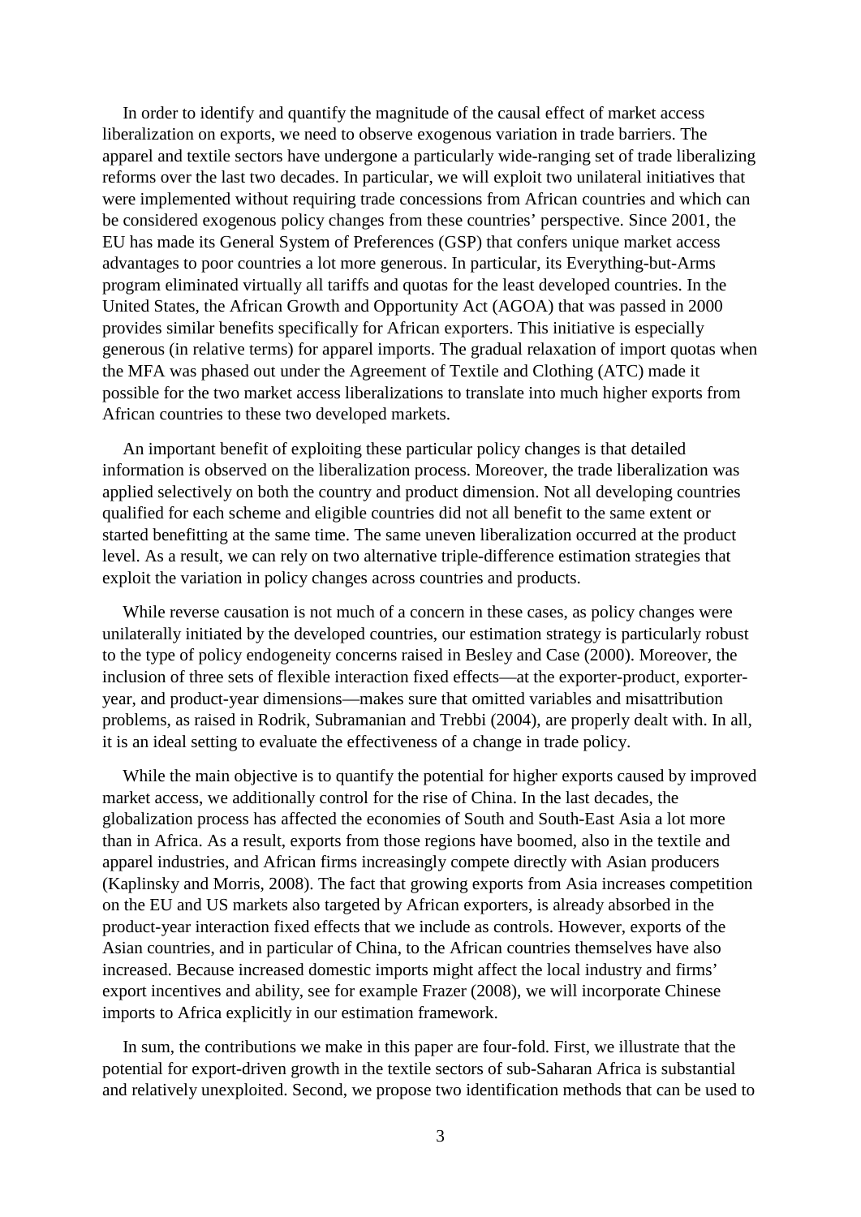In order to identify and quantify the magnitude of the causal effect of market access liberalization on exports, we need to observe exogenous variation in trade barriers. The apparel and textile sectors have undergone a particularly wide-ranging set of trade liberalizing reforms over the last two decades. In particular, we will exploit two unilateral initiatives that were implemented without requiring trade concessions from African countries and which can be considered exogenous policy changes from these countries' perspective. Since 2001, the EU has made its General System of Preferences (GSP) that confers unique market access advantages to poor countries a lot more generous. In particular, its Everything-but-Arms program eliminated virtually all tariffs and quotas for the least developed countries. In the United States, the African Growth and Opportunity Act (AGOA) that was passed in 2000 provides similar benefits specifically for African exporters. This initiative is especially generous (in relative terms) for apparel imports. The gradual relaxation of import quotas when the MFA was phased out under the Agreement of Textile and Clothing (ATC) made it possible for the two market access liberalizations to translate into much higher exports from African countries to these two developed markets.

An important benefit of exploiting these particular policy changes is that detailed information is observed on the liberalization process. Moreover, the trade liberalization was applied selectively on both the country and product dimension. Not all developing countries qualified for each scheme and eligible countries did not all benefit to the same extent or started benefitting at the same time. The same uneven liberalization occurred at the product level. As a result, we can rely on two alternative triple-difference estimation strategies that exploit the variation in policy changes across countries and products.

While reverse causation is not much of a concern in these cases, as policy changes were unilaterally initiated by the developed countries, our estimation strategy is particularly robust to the type of policy endogeneity concerns raised in Besley and Case (2000). Moreover, the inclusion of three sets of flexible interaction fixed effects—at the exporter-product, exporter-year, and product-year dimensions—makes sure that omitted variables and misattribution problems, as raised in Rodrik, Subramanian and Trebbi (2004), are properly dealt with. In all, it is an ideal setting to evaluate the effectiveness of a change in trade policy.

While the main objective is to quantify the potential for higher exports caused by improved market access, we additionally control for the rise of China. In the last decades, the globalization process has affected the economies of South and South-East Asia a lot more than in Africa. As a result, exports from those regions have boomed, also in the textile and apparel industries, and African firms increasingly compete directly with Asian producers (Kaplinsky and Morris, 2008). The fact that growing exports from Asia increases competition on the EU and US markets also targeted by African exporters, is already absorbed in the product-year interaction fixed effects that we include as controls. However, exports of the Asian countries, and in particular of China, to the African countries themselves have also increased. Because increased domestic imports might affect the local industry and firms' export incentives and ability, see for example Frazer (2008), we will incorporate Chinese imports to Africa explicitly in our estimation framework.

In sum, the contributions we make in this paper are four-fold. First, we illustrate that the potential for export-driven growth in the textile sectors of sub-Saharan Africa is substantial and relatively unexploited. Second, we propose two identification methods that can be used to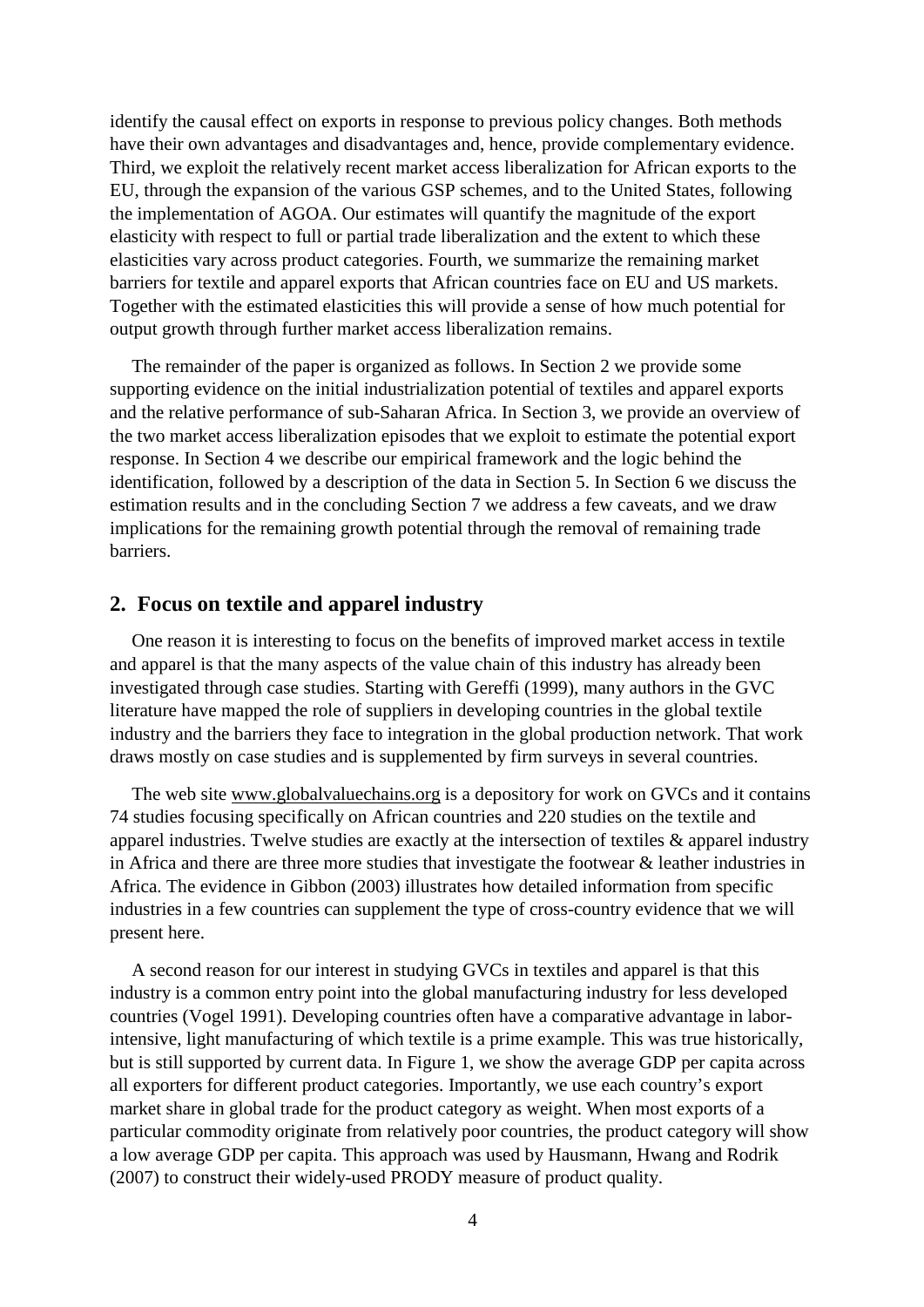identify the causal effect on exports in response to previous policy changes. Both methods have their own advantages and disadvantages and, hence, provide complementary evidence. Third, we exploit the relatively recent market access liberalization for African exports to the EU, through the expansion of the various GSP schemes, and to the United States, following the implementation of AGOA. Our estimates will quantify the magnitude of the export elasticity with respect to full or partial trade liberalization and the extent to which these elasticities vary across product categories. Fourth, we summarize the remaining market barriers for textile and apparel exports that African countries face on EU and US markets. Together with the estimated elasticities this will provide a sense of how much potential for output growth through further market access liberalization remains.

The remainder of the paper is organized as follows. In Section 2 we provide some supporting evidence on the initial industrialization potential of textiles and apparel exports and the relative performance of sub-Saharan Africa. In Section 3, we provide an overview of the two market access liberalization episodes that we exploit to estimate the potential export response. In Section 4 we describe our empirical framework and the logic behind the identification, followed by a description of the data in Section 5. In Section 6 we discuss the estimation results and in the concluding Section 7 we address a few caveats, and we draw implications for the remaining growth potential through the removal of remaining trade barriers.

## 2. Focus on textile and apparel industry

One reason it is interesting to focus on the benefits of improved market access in textile and apparel is that the many aspects of the value chain of this industry has already been investigated through case studies. Starting with Gereffi (1999), many authors in the GVC literature have mapped the role of suppliers in developing countries in the global textile industry and the barriers they face to integration in the global production network. That work draws mostly on case studies and is supplemented by firm surveys in several countries.

The web site www.globalvaluechains.org is a depository for work on GVCs and it contains 74 studies focusing specifically on African countries and 220 studies on the textile and apparel industries. Twelve studies are exactly at the intersection of textiles & apparel industry in Africa and there are three more studies that investigate the footwear & leather industries in Africa. The evidence in Gibbon (2003) illustrates how detailed information from specific industries in a few countries can supplement the type of cross-country evidence that we will present here.

A second reason for our interest in studying GVCs in textiles and apparel is that this industry is a common entry point into the global manufacturing industry for less developed countries (Vogel 1991). Developing countries often have a comparative advantage in labor-intensive, light manufacturing of which textile is a prime example. This was true historically, but is still supported by current data. In Figure 1, we show the average GDP per capita across all exporters for different product categories. Importantly, we use each country's export market share in global trade for the product category as weight. When most exports of a particular commodity originate from relatively poor countries, the product category will show a low average GDP per capita. This approach was used by Hausmann, Hwang and Rodrik (2007) to construct their widely-used PRODY measure of product quality.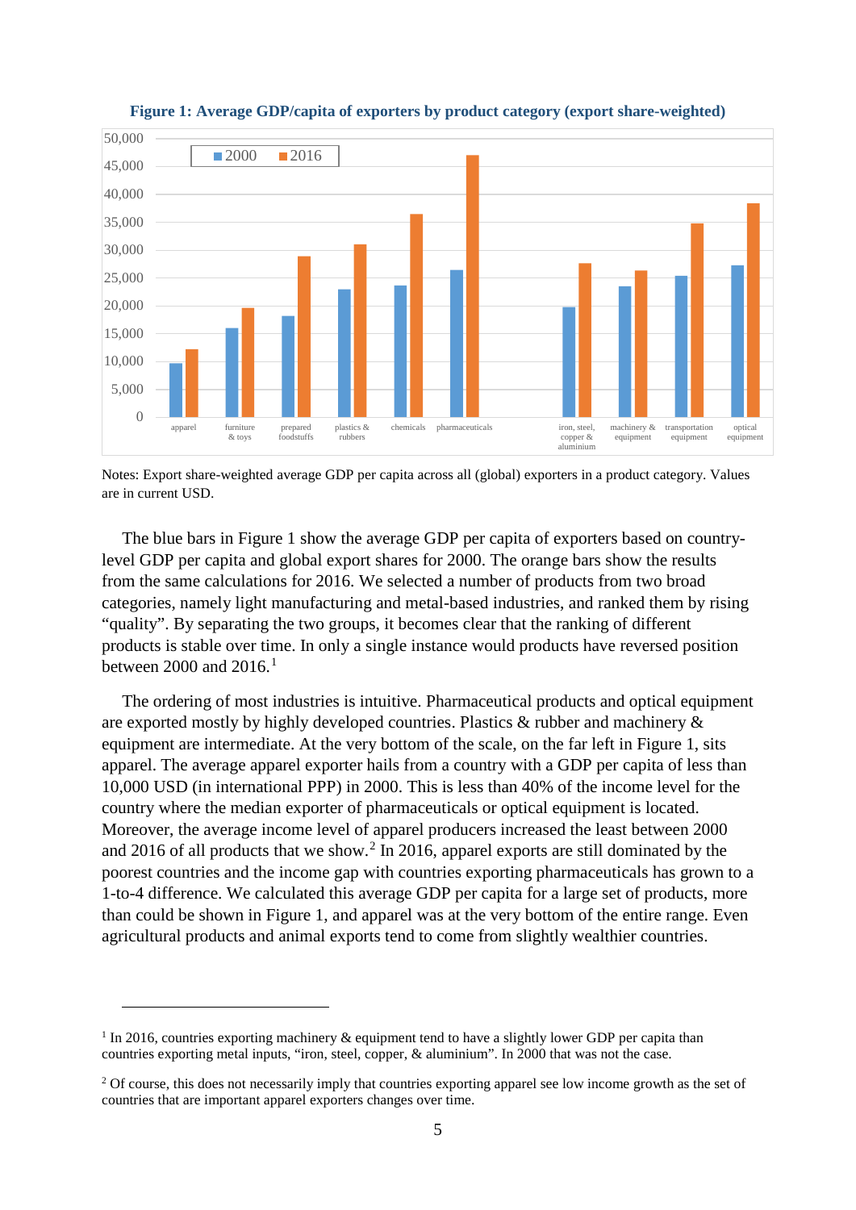**Figure 1: Average GDP/capita of exporters by product category (export share-weighted)**

Notes: Export share-weighted average GDP per capita across all (global) exporters in a product category. Values are in current USD.

The blue bars in Figure 1 show the average GDP per capita of exporters based on country-level GDP per capita and global export shares for 2000. The orange bars show the results from the same calculations for 2016. We selected a number of products from two broad categories, namely light manufacturing and metal-based industries, and ranked them by rising "quality". By separating the two groups, it becomes clear that the ranking of different products is stable over time. In only a single instance would products have reversed position between 2000 and 2016.[1]

The ordering of most industries is intuitive. Pharmaceutical products and optical equipment are exported mostly by highly developed countries. Plastics & rubber and machinery & equipment are intermediate. At the very bottom of the scale, on the far left in Figure 1, sits apparel. The average apparel exporter hails from a country with a GDP per capita of less than 10,000 USD (in international PPP) in 2000. This is less than 40% of the income level for the country where the median exporter of pharmaceuticals or optical equipment is located. Moreover, the average income level of apparel producers increased the least between 2000 and 2016 of all products that we show.[2] In 2016, apparel exports are still dominated by the poorest countries and the income gap with countries exporting pharmaceuticals has grown to a 1-to-4 difference. We calculated this average GDP per capita for a large set of products, more than could be shown in Figure 1, and apparel was at the very bottom of the entire range. Even agricultural products and animal exports tend to come from slightly wealthier countries.

---

[1] In 2016, countries exporting machinery & equipment tend to have a slightly lower GDP per capita than countries exporting metal inputs, "iron, steel, copper, & aluminium". In 2000 that was not the case.

[2] Of course, this does not necessarily imply that countries exporting apparel see low income growth as the set of countries that are important apparel exporters changes over time.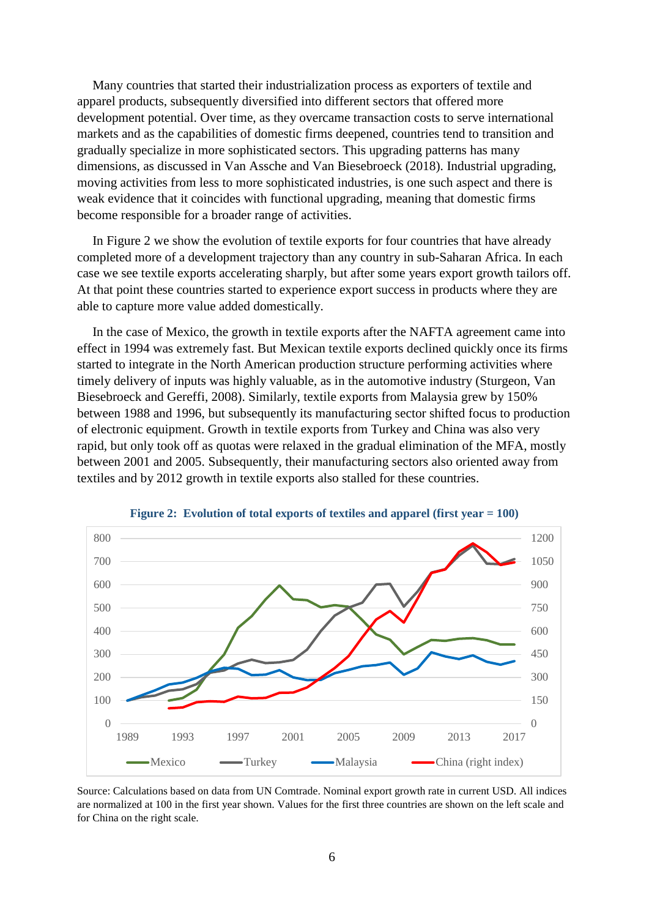Many countries that started their industrialization process as exporters of textile and apparel products, subsequently diversified into different sectors that offered more development potential. Over time, as they overcame transaction costs to serve international markets and as the capabilities of domestic firms deepened, countries tend to transition and gradually specialize in more sophisticated sectors. This upgrading patterns has many dimensions, as discussed in Van Assche and Van Biesebroeck (2018). Industrial upgrading, moving activities from less to more sophisticated industries, is one such aspect and there is weak evidence that it coincides with functional upgrading, meaning that domestic firms become responsible for a broader range of activities.

In Figure 2 we show the evolution of textile exports for four countries that have already completed more of a development trajectory than any country in sub-Saharan Africa. In each case we see textile exports accelerating sharply, but after some years export growth tailors off. At that point these countries started to experience export success in products where they are able to capture more value added domestically.

In the case of Mexico, the growth in textile exports after the NAFTA agreement came into effect in 1994 was extremely fast. But Mexican textile exports declined quickly once its firms started to integrate in the North American production structure performing activities where timely delivery of inputs was highly valuable, as in the automotive industry (Sturgeon, Van Biesebroeck and Gereffi, 2008). Similarly, textile exports from Malaysia grew by 150% between 1988 and 1996, but subsequently its manufacturing sector shifted focus to production of electronic equipment. Growth in textile exports from Turkey and China was also very rapid, but only took off as quotas were relaxed in the gradual elimination of the MFA, mostly between 2001 and 2005. Subsequently, their manufacturing sectors also oriented away from textiles and by 2012 growth in textile exports also stalled for these countries.

**Figure 2: Evolution of total exports of textiles and apparel (first year = 100)**

Source: Calculations based on data from UN Comtrade. Nominal export growth rate in current USD. All indices are normalized at 100 in the first year shown. Values for the first three countries are shown on the left scale and for China on the right scale.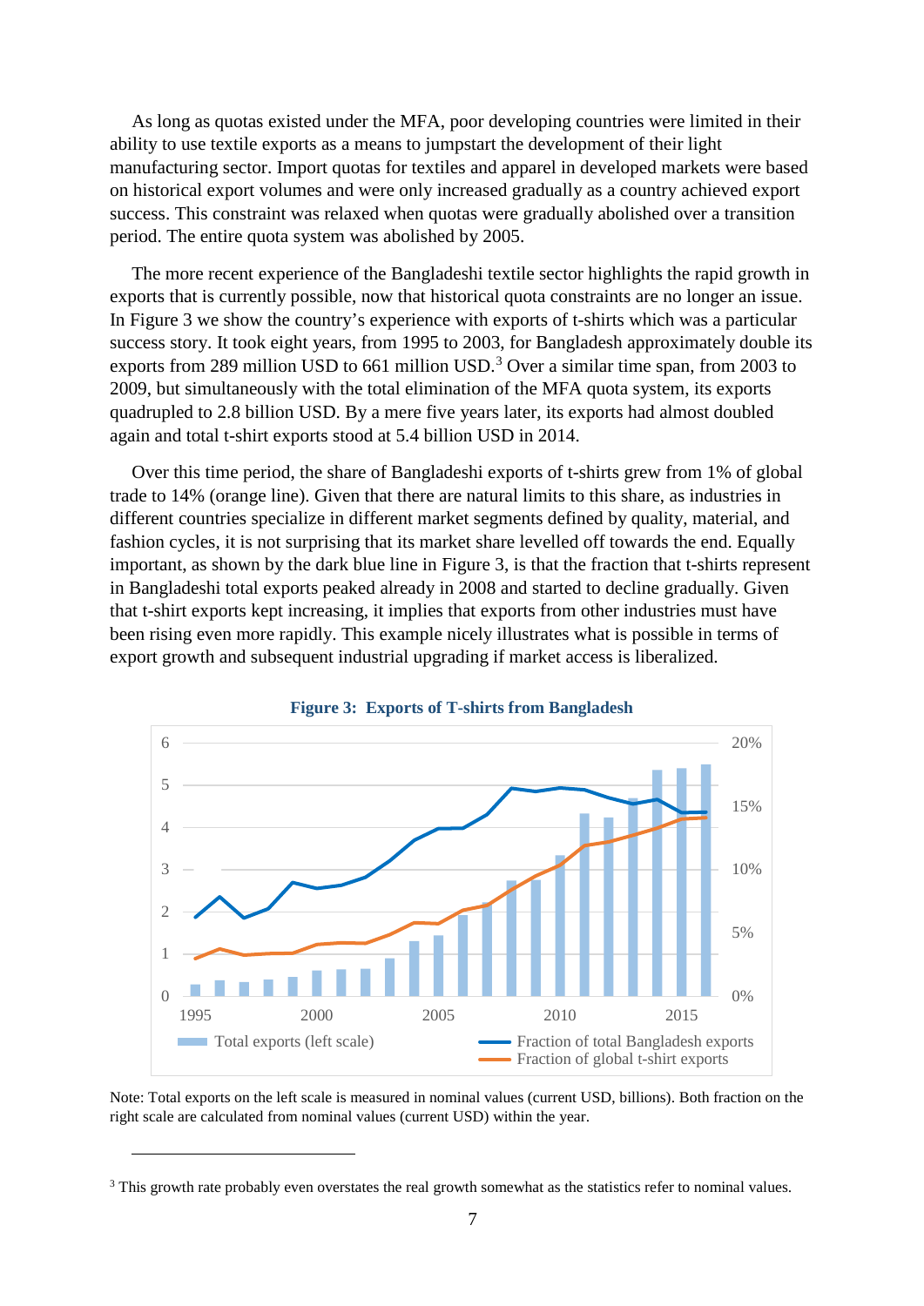As long as quotas existed under the MFA, poor developing countries were limited in their ability to use textile exports as a means to jumpstart the development of their light manufacturing sector. Import quotas for textiles and apparel in developed markets were based on historical export volumes and were only increased gradually as a country achieved export success. This constraint was relaxed when quotas were gradually abolished over a transition period. The entire quota system was abolished by 2005.

The more recent experience of the Bangladeshi textile sector highlights the rapid growth in exports that is currently possible, now that historical quota constraints are no longer an issue. In Figure 3 we show the country's experience with exports of t-shirts which was a particular success story. It took eight years, from 1995 to 2003, for Bangladesh approximately double its exports from 289 million USD to 661 million USD.[3] Over a similar time span, from 2003 to 2009, but simultaneously with the total elimination of the MFA quota system, its exports quadrupled to 2.8 billion USD. By a mere five years later, its exports had almost doubled again and total t-shirt exports stood at 5.4 billion USD in 2014.

Over this time period, the share of Bangladeshi exports of t-shirts grew from 1% of global trade to 14% (orange line). Given that there are natural limits to this share, as industries in different countries specialize in different market segments defined by quality, material, and fashion cycles, it is not surprising that its market share levelled off towards the end. Equally important, as shown by the dark blue line in Figure 3, is that the fraction that t-shirts represent in Bangladeshi total exports peaked already in 2008 and started to decline gradually. Given that t-shirt exports kept increasing, it implies that exports from other industries must have been rising even more rapidly. This example nicely illustrates what is possible in terms of export growth and subsequent industrial upgrading if market access is liberalized.

**Figure 3: Exports of T-shirts from Bangladesh**

Note: Total exports on the left scale is measured in nominal values (current USD, billions). Both fraction on the right scale are calculated from nominal values (current USD) within the year.

[3] This growth rate probably even overstates the real growth somewhat as the statistics refer to nominal values.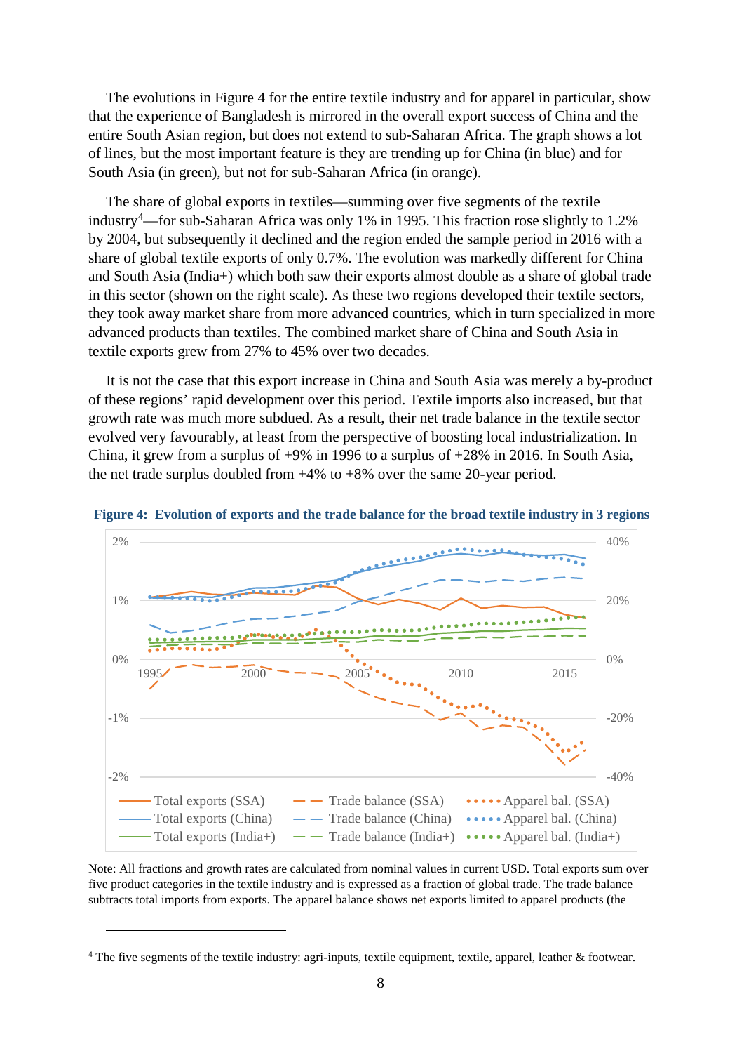The evolutions in Figure 4 for the entire textile industry and for apparel in particular, show that the experience of Bangladesh is mirrored in the overall export success of China and the entire South Asian region, but does not extend to sub-Saharan Africa. The graph shows a lot of lines, but the most important feature is they are trending up for China (in blue) and for South Asia (in green), but not for sub-Saharan Africa (in orange).

The share of global exports in textiles—summing over five segments of the textile industry[4]—for sub-Saharan Africa was only 1% in 1995. This fraction rose slightly to 1.2% by 2004, but subsequently it declined and the region ended the sample period in 2016 with a share of global textile exports of only 0.7%. The evolution was markedly different for China and South Asia (India+) which both saw their exports almost double as a share of global trade in this sector (shown on the right scale). As these two regions developed their textile sectors, they took away market share from more advanced countries, which in turn specialized in more advanced products than textiles. The combined market share of China and South Asia in textile exports grew from 27% to 45% over two decades.

It is not the case that this export increase in China and South Asia was merely a by-product of these regions' rapid development over this period. Textile imports also increased, but that growth rate was much more subdued. As a result, their net trade balance in the textile sector evolved very favourably, at least from the perspective of boosting local industrialization. In China, it grew from a surplus of +9% in 1996 to a surplus of +28% in 2016. In South Asia, the net trade surplus doubled from +4% to +8% over the same 20-year period.

**Figure 4: Evolution of exports and the trade balance for the broad textile industry in 3 regions**

Note: All fractions and growth rates are calculated from nominal values in current USD. Total exports sum over five product categories in the textile industry and is expressed as a fraction of global trade. The trade balance subtracts total imports from exports. The apparel balance shows net exports limited to apparel products (the

[4] The five segments of the textile industry: agri-inputs, textile equipment, textile, apparel, leather & footwear.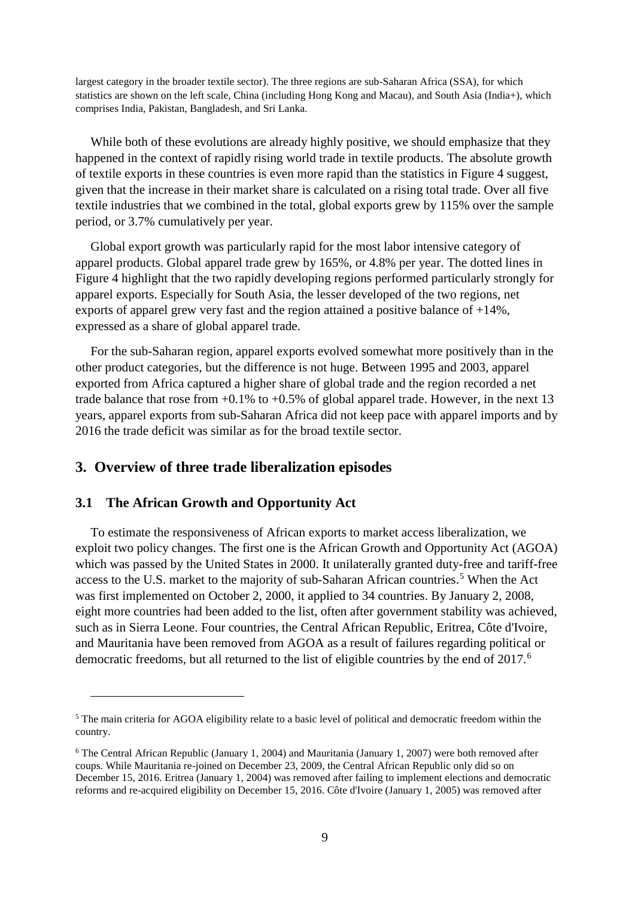largest category in the broader textile sector). The three regions are sub-Saharan Africa (SSA), for which statistics are shown on the left scale, China (including Hong Kong and Macau), and South Asia (India+), which comprises India, Pakistan, Bangladesh, and Sri Lanka.

While both of these evolutions are already highly positive, we should emphasize that they happened in the context of rapidly rising world trade in textile products. The absolute growth of textile exports in these countries is even more rapid than the statistics in Figure 4 suggest, given that the increase in their market share is calculated on a rising total trade. Over all five textile industries that we combined in the total, global exports grew by 115% over the sample period, or 3.7% cumulatively per year.

Global export growth was particularly rapid for the most labor intensive category of apparel products. Global apparel trade grew by 165%, or 4.8% per year. The dotted lines in Figure 4 highlight that the two rapidly developing regions performed particularly strongly for apparel exports. Especially for South Asia, the lesser developed of the two regions, net exports of apparel grew very fast and the region attained a positive balance of +14%, expressed as a share of global apparel trade.

For the sub-Saharan region, apparel exports evolved somewhat more positively than in the other product categories, but the difference is not huge. Between 1995 and 2003, apparel exported from Africa captured a higher share of global trade and the region recorded a net trade balance that rose from +0.1% to +0.5% of global apparel trade. However, in the next 13 years, apparel exports from sub-Saharan Africa did not keep pace with apparel imports and by 2016 the trade deficit was similar as for the broad textile sector.

## 3. Overview of three trade liberalization episodes

### 3.1 The African Growth and Opportunity Act

To estimate the responsiveness of African exports to market access liberalization, we exploit two policy changes. The first one is the African Growth and Opportunity Act (AGOA) which was passed by the United States in 2000. It unilaterally granted duty-free and tariff-free access to the U.S. market to the majority of sub-Saharan African countries.[5] When the Act was first implemented on October 2, 2000, it applied to 34 countries. By January 2, 2008, eight more countries had been added to the list, often after government stability was achieved, such as in Sierra Leone. Four countries, the Central African Republic, Eritrea, Côte d'Ivoire, and Mauritania have been removed from AGOA as a result of failures regarding political or democratic freedoms, but all returned to the list of eligible countries by the end of 2017.[6]

---

[5] The main criteria for AGOA eligibility relate to a basic level of political and democratic freedom within the country.

[6] The Central African Republic (January 1, 2004) and Mauritania (January 1, 2007) were both removed after coups. While Mauritania re-joined on December 23, 2009, the Central African Republic only did so on December 15, 2016. Eritrea (January 1, 2004) was removed after failing to implement elections and democratic reforms and re-acquired eligibility on December 15, 2016. Côte d'Ivoire (January 1, 2005) was removed after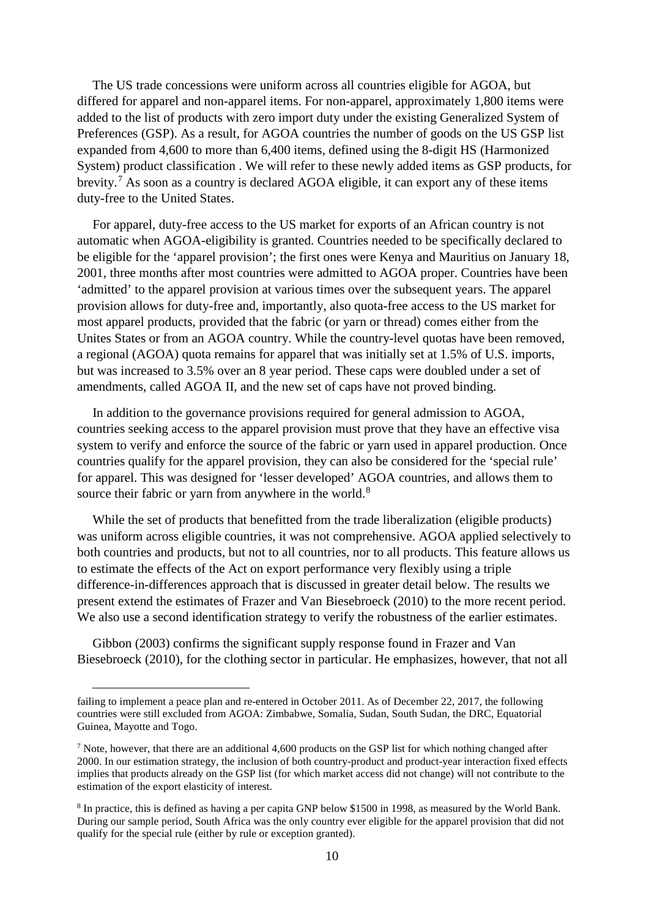The US trade concessions were uniform across all countries eligible for AGOA, but differed for apparel and non-apparel items. For non-apparel, approximately 1,800 items were added to the list of products with zero import duty under the existing Generalized System of Preferences (GSP). As a result, for AGOA countries the number of goods on the US GSP list expanded from 4,600 to more than 6,400 items, defined using the 8-digit HS (Harmonized System) product classification . We will refer to these newly added items as GSP products, for brevity.[7] As soon as a country is declared AGOA eligible, it can export any of these items duty-free to the United States.

For apparel, duty-free access to the US market for exports of an African country is not automatic when AGOA-eligibility is granted. Countries needed to be specifically declared to be eligible for the 'apparel provision'; the first ones were Kenya and Mauritius on January 18, 2001, three months after most countries were admitted to AGOA proper. Countries have been 'admitted' to the apparel provision at various times over the subsequent years. The apparel provision allows for duty-free and, importantly, also quota-free access to the US market for most apparel products, provided that the fabric (or yarn or thread) comes either from the Unites States or from an AGOA country. While the country-level quotas have been removed, a regional (AGOA) quota remains for apparel that was initially set at 1.5% of U.S. imports, but was increased to 3.5% over an 8 year period. These caps were doubled under a set of amendments, called AGOA II, and the new set of caps have not proved binding.

In addition to the governance provisions required for general admission to AGOA, countries seeking access to the apparel provision must prove that they have an effective visa system to verify and enforce the source of the fabric or yarn used in apparel production. Once countries qualify for the apparel provision, they can also be considered for the 'special rule' for apparel. This was designed for 'lesser developed' AGOA countries, and allows them to source their fabric or yarn from anywhere in the world.[8]

While the set of products that benefitted from the trade liberalization (eligible products) was uniform across eligible countries, it was not comprehensive. AGOA applied selectively to both countries and products, but not to all countries, nor to all products. This feature allows us to estimate the effects of the Act on export performance very flexibly using a triple difference-in-differences approach that is discussed in greater detail below. The results we present extend the estimates of Frazer and Van Biesebroeck (2010) to the more recent period. We also use a second identification strategy to verify the robustness of the earlier estimates.

Gibbon (2003) confirms the significant supply response found in Frazer and Van Biesebroeck (2010), for the clothing sector in particular. He emphasizes, however, that not all

---

failing to implement a peace plan and re-entered in October 2011. As of December 22, 2017, the following countries were still excluded from AGOA: Zimbabwe, Somalia, Sudan, South Sudan, the DRC, Equatorial Guinea, Mayotte and Togo.

[7] Note, however, that there are an additional 4,600 products on the GSP list for which nothing changed after 2000. In our estimation strategy, the inclusion of both country-product and product-year interaction fixed effects implies that products already on the GSP list (for which market access did not change) will not contribute to the estimation of the export elasticity of interest.

[8] In practice, this is defined as having a per capita GNP below $1500 in 1998, as measured by the World Bank. During our sample period, South Africa was the only country ever eligible for the apparel provision that did not qualify for the special rule (either by rule or exception granted).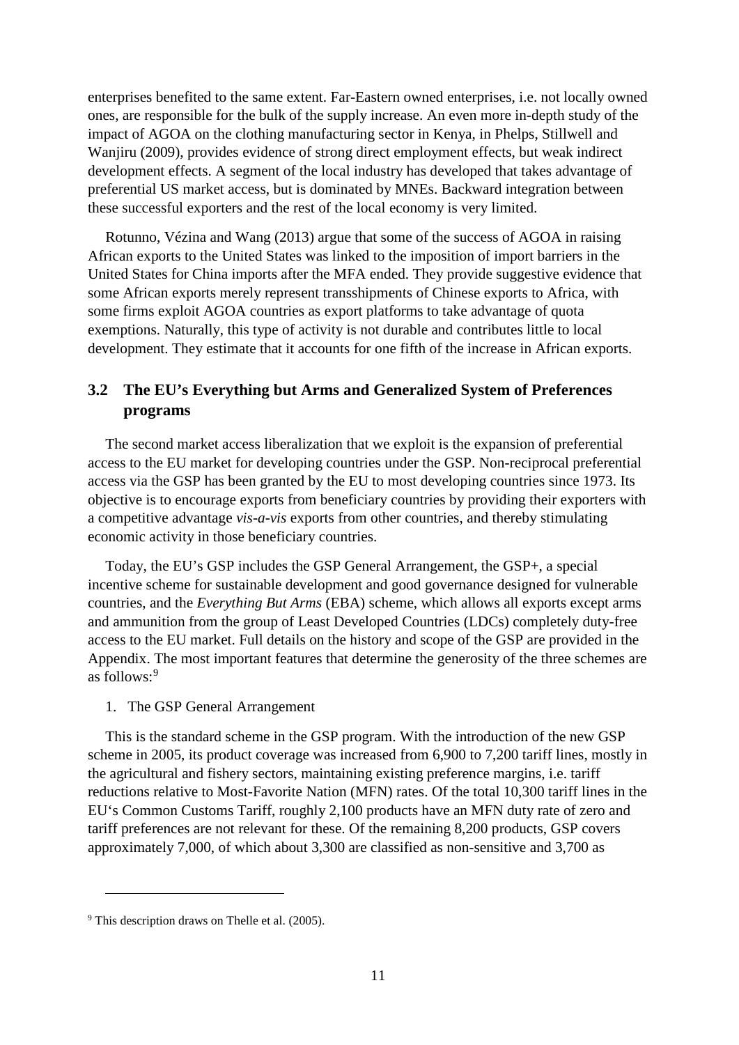enterprises benefited to the same extent. Far-Eastern owned enterprises, i.e. not locally owned ones, are responsible for the bulk of the supply increase. An even more in-depth study of the impact of AGOA on the clothing manufacturing sector in Kenya, in Phelps, Stillwell and Wanjiru (2009), provides evidence of strong direct employment effects, but weak indirect development effects. A segment of the local industry has developed that takes advantage of preferential US market access, but is dominated by MNEs. Backward integration between these successful exporters and the rest of the local economy is very limited.

Rotunno, Vézina and Wang (2013) argue that some of the success of AGOA in raising African exports to the United States was linked to the imposition of import barriers in the United States for China imports after the MFA ended. They provide suggestive evidence that some African exports merely represent transshipments of Chinese exports to Africa, with some firms exploit AGOA countries as export platforms to take advantage of quota exemptions. Naturally, this type of activity is not durable and contributes little to local development. They estimate that it accounts for one fifth of the increase in African exports.

## 3.2 The EU's Everything but Arms and Generalized System of Preferences programs

The second market access liberalization that we exploit is the expansion of preferential access to the EU market for developing countries under the GSP. Non-reciprocal preferential access via the GSP has been granted by the EU to most developing countries since 1973. Its objective is to encourage exports from beneficiary countries by providing their exporters with a competitive advantage *vis-a-vis* exports from other countries, and thereby stimulating economic activity in those beneficiary countries.

Today, the EU's GSP includes the GSP General Arrangement, the GSP+, a special incentive scheme for sustainable development and good governance designed for vulnerable countries, and the *Everything But Arms* (EBA) scheme, which allows all exports except arms and ammunition from the group of Least Developed Countries (LDCs) completely duty-free access to the EU market. Full details on the history and scope of the GSP are provided in the Appendix. The most important features that determine the generosity of the three schemes are as follows:[9]

1. The GSP General Arrangement

This is the standard scheme in the GSP program. With the introduction of the new GSP scheme in 2005, its product coverage was increased from 6,900 to 7,200 tariff lines, mostly in the agricultural and fishery sectors, maintaining existing preference margins, i.e. tariff reductions relative to Most-Favorite Nation (MFN) rates. Of the total 10,300 tariff lines in the EU's Common Customs Tariff, roughly 2,100 products have an MFN duty rate of zero and tariff preferences are not relevant for these. Of the remaining 8,200 products, GSP covers approximately 7,000, of which about 3,300 are classified as non-sensitive and 3,700 as

---

[9] This description draws on Thelle et al. (2005).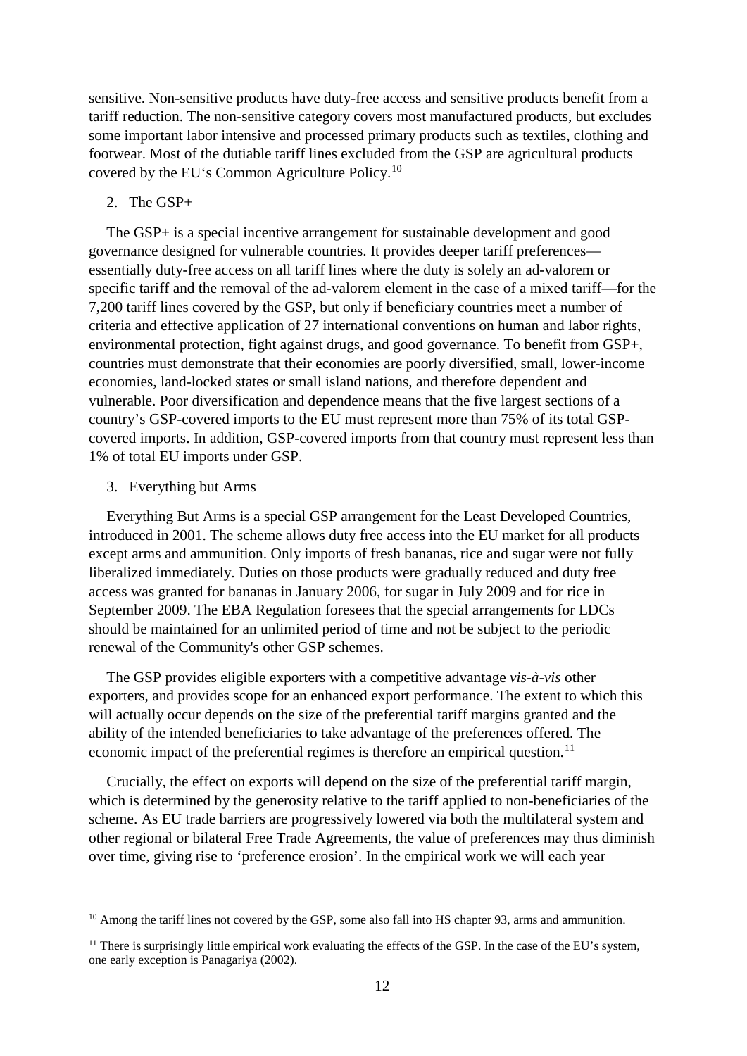sensitive. Non-sensitive products have duty-free access and sensitive products benefit from a tariff reduction. The non-sensitive category covers most manufactured products, but excludes some important labor intensive and processed primary products such as textiles, clothing and footwear. Most of the dutiable tariff lines excluded from the GSP are agricultural products covered by the EU's Common Agriculture Policy.[10]

2. The GSP+

The GSP+ is a special incentive arrangement for sustainable development and good governance designed for vulnerable countries. It provides deeper tariff preferences—essentially duty-free access on all tariff lines where the duty is solely an ad-valorem or specific tariff and the removal of the ad-valorem element in the case of a mixed tariff—for the 7,200 tariff lines covered by the GSP, but only if beneficiary countries meet a number of criteria and effective application of 27 international conventions on human and labor rights, environmental protection, fight against drugs, and good governance. To benefit from GSP+, countries must demonstrate that their economies are poorly diversified, small, lower-income economies, land-locked states or small island nations, and therefore dependent and vulnerable. Poor diversification and dependence means that the five largest sections of a country's GSP-covered imports to the EU must represent more than 75% of its total GSP-covered imports. In addition, GSP-covered imports from that country must represent less than 1% of total EU imports under GSP.

3. Everything but Arms

Everything But Arms is a special GSP arrangement for the Least Developed Countries, introduced in 2001. The scheme allows duty free access into the EU market for all products except arms and ammunition. Only imports of fresh bananas, rice and sugar were not fully liberalized immediately. Duties on those products were gradually reduced and duty free access was granted for bananas in January 2006, for sugar in July 2009 and for rice in September 2009. The EBA Regulation foresees that the special arrangements for LDCs should be maintained for an unlimited period of time and not be subject to the periodic renewal of the Community's other GSP schemes.

The GSP provides eligible exporters with a competitive advantage *vis-à-vis* other exporters, and provides scope for an enhanced export performance. The extent to which this will actually occur depends on the size of the preferential tariff margins granted and the ability of the intended beneficiaries to take advantage of the preferences offered. The economic impact of the preferential regimes is therefore an empirical question.[11]

Crucially, the effect on exports will depend on the size of the preferential tariff margin, which is determined by the generosity relative to the tariff applied to non-beneficiaries of the scheme. As EU trade barriers are progressively lowered via both the multilateral system and other regional or bilateral Free Trade Agreements, the value of preferences may thus diminish over time, giving rise to 'preference erosion'. In the empirical work we will each year

---

[10] Among the tariff lines not covered by the GSP, some also fall into HS chapter 93, arms and ammunition.

[11] There is surprisingly little empirical work evaluating the effects of the GSP. In the case of the EU's system, one early exception is Panagariya (2002).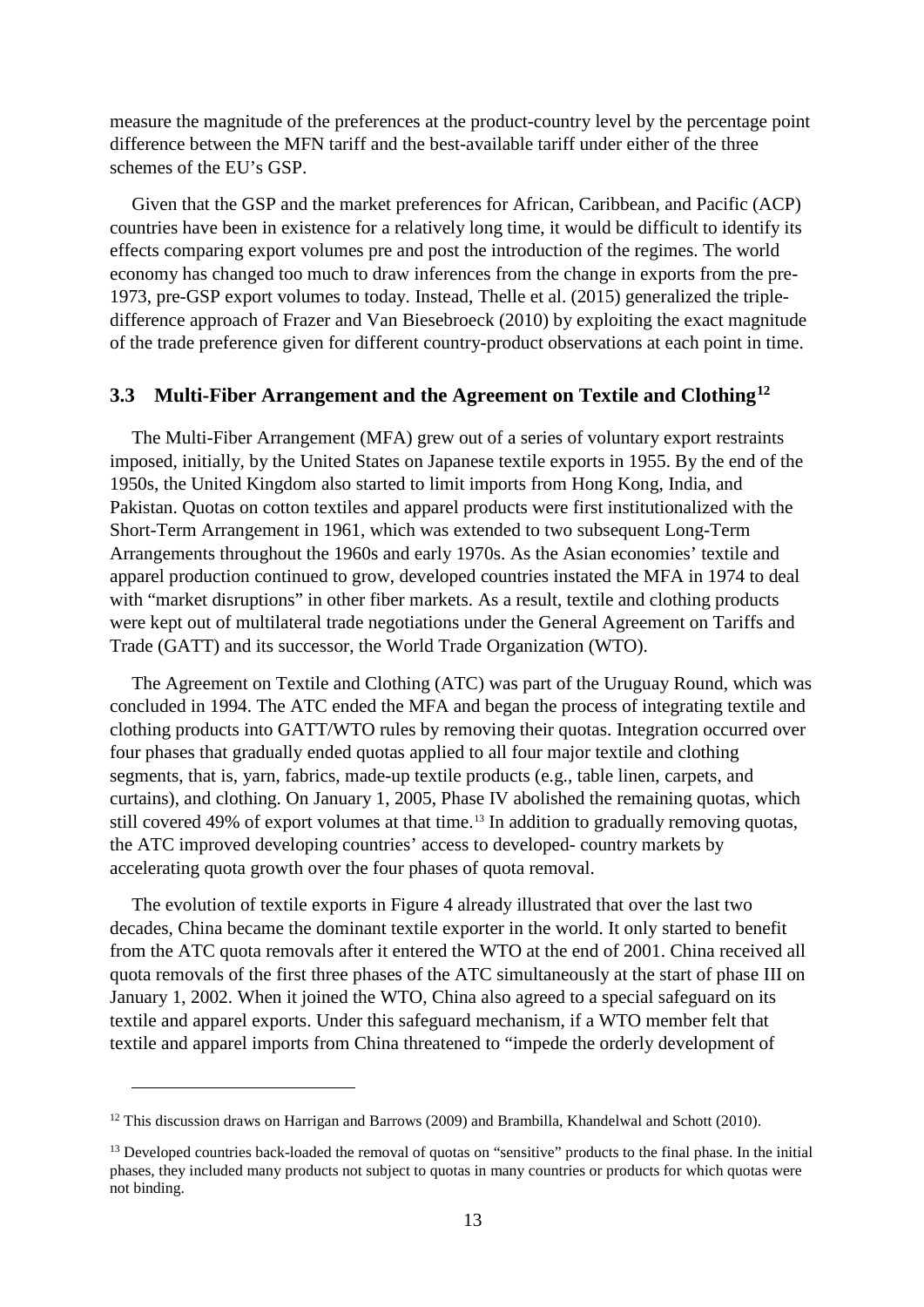measure the magnitude of the preferences at the product-country level by the percentage point difference between the MFN tariff and the best-available tariff under either of the three schemes of the EU's GSP.

Given that the GSP and the market preferences for African, Caribbean, and Pacific (ACP) countries have been in existence for a relatively long time, it would be difficult to identify its effects comparing export volumes pre and post the introduction of the regimes. The world economy has changed too much to draw inferences from the change in exports from the pre-1973, pre-GSP export volumes to today. Instead, Thelle et al. (2015) generalized the triple-difference approach of Frazer and Van Biesebroeck (2010) by exploiting the exact magnitude of the trade preference given for different country-product observations at each point in time.

### 3.3 Multi-Fiber Arrangement and the Agreement on Textile and Clothing[12]

The Multi-Fiber Arrangement (MFA) grew out of a series of voluntary export restraints imposed, initially, by the United States on Japanese textile exports in 1955. By the end of the 1950s, the United Kingdom also started to limit imports from Hong Kong, India, and Pakistan. Quotas on cotton textiles and apparel products were first institutionalized with the Short-Term Arrangement in 1961, which was extended to two subsequent Long-Term Arrangements throughout the 1960s and early 1970s. As the Asian economies' textile and apparel production continued to grow, developed countries instated the MFA in 1974 to deal with "market disruptions" in other fiber markets. As a result, textile and clothing products were kept out of multilateral trade negotiations under the General Agreement on Tariffs and Trade (GATT) and its successor, the World Trade Organization (WTO).

The Agreement on Textile and Clothing (ATC) was part of the Uruguay Round, which was concluded in 1994. The ATC ended the MFA and began the process of integrating textile and clothing products into GATT/WTO rules by removing their quotas. Integration occurred over four phases that gradually ended quotas applied to all four major textile and clothing segments, that is, yarn, fabrics, made-up textile products (e.g., table linen, carpets, and curtains), and clothing. On January 1, 2005, Phase IV abolished the remaining quotas, which still covered 49% of export volumes at that time.[13] In addition to gradually removing quotas, the ATC improved developing countries' access to developed- country markets by accelerating quota growth over the four phases of quota removal.

The evolution of textile exports in Figure 4 already illustrated that over the last two decades, China became the dominant textile exporter in the world. It only started to benefit from the ATC quota removals after it entered the WTO at the end of 2001. China received all quota removals of the first three phases of the ATC simultaneously at the start of phase III on January 1, 2002. When it joined the WTO, China also agreed to a special safeguard on its textile and apparel exports. Under this safeguard mechanism, if a WTO member felt that textile and apparel imports from China threatened to "impede the orderly development of

---

[12] This discussion draws on Harrigan and Barrows (2009) and Brambilla, Khandelwal and Schott (2010).

[13] Developed countries back-loaded the removal of quotas on "sensitive" products to the final phase. In the initial phases, they included many products not subject to quotas in many countries or products for which quotas were not binding.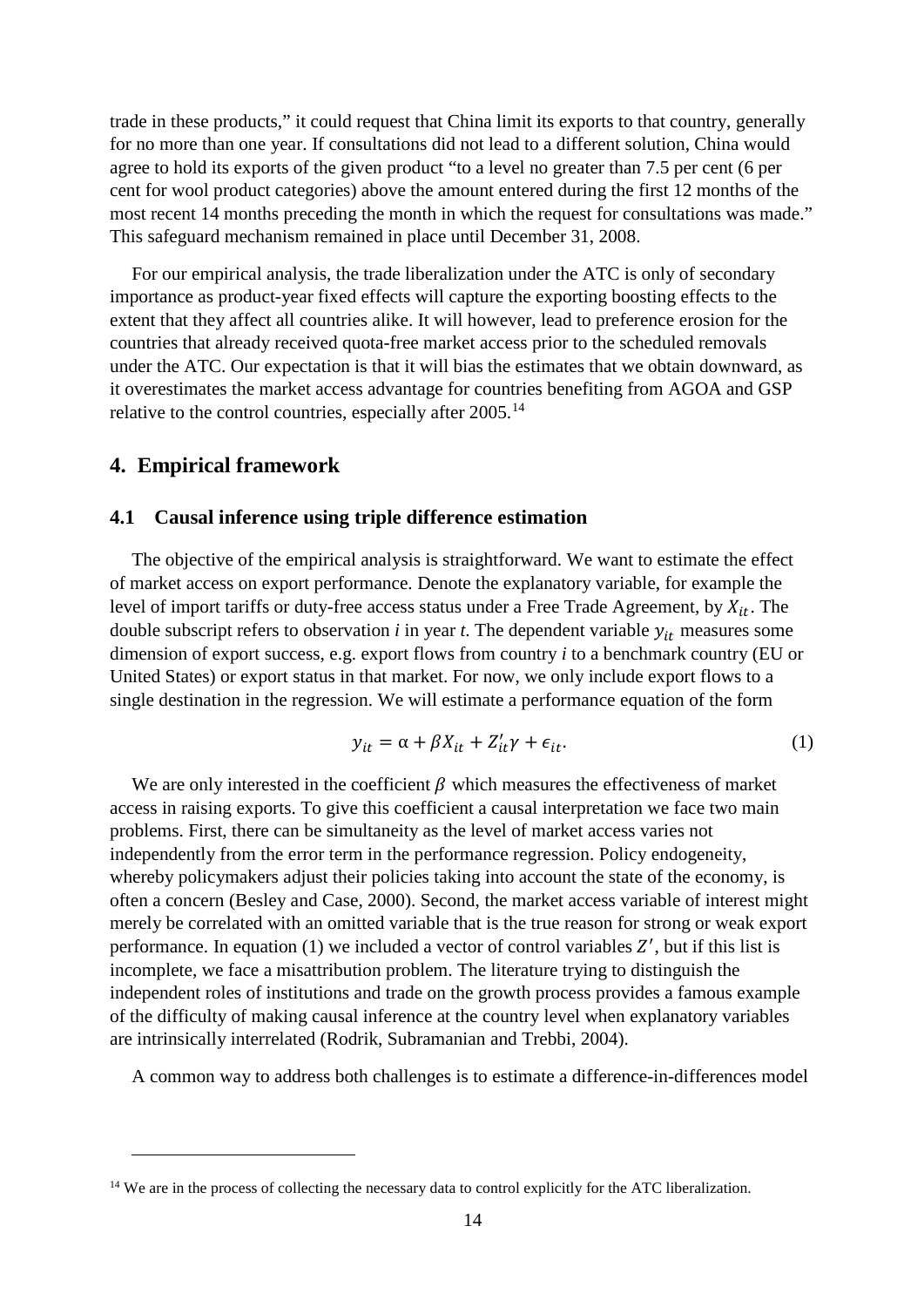trade in these products," it could request that China limit its exports to that country, generally for no more than one year. If consultations did not lead to a different solution, China would agree to hold its exports of the given product "to a level no greater than 7.5 per cent (6 per cent for wool product categories) above the amount entered during the first 12 months of the most recent 14 months preceding the month in which the request for consultations was made." This safeguard mechanism remained in place until December 31, 2008.

For our empirical analysis, the trade liberalization under the ATC is only of secondary importance as product-year fixed effects will capture the exporting boosting effects to the extent that they affect all countries alike. It will however, lead to preference erosion for the countries that already received quota-free market access prior to the scheduled removals under the ATC. Our expectation is that it will bias the estimates that we obtain downward, as it overestimates the market access advantage for countries benefiting from AGOA and GSP relative to the control countries, especially after 2005.[14]

## 4. Empirical framework

### 4.1 Causal inference using triple difference estimation

The objective of the empirical analysis is straightforward. We want to estimate the effect of market access on export performance. Denote the explanatory variable, for example the level of import tariffs or duty-free access status under a Free Trade Agreement, by $X_{it}$. The double subscript refers to observation *i* in year *t*. The dependent variable $y_{it}$ measures some dimension of export success, e.g. export flows from country *i* to a benchmark country (EU or United States) or export status in that market. For now, we only include export flows to a single destination in the regression. We will estimate a performance equation of the form

$$y_{it} = \alpha + \beta X_{it} + Z_{it}'\gamma + \epsilon_{it}. \tag{1}$$

We are only interested in the coefficient $\beta$ which measures the effectiveness of market access in raising exports. To give this coefficient a causal interpretation we face two main problems. First, there can be simultaneity as the level of market access varies not independently from the error term in the performance regression. Policy endogeneity, whereby policymakers adjust their policies taking into account the state of the economy, is often a concern (Besley and Case, 2000). Second, the market access variable of interest might merely be correlated with an omitted variable that is the true reason for strong or weak export performance. In equation (1) we included a vector of control variables $Z'$, but if this list is incomplete, we face a misattribution problem. The literature trying to distinguish the independent roles of institutions and trade on the growth process provides a famous example of the difficulty of making causal inference at the country level when explanatory variables are intrinsically interrelated (Rodrik, Subramanian and Trebbi, 2004).

A common way to address both challenges is to estimate a difference-in-differences model

[14] We are in the process of collecting the necessary data to control explicitly for the ATC liberalization.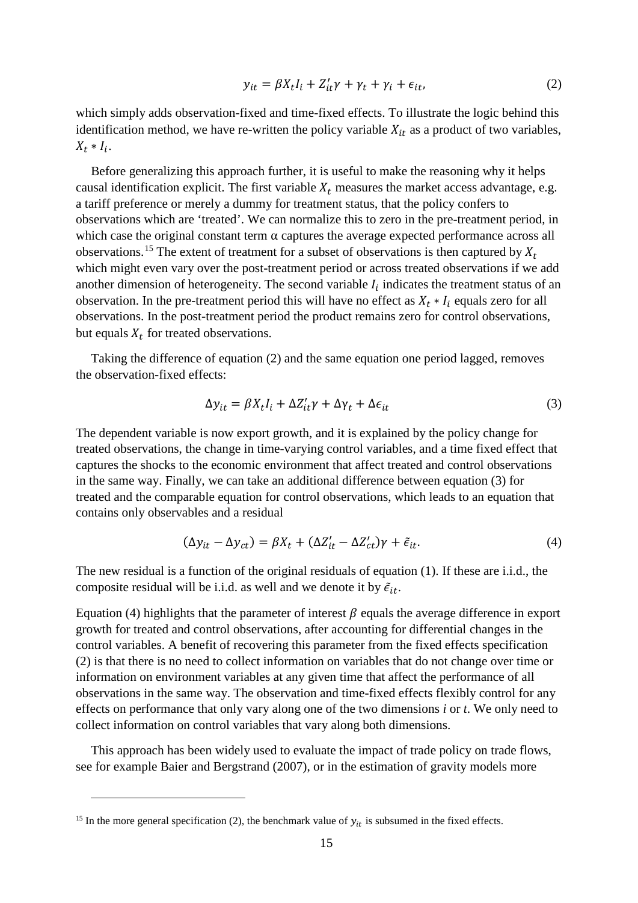$$y_{it} = \beta X_t I_i + Z_{it}'\gamma + \gamma_t + \gamma_i + \epsilon_{it}, \tag{2}$$

which simply adds observation-fixed and time-fixed effects. To illustrate the logic behind this identification method, we have re-written the policy variable $X_{it}$ as a product of two variables, $X_t * I_i$.

Before generalizing this approach further, it is useful to make the reasoning why it helps causal identification explicit. The first variable $X_t$ measures the market access advantage, e.g. a tariff preference or merely a dummy for treatment status, that the policy confers to observations which are 'treated'. We can normalize this to zero in the pre-treatment period, in which case the original constant term α captures the average expected performance across all observations.[15] The extent of treatment for a subset of observations is then captured by $X_t$ which might even vary over the post-treatment period or across treated observations if we add another dimension of heterogeneity. The second variable $I_i$ indicates the treatment status of an observation. In the pre-treatment period this will have no effect as $X_t * I_i$ equals zero for all observations. In the post-treatment period the product remains zero for control observations, but equals $X_t$ for treated observations.

Taking the difference of equation (2) and the same equation one period lagged, removes the observation-fixed effects:

$$\Delta y_{it} = \beta X_t I_i + \Delta Z_{it}'\gamma + \Delta\gamma_t + \Delta\epsilon_{it} \tag{3}$$

The dependent variable is now export growth, and it is explained by the policy change for treated observations, the change in time-varying control variables, and a time fixed effect that captures the shocks to the economic environment that affect treated and control observations in the same way. Finally, we can take an additional difference between equation (3) for treated and the comparable equation for control observations, which leads to an equation that contains only observables and a residual

$$(\Delta y_{it} - \Delta y_{ct}) = \beta X_t + (\Delta Z_{it}' - \Delta Z_{ct}')\gamma + \tilde{\epsilon}_{it}. \tag{4}$$

The new residual is a function of the original residuals of equation (1). If these are i.i.d., the composite residual will be i.i.d. as well and we denote it by $\tilde{\epsilon}_{it}$.

Equation (4) highlights that the parameter of interest $\beta$ equals the average difference in export growth for treated and control observations, after accounting for differential changes in the control variables. A benefit of recovering this parameter from the fixed effects specification (2) is that there is no need to collect information on variables that do not change over time or information on environment variables at any given time that affect the performance of all observations in the same way. The observation and time-fixed effects flexibly control for any effects on performance that only vary along one of the two dimensions *i* or *t*. We only need to collect information on control variables that vary along both dimensions.

This approach has been widely used to evaluate the impact of trade policy on trade flows, see for example Baier and Bergstrand (2007), or in the estimation of gravity models more

[15] In the more general specification (2), the benchmark value of $y_{it}$ is subsumed in the fixed effects.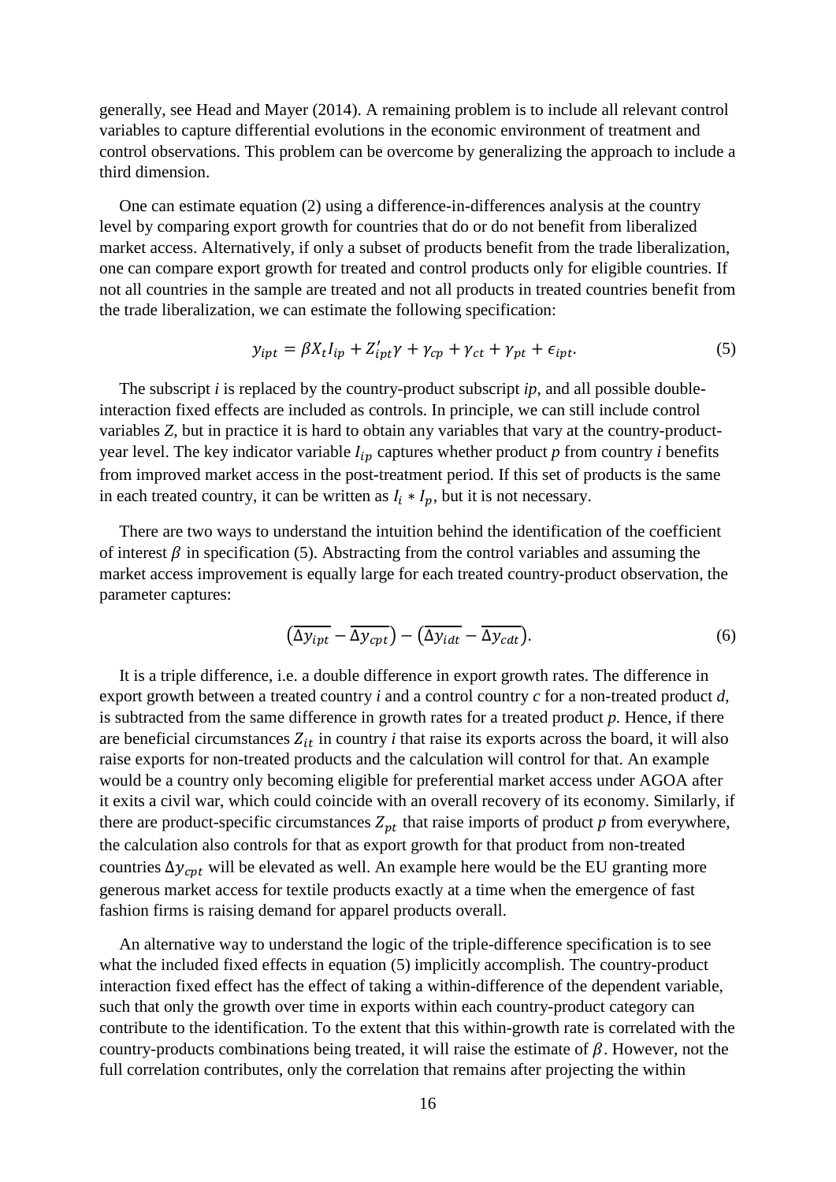generally, see Head and Mayer (2014). A remaining problem is to include all relevant control variables to capture differential evolutions in the economic environment of treatment and control observations. This problem can be overcome by generalizing the approach to include a third dimension.

One can estimate equation (2) using a difference-in-differences analysis at the country level by comparing export growth for countries that do or do not benefit from liberalized market access. Alternatively, if only a subset of products benefit from the trade liberalization, one can compare export growth for treated and control products only for eligible countries. If not all countries in the sample are treated and not all products in treated countries benefit from the trade liberalization, we can estimate the following specification:

$$y_{ipt} = \beta X_t I_{ip} + Z'_{ipt}\gamma + \gamma_{cp} + \gamma_{ct} + \gamma_{pt} + \epsilon_{ipt}. \tag{5}$$

The subscript *i* is replaced by the country-product subscript *ip*, and all possible double-interaction fixed effects are included as controls. In principle, we can still include control variables *Z*, but in practice it is hard to obtain any variables that vary at the country-product-year level. The key indicator variable $I_{ip}$ captures whether product *p* from country *i* benefits from improved market access in the post-treatment period. If this set of products is the same in each treated country, it can be written as $I_i * I_p$, but it is not necessary.

There are two ways to understand the intuition behind the identification of the coefficient of interest $\beta$ in specification (5). Abstracting from the control variables and assuming the market access improvement is equally large for each treated country-product observation, the parameter captures:

$$\left(\overline{\Delta y_{ipt}} - \overline{\Delta y_{cpt}}\right) - \left(\overline{\Delta y_{idt}} - \overline{\Delta y_{cdt}}\right). \tag{6}$$

It is a triple difference, i.e. a double difference in export growth rates. The difference in export growth between a treated country *i* and a control country *c* for a non-treated product *d*, is subtracted from the same difference in growth rates for a treated product *p*. Hence, if there are beneficial circumstances $Z_{it}$ in country *i* that raise its exports across the board, it will also raise exports for non-treated products and the calculation will control for that. An example would be a country only becoming eligible for preferential market access under AGOA after it exits a civil war, which could coincide with an overall recovery of its economy. Similarly, if there are product-specific circumstances $Z_{pt}$ that raise imports of product *p* from everywhere, the calculation also controls for that as export growth for that product from non-treated countries $\Delta y_{cpt}$ will be elevated as well. An example here would be the EU granting more generous market access for textile products exactly at a time when the emergence of fast fashion firms is raising demand for apparel products overall.

An alternative way to understand the logic of the triple-difference specification is to see what the included fixed effects in equation (5) implicitly accomplish. The country-product interaction fixed effect has the effect of taking a within-difference of the dependent variable, such that only the growth over time in exports within each country-product category can contribute to the identification. To the extent that this within-growth rate is correlated with the country-products combinations being treated, it will raise the estimate of $\beta$. However, not the full correlation contributes, only the correlation that remains after projecting the within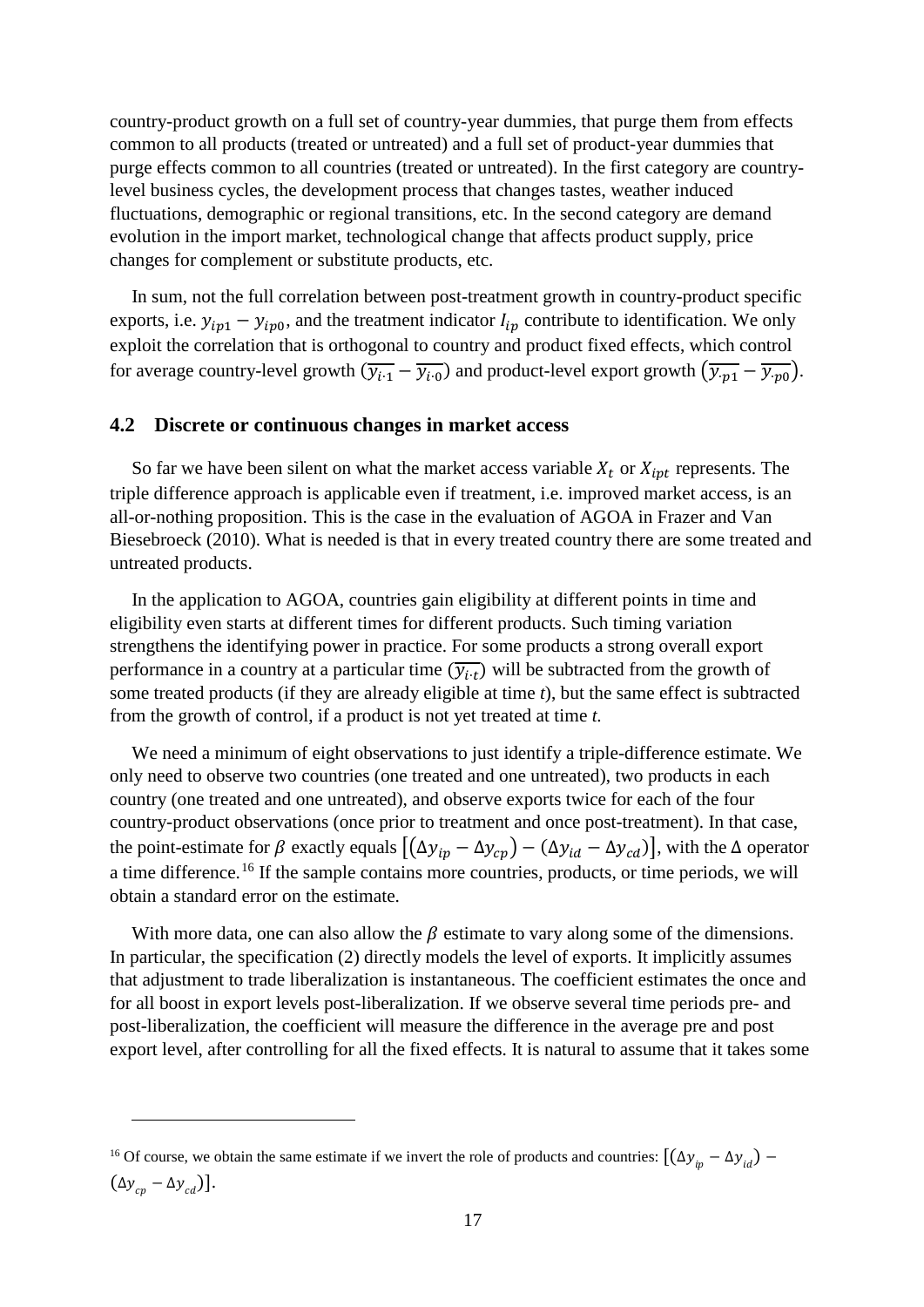country-product growth on a full set of country-year dummies, that purge them from effects common to all products (treated or untreated) and a full set of product-year dummies that purge effects common to all countries (treated or untreated). In the first category are country-level business cycles, the development process that changes tastes, weather induced fluctuations, demographic or regional transitions, etc. In the second category are demand evolution in the import market, technological change that affects product supply, price changes for complement or substitute products, etc.

In sum, not the full correlation between post-treatment growth in country-product specific exports, i.e. $y_{ip1} - y_{ip0}$, and the treatment indicator $I_{ip}$ contribute to identification. We only exploit the correlation that is orthogonal to country and product fixed effects, which control for average country-level growth $(\overline{y_{i\cdot 1}} - \overline{y_{i\cdot 0}})$ and product-level export growth $(\overline{y_{\cdot p1}} - \overline{y_{\cdot p0}})$.

## 4.2 Discrete or continuous changes in market access

So far we have been silent on what the market access variable $X_t$ or $X_{ipt}$ represents. The triple difference approach is applicable even if treatment, i.e. improved market access, is an all-or-nothing proposition. This is the case in the evaluation of AGOA in Frazer and Van Biesebroeck (2010). What is needed is that in every treated country there are some treated and untreated products.

In the application to AGOA, countries gain eligibility at different points in time and eligibility even starts at different times for different products. Such timing variation strengthens the identifying power in practice. For some products a strong overall export performance in a country at a particular time $(\overline{y_{i\cdot t}})$ will be subtracted from the growth of some treated products (if they are already eligible at time *t*), but the same effect is subtracted from the growth of control, if a product is not yet treated at time *t*.

We need a minimum of eight observations to just identify a triple-difference estimate. We only need to observe two countries (one treated and one untreated), two products in each country (one treated and one untreated), and observe exports twice for each of the four country-product observations (once prior to treatment and once post-treatment). In that case, the point-estimate for $\beta$ exactly equals $[(\Delta y_{ip} - \Delta y_{cp}) - (\Delta y_{id} - \Delta y_{cd})]$, with the $\Delta$ operator a time difference.[16] If the sample contains more countries, products, or time periods, we will obtain a standard error on the estimate.

With more data, one can also allow the $\beta$ estimate to vary along some of the dimensions. In particular, the specification (2) directly models the level of exports. It implicitly assumes that adjustment to trade liberalization is instantaneous. The coefficient estimates the once and for all boost in export levels post-liberalization. If we observe several time periods pre- and post-liberalization, the coefficient will measure the difference in the average pre and post export level, after controlling for all the fixed effects. It is natural to assume that it takes some

---

[16] Of course, we obtain the same estimate if we invert the role of products and countries: $[(\Delta y_{ip} - \Delta y_{id}) - (\Delta y_{cp} - \Delta y_{cd})]$.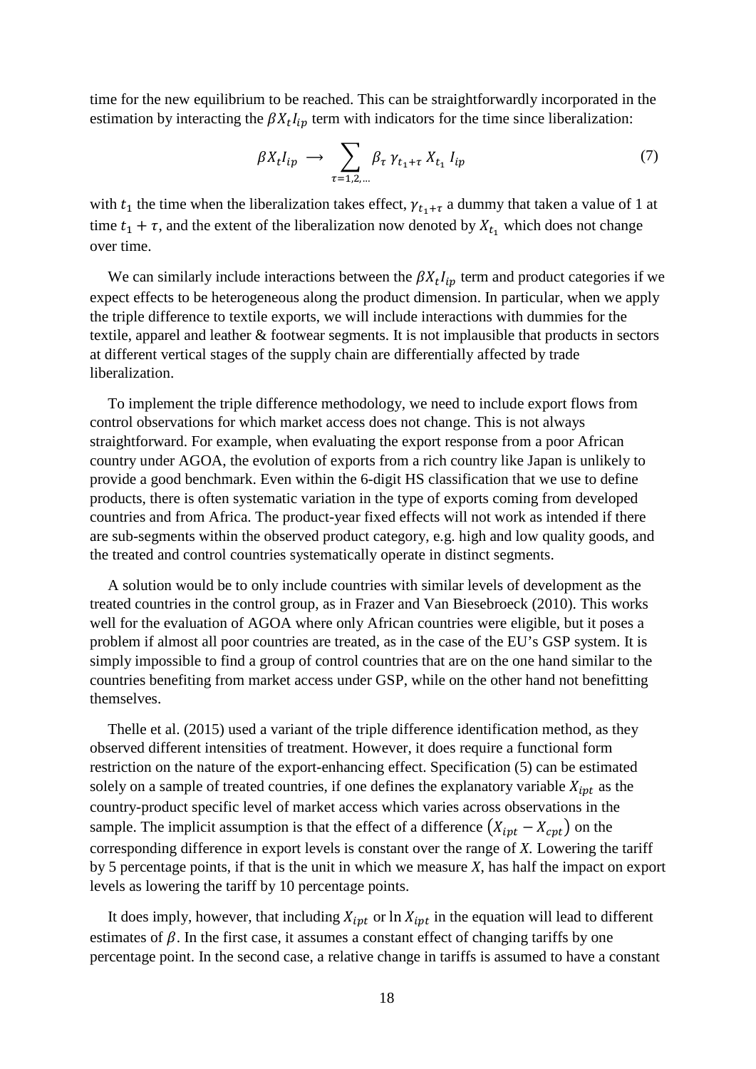time for the new equilibrium to be reached. This can be straightforwardly incorporated in the estimation by interacting the $\beta X_t I_{ip}$ term with indicators for the time since liberalization:

$$\beta X_t I_{ip} \longrightarrow \sum_{\tau=1,2,\ldots} \beta_\tau \, \gamma_{t_1+\tau} \, X_{t_1} \, I_{ip} \tag{7}$$

with $t_1$ the time when the liberalization takes effect, $\gamma_{t_1+\tau}$ a dummy that taken a value of 1 at time $t_1 + \tau$, and the extent of the liberalization now denoted by $X_{t_1}$ which does not change over time.

We can similarly include interactions between the $\beta X_t I_{ip}$ term and product categories if we expect effects to be heterogeneous along the product dimension. In particular, when we apply the triple difference to textile exports, we will include interactions with dummies for the textile, apparel and leather & footwear segments. It is not implausible that products in sectors at different vertical stages of the supply chain are differentially affected by trade liberalization.

To implement the triple difference methodology, we need to include export flows from control observations for which market access does not change. This is not always straightforward. For example, when evaluating the export response from a poor African country under AGOA, the evolution of exports from a rich country like Japan is unlikely to provide a good benchmark. Even within the 6-digit HS classification that we use to define products, there is often systematic variation in the type of exports coming from developed countries and from Africa. The product-year fixed effects will not work as intended if there are sub-segments within the observed product category, e.g. high and low quality goods, and the treated and control countries systematically operate in distinct segments.

A solution would be to only include countries with similar levels of development as the treated countries in the control group, as in Frazer and Van Biesebroeck (2010). This works well for the evaluation of AGOA where only African countries were eligible, but it poses a problem if almost all poor countries are treated, as in the case of the EU's GSP system. It is simply impossible to find a group of control countries that are on the one hand similar to the countries benefiting from market access under GSP, while on the other hand not benefitting themselves.

Thelle et al. (2015) used a variant of the triple difference identification method, as they observed different intensities of treatment. However, it does require a functional form restriction on the nature of the export-enhancing effect. Specification (5) can be estimated solely on a sample of treated countries, if one defines the explanatory variable $X_{ipt}$ as the country-product specific level of market access which varies across observations in the sample. The implicit assumption is that the effect of a difference $(X_{ipt} - X_{cpt})$ on the corresponding difference in export levels is constant over the range of $X$. Lowering the tariff by 5 percentage points, if that is the unit in which we measure $X$, has half the impact on export levels as lowering the tariff by 10 percentage points.

It does imply, however, that including $X_{ipt}$ or $\ln X_{ipt}$ in the equation will lead to different estimates of $\beta$. In the first case, it assumes a constant effect of changing tariffs by one percentage point. In the second case, a relative change in tariffs is assumed to have a constant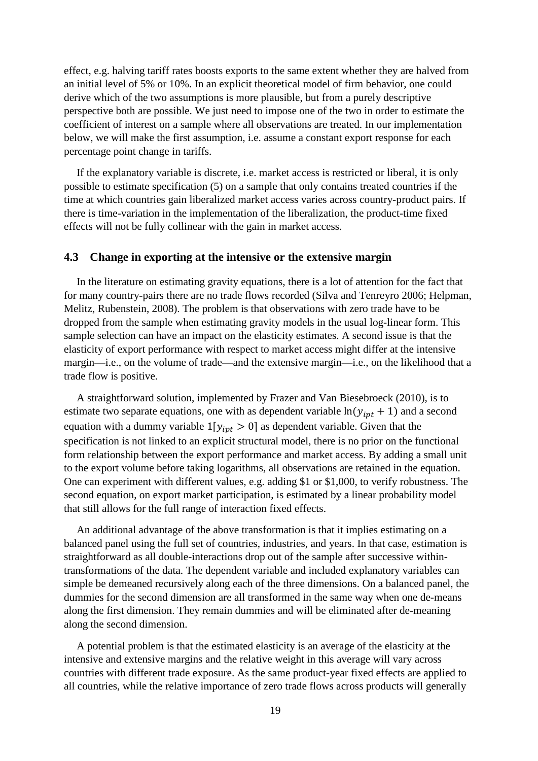effect, e.g. halving tariff rates boosts exports to the same extent whether they are halved from an initial level of 5% or 10%. In an explicit theoretical model of firm behavior, one could derive which of the two assumptions is more plausible, but from a purely descriptive perspective both are possible. We just need to impose one of the two in order to estimate the coefficient of interest on a sample where all observations are treated. In our implementation below, we will make the first assumption, i.e. assume a constant export response for each percentage point change in tariffs.

If the explanatory variable is discrete, i.e. market access is restricted or liberal, it is only possible to estimate specification (5) on a sample that only contains treated countries if the time at which countries gain liberalized market access varies across country-product pairs. If there is time-variation in the implementation of the liberalization, the product-time fixed effects will not be fully collinear with the gain in market access.

### 4.3 Change in exporting at the intensive or the extensive margin

In the literature on estimating gravity equations, there is a lot of attention for the fact that for many country-pairs there are no trade flows recorded (Silva and Tenreyro 2006; Helpman, Melitz, Rubenstein, 2008). The problem is that observations with zero trade have to be dropped from the sample when estimating gravity models in the usual log-linear form. This sample selection can have an impact on the elasticity estimates. A second issue is that the elasticity of export performance with respect to market access might differ at the intensive margin—i.e., on the volume of trade—and the extensive margin—i.e., on the likelihood that a trade flow is positive.

A straightforward solution, implemented by Frazer and Van Biesebroeck (2010), is to estimate two separate equations, one with as dependent variable $\ln(y_{ipt} + 1)$ and a second equation with a dummy variable $1[y_{ipt} > 0]$ as dependent variable. Given that the specification is not linked to an explicit structural model, there is no prior on the functional form relationship between the export performance and market access. By adding a small unit to the export volume before taking logarithms, all observations are retained in the equation. One can experiment with different values, e.g. adding $1 or $1,000, to verify robustness. The second equation, on export market participation, is estimated by a linear probability model that still allows for the full range of interaction fixed effects.

An additional advantage of the above transformation is that it implies estimating on a balanced panel using the full set of countries, industries, and years. In that case, estimation is straightforward as all double-interactions drop out of the sample after successive within-transformations of the data. The dependent variable and included explanatory variables can simple be demeaned recursively along each of the three dimensions. On a balanced panel, the dummies for the second dimension are all transformed in the same way when one de-means along the first dimension. They remain dummies and will be eliminated after de-meaning along the second dimension.

A potential problem is that the estimated elasticity is an average of the elasticity at the intensive and extensive margins and the relative weight in this average will vary across countries with different trade exposure. As the same product-year fixed effects are applied to all countries, while the relative importance of zero trade flows across products will generally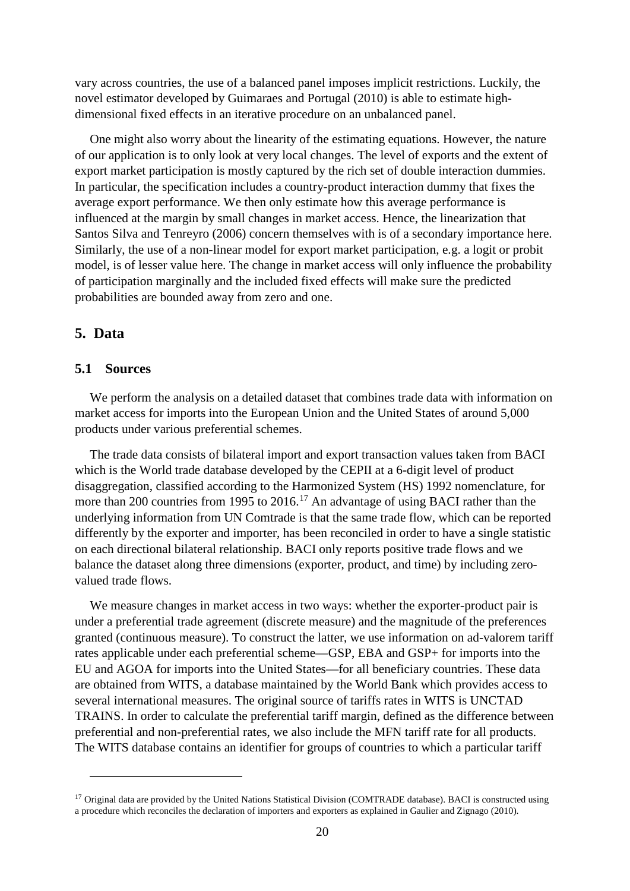vary across countries, the use of a balanced panel imposes implicit restrictions. Luckily, the novel estimator developed by Guimaraes and Portugal (2010) is able to estimate high-dimensional fixed effects in an iterative procedure on an unbalanced panel.

One might also worry about the linearity of the estimating equations. However, the nature of our application is to only look at very local changes. The level of exports and the extent of export market participation is mostly captured by the rich set of double interaction dummies. In particular, the specification includes a country-product interaction dummy that fixes the average export performance. We then only estimate how this average performance is influenced at the margin by small changes in market access. Hence, the linearization that Santos Silva and Tenreyro (2006) concern themselves with is of a secondary importance here. Similarly, the use of a non-linear model for export market participation, e.g. a logit or probit model, is of lesser value here. The change in market access will only influence the probability of participation marginally and the included fixed effects will make sure the predicted probabilities are bounded away from zero and one.

## 5. Data

### 5.1 Sources

We perform the analysis on a detailed dataset that combines trade data with information on market access for imports into the European Union and the United States of around 5,000 products under various preferential schemes.

The trade data consists of bilateral import and export transaction values taken from BACI which is the World trade database developed by the CEPII at a 6-digit level of product disaggregation, classified according to the Harmonized System (HS) 1992 nomenclature, for more than 200 countries from 1995 to 2016.[17] An advantage of using BACI rather than the underlying information from UN Comtrade is that the same trade flow, which can be reported differently by the exporter and importer, has been reconciled in order to have a single statistic on each directional bilateral relationship. BACI only reports positive trade flows and we balance the dataset along three dimensions (exporter, product, and time) by including zero-valued trade flows.

We measure changes in market access in two ways: whether the exporter-product pair is under a preferential trade agreement (discrete measure) and the magnitude of the preferences granted (continuous measure). To construct the latter, we use information on ad-valorem tariff rates applicable under each preferential scheme—GSP, EBA and GSP+ for imports into the EU and AGOA for imports into the United States—for all beneficiary countries. These data are obtained from WITS, a database maintained by the World Bank which provides access to several international measures. The original source of tariffs rates in WITS is UNCTAD TRAINS. In order to calculate the preferential tariff margin, defined as the difference between preferential and non-preferential rates, we also include the MFN tariff rate for all products. The WITS database contains an identifier for groups of countries to which a particular tariff

[17] Original data are provided by the United Nations Statistical Division (COMTRADE database). BACI is constructed using a procedure which reconciles the declaration of importers and exporters as explained in Gaulier and Zignago (2010).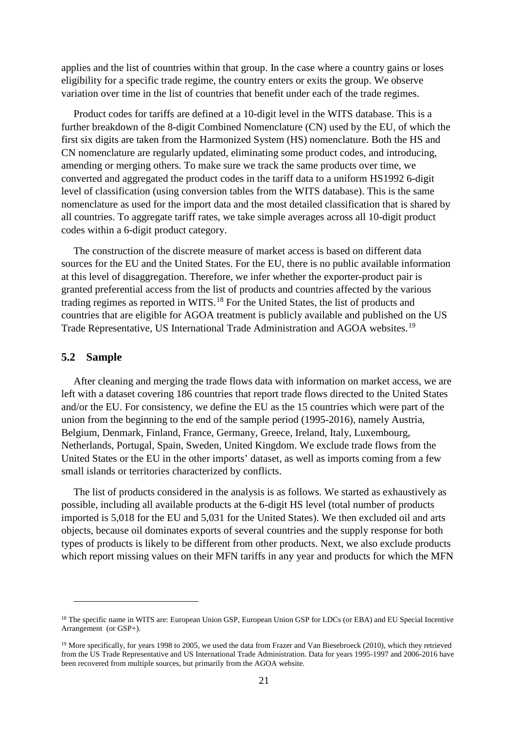applies and the list of countries within that group. In the case where a country gains or loses eligibility for a specific trade regime, the country enters or exits the group. We observe variation over time in the list of countries that benefit under each of the trade regimes.

Product codes for tariffs are defined at a 10-digit level in the WITS database. This is a further breakdown of the 8-digit Combined Nomenclature (CN) used by the EU, of which the first six digits are taken from the Harmonized System (HS) nomenclature. Both the HS and CN nomenclature are regularly updated, eliminating some product codes, and introducing, amending or merging others. To make sure we track the same products over time, we converted and aggregated the product codes in the tariff data to a uniform HS1992 6-digit level of classification (using conversion tables from the WITS database). This is the same nomenclature as used for the import data and the most detailed classification that is shared by all countries. To aggregate tariff rates, we take simple averages across all 10-digit product codes within a 6-digit product category.

The construction of the discrete measure of market access is based on different data sources for the EU and the United States. For the EU, there is no public available information at this level of disaggregation. Therefore, we infer whether the exporter-product pair is granted preferential access from the list of products and countries affected by the various trading regimes as reported in WITS.[18] For the United States, the list of products and countries that are eligible for AGOA treatment is publicly available and published on the US Trade Representative, US International Trade Administration and AGOA websites.[19]

## 5.2 Sample

After cleaning and merging the trade flows data with information on market access, we are left with a dataset covering 186 countries that report trade flows directed to the United States and/or the EU. For consistency, we define the EU as the 15 countries which were part of the union from the beginning to the end of the sample period (1995-2016), namely Austria, Belgium, Denmark, Finland, France, Germany, Greece, Ireland, Italy, Luxembourg, Netherlands, Portugal, Spain, Sweden, United Kingdom. We exclude trade flows from the United States or the EU in the other imports' dataset, as well as imports coming from a few small islands or territories characterized by conflicts.

The list of products considered in the analysis is as follows. We started as exhaustively as possible, including all available products at the 6-digit HS level (total number of products imported is 5,018 for the EU and 5,031 for the United States). We then excluded oil and arts objects, because oil dominates exports of several countries and the supply response for both types of products is likely to be different from other products. Next, we also exclude products which report missing values on their MFN tariffs in any year and products for which the MFN

---

[18] The specific name in WITS are: European Union GSP, European Union GSP for LDCs (or EBA) and EU Special Incentive Arrangement (or GSP+).

[19] More specifically, for years 1998 to 2005, we used the data from Frazer and Van Biesebroeck (2010), which they retrieved from the US Trade Representative and US International Trade Administration. Data for years 1995-1997 and 2006-2016 have been recovered from multiple sources, but primarily from the AGOA website.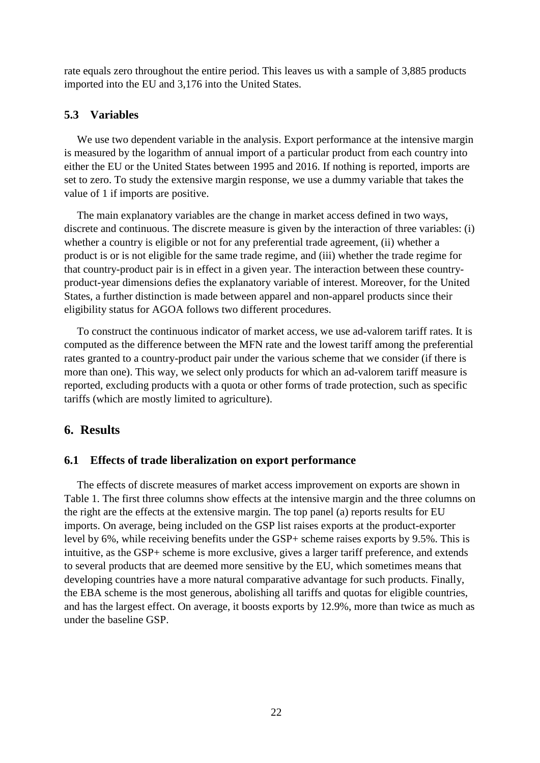rate equals zero throughout the entire period. This leaves us with a sample of 3,885 products imported into the EU and 3,176 into the United States.

### 5.3 Variables

We use two dependent variable in the analysis. Export performance at the intensive margin is measured by the logarithm of annual import of a particular product from each country into either the EU or the United States between 1995 and 2016. If nothing is reported, imports are set to zero. To study the extensive margin response, we use a dummy variable that takes the value of 1 if imports are positive.

The main explanatory variables are the change in market access defined in two ways, discrete and continuous. The discrete measure is given by the interaction of three variables: (i) whether a country is eligible or not for any preferential trade agreement, (ii) whether a product is or is not eligible for the same trade regime, and (iii) whether the trade regime for that country-product pair is in effect in a given year. The interaction between these country-product-year dimensions defies the explanatory variable of interest. Moreover, for the United States, a further distinction is made between apparel and non-apparel products since their eligibility status for AGOA follows two different procedures.

To construct the continuous indicator of market access, we use ad-valorem tariff rates. It is computed as the difference between the MFN rate and the lowest tariff among the preferential rates granted to a country-product pair under the various scheme that we consider (if there is more than one). This way, we select only products for which an ad-valorem tariff measure is reported, excluding products with a quota or other forms of trade protection, such as specific tariffs (which are mostly limited to agriculture).

## 6. Results

### 6.1 Effects of trade liberalization on export performance

The effects of discrete measures of market access improvement on exports are shown in Table 1. The first three columns show effects at the intensive margin and the three columns on the right are the effects at the extensive margin. The top panel (a) reports results for EU imports. On average, being included on the GSP list raises exports at the product-exporter level by 6%, while receiving benefits under the GSP+ scheme raises exports by 9.5%. This is intuitive, as the GSP+ scheme is more exclusive, gives a larger tariff preference, and extends to several products that are deemed more sensitive by the EU, which sometimes means that developing countries have a more natural comparative advantage for such products. Finally, the EBA scheme is the most generous, abolishing all tariffs and quotas for eligible countries, and has the largest effect. On average, it boosts exports by 12.9%, more than twice as much as under the baseline GSP.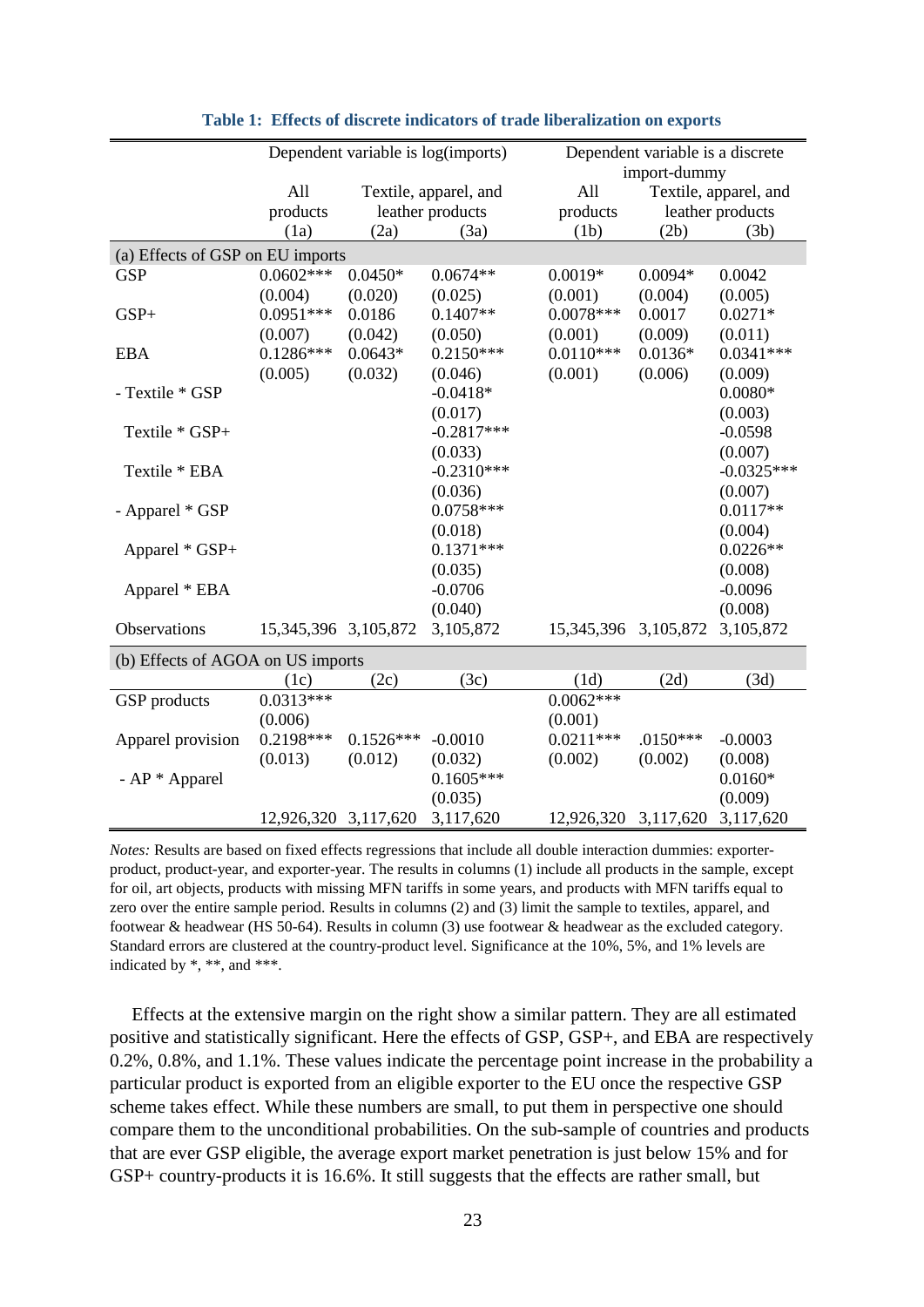**Table 1: Effects of discrete indicators of trade liberalization on exports**

| | Dependent variable is log(imports) | | | Dependent variable is a discrete import-dummy | | |
|---|---|---|---|---|---|---|
| | All products | Textile, apparel, and leather products | | All products | Textile, apparel, and leather products | |
| | (1a) | (2a) | (3a) | (1b) | (2b) | (3b) |
| *(a) Effects of GSP on EU imports* | | | | | | |
| GSP | 0.0602*** | 0.0450* | 0.0674** | 0.0019* | 0.0094* | 0.0042 |
| | (0.004) | (0.020) | (0.025) | (0.001) | (0.004) | (0.005) |
| GSP+ | 0.0951*** | 0.0186 | 0.1407** | 0.0078*** | 0.0017 | 0.0271* |
| | (0.007) | (0.042) | (0.050) | (0.001) | (0.009) | (0.011) |
| EBA | 0.1286*** | 0.0643* | 0.2150*** | 0.0110*** | 0.0136* | 0.0341*** |
| | (0.005) | (0.032) | (0.046) | (0.001) | (0.006) | (0.009) |
| - Textile * GSP | | | -0.0418* | | | 0.0080* |
| | | | (0.017) | | | (0.003) |
| Textile * GSP+ | | | -0.2817*** | | | -0.0598 |
| | | | (0.033) | | | (0.007) |
| Textile * EBA | | | -0.2310*** | | | -0.0325*** |
| | | | (0.036) | | | (0.007) |
| - Apparel * GSP | | | 0.0758*** | | | 0.0117** |
| | | | (0.018) | | | (0.004) |
| Apparel * GSP+ | | | 0.1371*** | | | 0.0226** |
| | | | (0.035) | | | (0.008) |
| Apparel * EBA | | | -0.0706 | | | -0.0096 |
| | | | (0.040) | | | (0.008) |
| Observations | 15,345,396 | 3,105,872 | 3,105,872 | 15,345,396 | 3,105,872 | 3,105,872 |
| *(b) Effects of AGOA on US imports* | | | | | | |
| | (1c) | (2c) | (3c) | (1d) | (2d) | (3d) |
| GSP products | 0.0313*** | | | 0.0062*** | | |
| | (0.006) | | | (0.001) | | |
| Apparel provision | 0.2198*** | 0.1526*** | -0.0010 | 0.0211*** | .0150*** | -0.0003 |
| | (0.013) | (0.012) | (0.032) | (0.002) | (0.002) | (0.008) |
| - AP * Apparel | | | 0.1605*** | | | 0.0160* |
| | | | (0.035) | | | (0.009) |
| | 12,926,320 | 3,117,620 | 3,117,620 | 12,926,320 | 3,117,620 | 3,117,620 |

*Notes:* Results are based on fixed effects regressions that include all double interaction dummies: exporter-product, product-year, and exporter-year. The results in columns (1) include all products in the sample, except for oil, art objects, products with missing MFN tariffs in some years, and products with MFN tariffs equal to zero over the entire sample period. Results in columns (2) and (3) limit the sample to textiles, apparel, and footwear & headwear (HS 50-64). Results in column (3) use footwear & headwear as the excluded category. Standard errors are clustered at the country-product level. Significance at the 10%, 5%, and 1% levels are indicated by *, **, and ***.

Effects at the extensive margin on the right show a similar pattern. They are all estimated positive and statistically significant. Here the effects of GSP, GSP+, and EBA are respectively 0.2%, 0.8%, and 1.1%. These values indicate the percentage point increase in the probability a particular product is exported from an eligible exporter to the EU once the respective GSP scheme takes effect. While these numbers are small, to put them in perspective one should compare them to the unconditional probabilities. On the sub-sample of countries and products that are ever GSP eligible, the average export market penetration is just below 15% and for GSP+ country-products it is 16.6%. It still suggests that the effects are rather small, but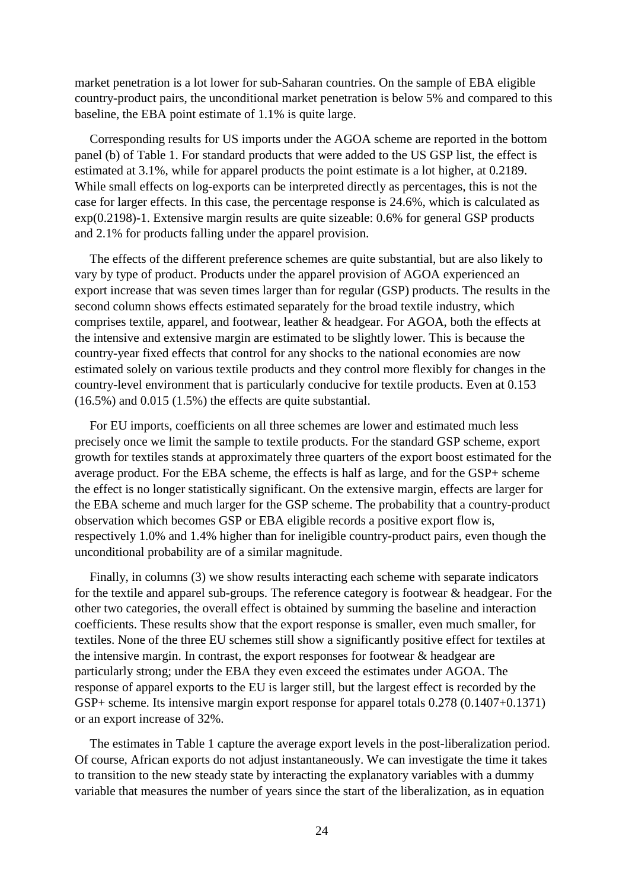market penetration is a lot lower for sub-Saharan countries. On the sample of EBA eligible country-product pairs, the unconditional market penetration is below 5% and compared to this baseline, the EBA point estimate of 1.1% is quite large.

Corresponding results for US imports under the AGOA scheme are reported in the bottom panel (b) of Table 1. For standard products that were added to the US GSP list, the effect is estimated at 3.1%, while for apparel products the point estimate is a lot higher, at 0.2189. While small effects on log-exports can be interpreted directly as percentages, this is not the case for larger effects. In this case, the percentage response is 24.6%, which is calculated as exp(0.2198)-1. Extensive margin results are quite sizeable: 0.6% for general GSP products and 2.1% for products falling under the apparel provision.

The effects of the different preference schemes are quite substantial, but are also likely to vary by type of product. Products under the apparel provision of AGOA experienced an export increase that was seven times larger than for regular (GSP) products. The results in the second column shows effects estimated separately for the broad textile industry, which comprises textile, apparel, and footwear, leather & headgear. For AGOA, both the effects at the intensive and extensive margin are estimated to be slightly lower. This is because the country-year fixed effects that control for any shocks to the national economies are now estimated solely on various textile products and they control more flexibly for changes in the country-level environment that is particularly conducive for textile products. Even at 0.153 (16.5%) and 0.015 (1.5%) the effects are quite substantial.

For EU imports, coefficients on all three schemes are lower and estimated much less precisely once we limit the sample to textile products. For the standard GSP scheme, export growth for textiles stands at approximately three quarters of the export boost estimated for the average product. For the EBA scheme, the effects is half as large, and for the GSP+ scheme the effect is no longer statistically significant. On the extensive margin, effects are larger for the EBA scheme and much larger for the GSP scheme. The probability that a country-product observation which becomes GSP or EBA eligible records a positive export flow is, respectively 1.0% and 1.4% higher than for ineligible country-product pairs, even though the unconditional probability are of a similar magnitude.

Finally, in columns (3) we show results interacting each scheme with separate indicators for the textile and apparel sub-groups. The reference category is footwear & headgear. For the other two categories, the overall effect is obtained by summing the baseline and interaction coefficients. These results show that the export response is smaller, even much smaller, for textiles. None of the three EU schemes still show a significantly positive effect for textiles at the intensive margin. In contrast, the export responses for footwear & headgear are particularly strong; under the EBA they even exceed the estimates under AGOA. The response of apparel exports to the EU is larger still, but the largest effect is recorded by the GSP+ scheme. Its intensive margin export response for apparel totals 0.278 (0.1407+0.1371) or an export increase of 32%.

The estimates in Table 1 capture the average export levels in the post-liberalization period. Of course, African exports do not adjust instantaneously. We can investigate the time it takes to transition to the new steady state by interacting the explanatory variables with a dummy variable that measures the number of years since the start of the liberalization, as in equation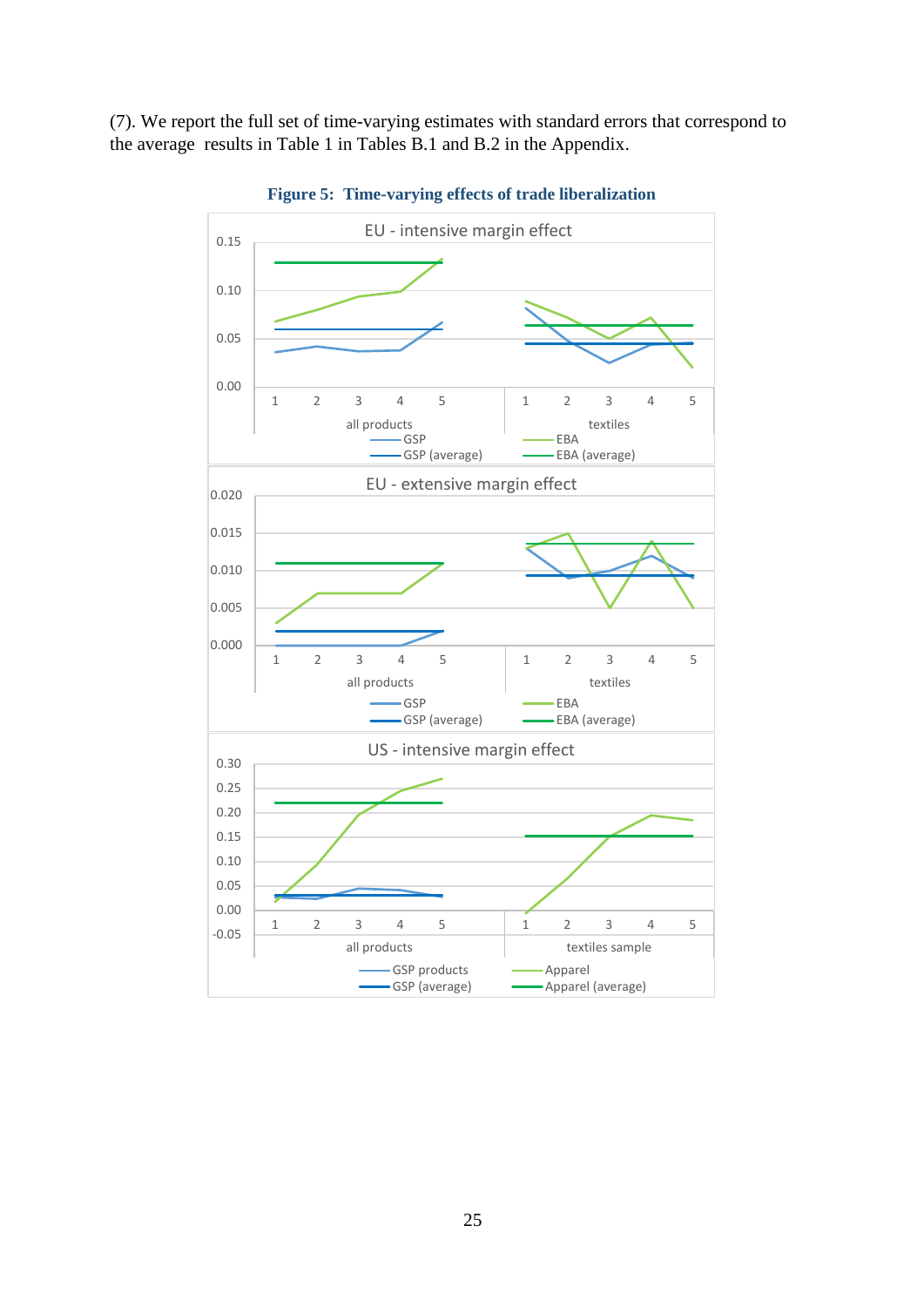(7). We report the full set of time-varying estimates with standard errors that correspond to the average results in Table 1 in Tables B.1 and B.2 in the Appendix.

**Figure 5: Time-varying effects of trade liberalization**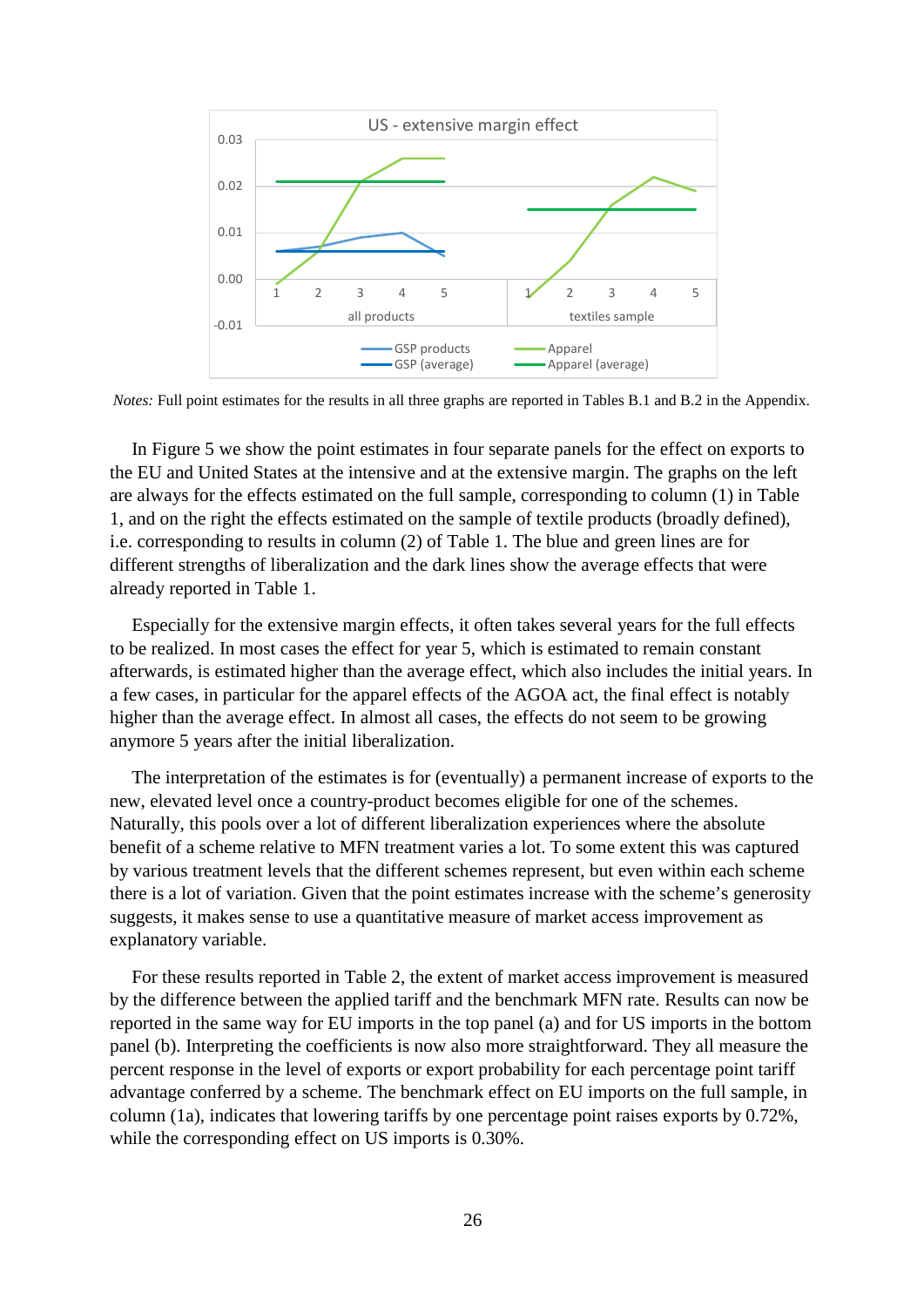*Notes:* Full point estimates for the results in all three graphs are reported in Tables B.1 and B.2 in the Appendix.

In Figure 5 we show the point estimates in four separate panels for the effect on exports to the EU and United States at the intensive and at the extensive margin. The graphs on the left are always for the effects estimated on the full sample, corresponding to column (1) in Table 1, and on the right the effects estimated on the sample of textile products (broadly defined), i.e. corresponding to results in column (2) of Table 1. The blue and green lines are for different strengths of liberalization and the dark lines show the average effects that were already reported in Table 1.

Especially for the extensive margin effects, it often takes several years for the full effects to be realized. In most cases the effect for year 5, which is estimated to remain constant afterwards, is estimated higher than the average effect, which also includes the initial years. In a few cases, in particular for the apparel effects of the AGOA act, the final effect is notably higher than the average effect. In almost all cases, the effects do not seem to be growing anymore 5 years after the initial liberalization.

The interpretation of the estimates is for (eventually) a permanent increase of exports to the new, elevated level once a country-product becomes eligible for one of the schemes. Naturally, this pools over a lot of different liberalization experiences where the absolute benefit of a scheme relative to MFN treatment varies a lot. To some extent this was captured by various treatment levels that the different schemes represent, but even within each scheme there is a lot of variation. Given that the point estimates increase with the scheme's generosity suggests, it makes sense to use a quantitative measure of market access improvement as explanatory variable.

For these results reported in Table 2, the extent of market access improvement is measured by the difference between the applied tariff and the benchmark MFN rate. Results can now be reported in the same way for EU imports in the top panel (a) and for US imports in the bottom panel (b). Interpreting the coefficients is now also more straightforward. They all measure the percent response in the level of exports or export probability for each percentage point tariff advantage conferred by a scheme. The benchmark effect on EU imports on the full sample, in column (1a), indicates that lowering tariffs by one percentage point raises exports by 0.72%, while the corresponding effect on US imports is 0.30%.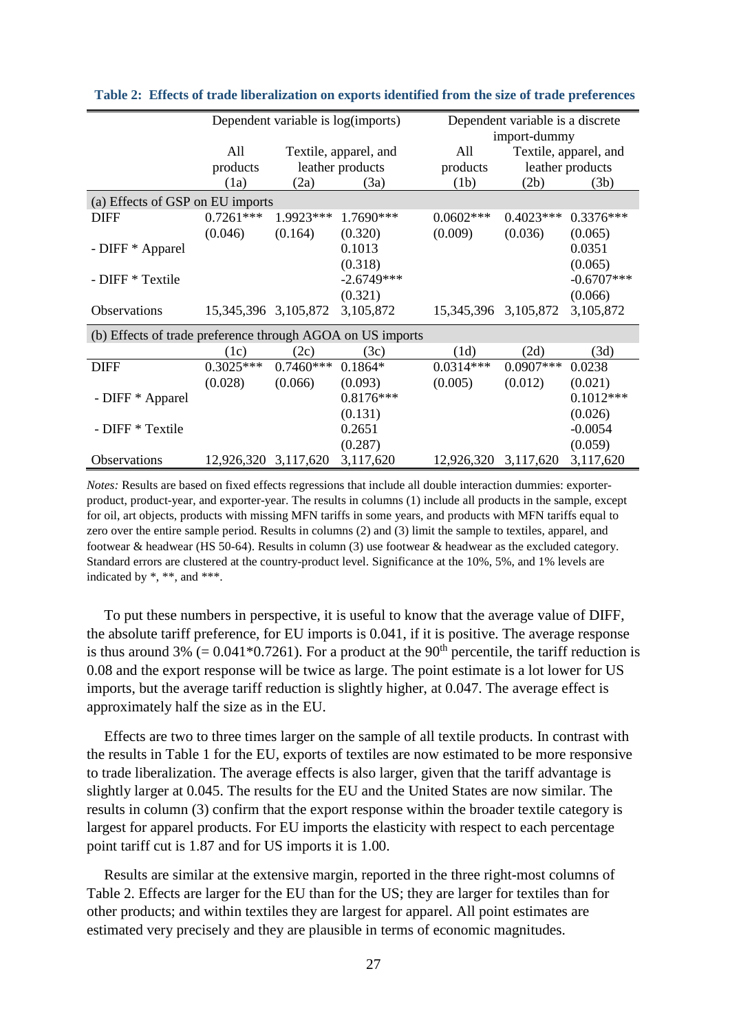**Table 2: Effects of trade liberalization on exports identified from the size of trade preferences**

| | Dependent variable is log(imports) | | | Dependent variable is a discrete import-dummy | | |
|---|---|---|---|---|---|---|
| | All products | Textile, apparel, and leather products | | All products | Textile, apparel, and leather products | |
| | (1a) | (2a) | (3a) | (1b) | (2b) | (3b) |
| **(a) Effects of GSP on EU imports** | | | | | | |
| DIFF | 0.7261*** | 1.9923*** | 1.7690*** | 0.0602*** | 0.4023*** | 0.3376*** |
| | (0.046) | (0.164) | (0.320) | (0.009) | (0.036) | (0.065) |
| - DIFF * Apparel | | | 0.1013 | | | 0.0351 |
| | | | (0.318) | | | (0.065) |
| - DIFF * Textile | | | -2.6749*** | | | -0.6707*** |
| | | | (0.321) | | | (0.066) |
| Observations | 15,345,396 | 3,105,872 | 3,105,872 | 15,345,396 | 3,105,872 | 3,105,872 |
| **(b) Effects of trade preference through AGOA on US imports** | | | | | | |
| | (1c) | (2c) | (3c) | (1d) | (2d) | (3d) |
| DIFF | 0.3025*** | 0.7460*** | 0.1864* | 0.0314*** | 0.0907*** | 0.0238 |
| | (0.028) | (0.066) | (0.093) | (0.005) | (0.012) | (0.021) |
| - DIFF * Apparel | | | 0.8176*** | | | 0.1012*** |
| | | | (0.131) | | | (0.026) |
| - DIFF * Textile | | | 0.2651 | | | -0.0054 |
| | | | (0.287) | | | (0.059) |
| Observations | 12,926,320 | 3,117,620 | 3,117,620 | 12,926,320 | 3,117,620 | 3,117,620 |

*Notes:* Results are based on fixed effects regressions that include all double interaction dummies: exporter-product, product-year, and exporter-year. The results in columns (1) include all products in the sample, except for oil, art objects, products with missing MFN tariffs in some years, and products with MFN tariffs equal to zero over the entire sample period. Results in columns (2) and (3) limit the sample to textiles, apparel, and footwear & headwear (HS 50-64). Results in column (3) use footwear & headwear as the excluded category. Standard errors are clustered at the country-product level. Significance at the 10%, 5%, and 1% levels are indicated by *, **, and ***.

To put these numbers in perspective, it is useful to know that the average value of DIFF, the absolute tariff preference, for EU imports is 0.041, if it is positive. The average response is thus around 3% (= 0.041*0.7261). For a product at the 90th percentile, the tariff reduction is 0.08 and the export response will be twice as large. The point estimate is a lot lower for US imports, but the average tariff reduction is slightly higher, at 0.047. The average effect is approximately half the size as in the EU.

Effects are two to three times larger on the sample of all textile products. In contrast with the results in Table 1 for the EU, exports of textiles are now estimated to be more responsive to trade liberalization. The average effects is also larger, given that the tariff advantage is slightly larger at 0.045. The results for the EU and the United States are now similar. The results in column (3) confirm that the export response within the broader textile category is largest for apparel products. For EU imports the elasticity with respect to each percentage point tariff cut is 1.87 and for US imports it is 1.00.

Results are similar at the extensive margin, reported in the three right-most columns of Table 2. Effects are larger for the EU than for the US; they are larger for textiles than for other products; and within textiles they are largest for apparel. All point estimates are estimated very precisely and they are plausible in terms of economic magnitudes.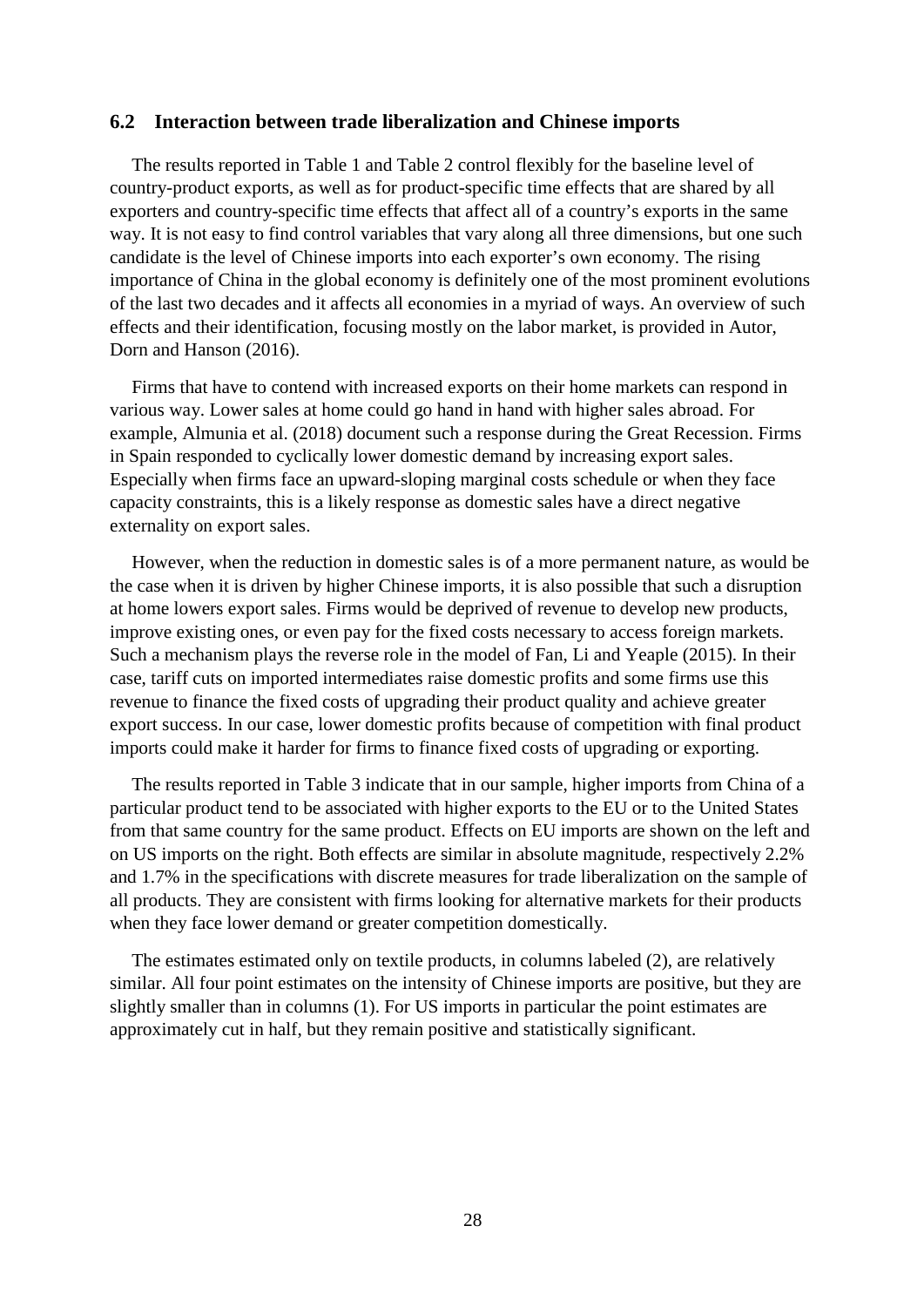### 6.2 Interaction between trade liberalization and Chinese imports

The results reported in Table 1 and Table 2 control flexibly for the baseline level of country-product exports, as well as for product-specific time effects that are shared by all exporters and country-specific time effects that affect all of a country's exports in the same way. It is not easy to find control variables that vary along all three dimensions, but one such candidate is the level of Chinese imports into each exporter's own economy. The rising importance of China in the global economy is definitely one of the most prominent evolutions of the last two decades and it affects all economies in a myriad of ways. An overview of such effects and their identification, focusing mostly on the labor market, is provided in Autor, Dorn and Hanson (2016).

Firms that have to contend with increased exports on their home markets can respond in various way. Lower sales at home could go hand in hand with higher sales abroad. For example, Almunia et al. (2018) document such a response during the Great Recession. Firms in Spain responded to cyclically lower domestic demand by increasing export sales. Especially when firms face an upward-sloping marginal costs schedule or when they face capacity constraints, this is a likely response as domestic sales have a direct negative externality on export sales.

However, when the reduction in domestic sales is of a more permanent nature, as would be the case when it is driven by higher Chinese imports, it is also possible that such a disruption at home lowers export sales. Firms would be deprived of revenue to develop new products, improve existing ones, or even pay for the fixed costs necessary to access foreign markets. Such a mechanism plays the reverse role in the model of Fan, Li and Yeaple (2015). In their case, tariff cuts on imported intermediates raise domestic profits and some firms use this revenue to finance the fixed costs of upgrading their product quality and achieve greater export success. In our case, lower domestic profits because of competition with final product imports could make it harder for firms to finance fixed costs of upgrading or exporting.

The results reported in Table 3 indicate that in our sample, higher imports from China of a particular product tend to be associated with higher exports to the EU or to the United States from that same country for the same product. Effects on EU imports are shown on the left and on US imports on the right. Both effects are similar in absolute magnitude, respectively 2.2% and 1.7% in the specifications with discrete measures for trade liberalization on the sample of all products. They are consistent with firms looking for alternative markets for their products when they face lower demand or greater competition domestically.

The estimates estimated only on textile products, in columns labeled (2), are relatively similar. All four point estimates on the intensity of Chinese imports are positive, but they are slightly smaller than in columns (1). For US imports in particular the point estimates are approximately cut in half, but they remain positive and statistically significant.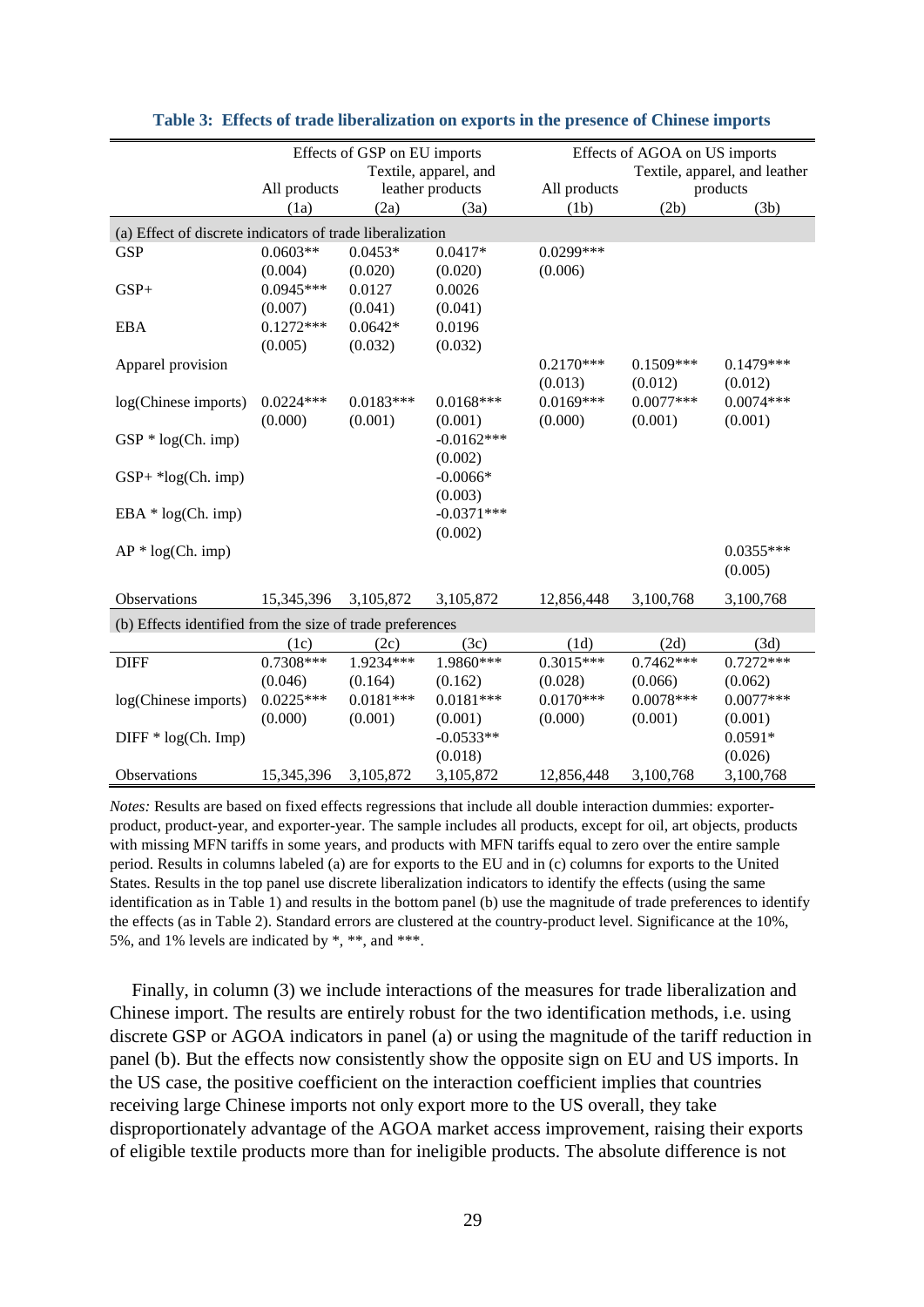**Table 3: Effects of trade liberalization on exports in the presence of Chinese imports**

| | Effects of GSP on EU imports | | | Effects of AGOA on US imports | | |
|---|---|---|---|---|---|---|
| | All products | Textile, apparel, and leather products | | All products | Textile, apparel, and leather products | |
| | (1a) | (2a) | (3a) | (1b) | (2b) | (3b) |
| (a) Effect of discrete indicators of trade liberalization | | | | | | |
| GSP | 0.0603** | 0.0453* | 0.0417* | 0.0299*** | | |
| | (0.004) | (0.020) | (0.020) | (0.006) | | |
| GSP+ | 0.0945*** | 0.0127 | 0.0026 | | | |
| | (0.007) | (0.041) | (0.041) | | | |
| EBA | 0.1272*** | 0.0642* | 0.0196 | | | |
| | (0.005) | (0.032) | (0.032) | | | |
| Apparel provision | | | | 0.2170*** | 0.1509*** | 0.1479*** |
| | | | | (0.013) | (0.012) | (0.012) |
| log(Chinese imports) | 0.0224*** | 0.0183*** | 0.0168*** | 0.0169*** | 0.0077*** | 0.0074*** |
| | (0.000) | (0.001) | (0.001) | (0.000) | (0.001) | (0.001) |
| GSP * log(Ch. imp) | | | -0.0162*** | | | |
| | | | (0.002) | | | |
| GSP+ *log(Ch. imp) | | | -0.0066* | | | |
| | | | (0.003) | | | |
| EBA * log(Ch. imp) | | | -0.0371*** | | | |
| | | | (0.002) | | | |
| AP * log(Ch. imp) | | | | | | 0.0355*** |
| | | | | | | (0.005) |
| Observations | 15,345,396 | 3,105,872 | 3,105,872 | 12,856,448 | 3,100,768 | 3,100,768 |
| (b) Effects identified from the size of trade preferences | | | | | | |
| | (1c) | (2c) | (3c) | (1d) | (2d) | (3d) |
| DIFF | 0.7308*** | 1.9234*** | 1.9860*** | 0.3015*** | 0.7462*** | 0.7272*** |
| | (0.046) | (0.164) | (0.162) | (0.028) | (0.066) | (0.062) |
| log(Chinese imports) | 0.0225*** | 0.0181*** | 0.0181*** | 0.0170*** | 0.0078*** | 0.0077*** |
| | (0.000) | (0.001) | (0.001) | (0.000) | (0.001) | (0.001) |
| DIFF * log(Ch. Imp) | | | -0.0533** | | | 0.0591* |
| | | | (0.018) | | | (0.026) |
| Observations | 15,345,396 | 3,105,872 | 3,105,872 | 12,856,448 | 3,100,768 | 3,100,768 |

*Notes:* Results are based on fixed effects regressions that include all double interaction dummies: exporter-product, product-year, and exporter-year. The sample includes all products, except for oil, art objects, products with missing MFN tariffs in some years, and products with MFN tariffs equal to zero over the entire sample period. Results in columns labeled (a) are for exports to the EU and in (c) columns for exports to the United States. Results in the top panel use discrete liberalization indicators to identify the effects (using the same identification as in Table 1) and results in the bottom panel (b) use the magnitude of trade preferences to identify the effects (as in Table 2). Standard errors are clustered at the country-product level. Significance at the 10%, 5%, and 1% levels are indicated by *, **, and ***.

Finally, in column (3) we include interactions of the measures for trade liberalization and Chinese import. The results are entirely robust for the two identification methods, i.e. using discrete GSP or AGOA indicators in panel (a) or using the magnitude of the tariff reduction in panel (b). But the effects now consistently show the opposite sign on EU and US imports. In the US case, the positive coefficient on the interaction coefficient implies that countries receiving large Chinese imports not only export more to the US overall, they take disproportionately advantage of the AGOA market access improvement, raising their exports of eligible textile products more than for ineligible products. The absolute difference is not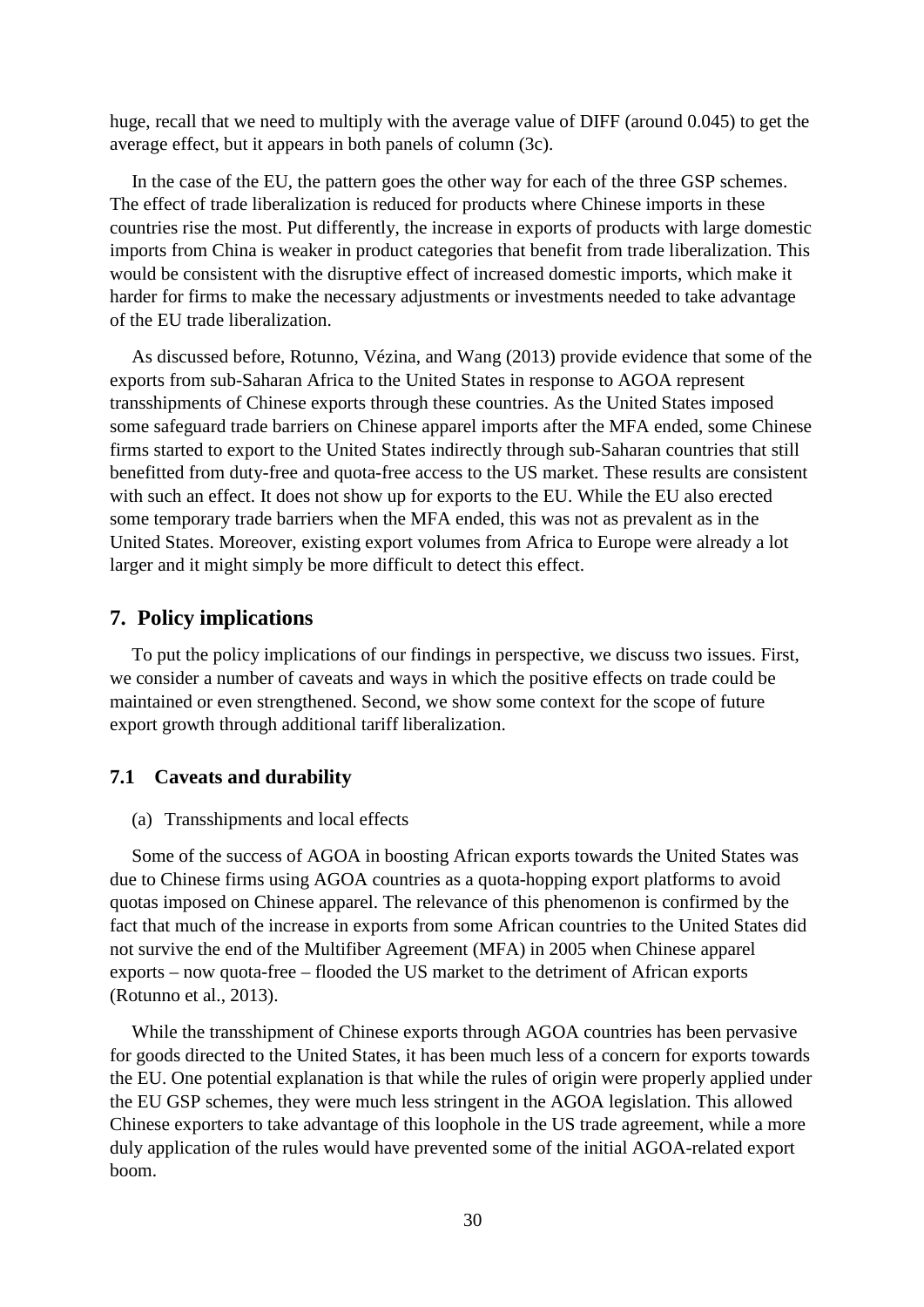huge, recall that we need to multiply with the average value of DIFF (around 0.045) to get the average effect, but it appears in both panels of column (3c).

In the case of the EU, the pattern goes the other way for each of the three GSP schemes. The effect of trade liberalization is reduced for products where Chinese imports in these countries rise the most. Put differently, the increase in exports of products with large domestic imports from China is weaker in product categories that benefit from trade liberalization. This would be consistent with the disruptive effect of increased domestic imports, which make it harder for firms to make the necessary adjustments or investments needed to take advantage of the EU trade liberalization.

As discussed before, Rotunno, Vézina, and Wang (2013) provide evidence that some of the exports from sub-Saharan Africa to the United States in response to AGOA represent transshipments of Chinese exports through these countries. As the United States imposed some safeguard trade barriers on Chinese apparel imports after the MFA ended, some Chinese firms started to export to the United States indirectly through sub-Saharan countries that still benefitted from duty-free and quota-free access to the US market. These results are consistent with such an effect. It does not show up for exports to the EU. While the EU also erected some temporary trade barriers when the MFA ended, this was not as prevalent as in the United States. Moreover, existing export volumes from Africa to Europe were already a lot larger and it might simply be more difficult to detect this effect.

## 7. Policy implications

To put the policy implications of our findings in perspective, we discuss two issues. First, we consider a number of caveats and ways in which the positive effects on trade could be maintained or even strengthened. Second, we show some context for the scope of future export growth through additional tariff liberalization.

### 7.1 Caveats and durability

(a) Transshipments and local effects

Some of the success of AGOA in boosting African exports towards the United States was due to Chinese firms using AGOA countries as a quota-hopping export platforms to avoid quotas imposed on Chinese apparel. The relevance of this phenomenon is confirmed by the fact that much of the increase in exports from some African countries to the United States did not survive the end of the Multifiber Agreement (MFA) in 2005 when Chinese apparel exports – now quota-free – flooded the US market to the detriment of African exports (Rotunno et al., 2013).

While the transshipment of Chinese exports through AGOA countries has been pervasive for goods directed to the United States, it has been much less of a concern for exports towards the EU. One potential explanation is that while the rules of origin were properly applied under the EU GSP schemes, they were much less stringent in the AGOA legislation. This allowed Chinese exporters to take advantage of this loophole in the US trade agreement, while a more duly application of the rules would have prevented some of the initial AGOA-related export boom.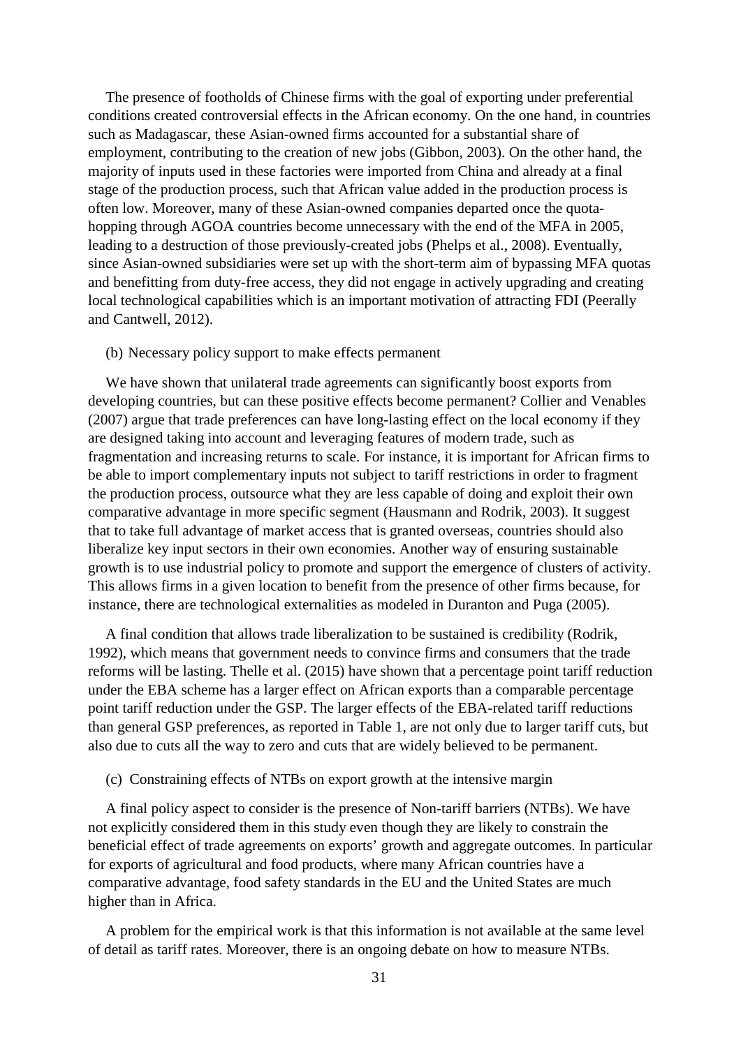The presence of footholds of Chinese firms with the goal of exporting under preferential conditions created controversial effects in the African economy. On the one hand, in countries such as Madagascar, these Asian-owned firms accounted for a substantial share of employment, contributing to the creation of new jobs (Gibbon, 2003). On the other hand, the majority of inputs used in these factories were imported from China and already at a final stage of the production process, such that African value added in the production process is often low. Moreover, many of these Asian-owned companies departed once the quota-hopping through AGOA countries become unnecessary with the end of the MFA in 2005, leading to a destruction of those previously-created jobs (Phelps et al., 2008). Eventually, since Asian-owned subsidiaries were set up with the short-term aim of bypassing MFA quotas and benefitting from duty-free access, they did not engage in actively upgrading and creating local technological capabilities which is an important motivation of attracting FDI (Peerally and Cantwell, 2012).

(b) Necessary policy support to make effects permanent

We have shown that unilateral trade agreements can significantly boost exports from developing countries, but can these positive effects become permanent? Collier and Venables (2007) argue that trade preferences can have long-lasting effect on the local economy if they are designed taking into account and leveraging features of modern trade, such as fragmentation and increasing returns to scale. For instance, it is important for African firms to be able to import complementary inputs not subject to tariff restrictions in order to fragment the production process, outsource what they are less capable of doing and exploit their own comparative advantage in more specific segment (Hausmann and Rodrik, 2003). It suggest that to take full advantage of market access that is granted overseas, countries should also liberalize key input sectors in their own economies. Another way of ensuring sustainable growth is to use industrial policy to promote and support the emergence of clusters of activity. This allows firms in a given location to benefit from the presence of other firms because, for instance, there are technological externalities as modeled in Duranton and Puga (2005).

A final condition that allows trade liberalization to be sustained is credibility (Rodrik, 1992), which means that government needs to convince firms and consumers that the trade reforms will be lasting. Thelle et al. (2015) have shown that a percentage point tariff reduction under the EBA scheme has a larger effect on African exports than a comparable percentage point tariff reduction under the GSP. The larger effects of the EBA-related tariff reductions than general GSP preferences, as reported in Table 1, are not only due to larger tariff cuts, but also due to cuts all the way to zero and cuts that are widely believed to be permanent.

(c) Constraining effects of NTBs on export growth at the intensive margin

A final policy aspect to consider is the presence of Non-tariff barriers (NTBs). We have not explicitly considered them in this study even though they are likely to constrain the beneficial effect of trade agreements on exports' growth and aggregate outcomes. In particular for exports of agricultural and food products, where many African countries have a comparative advantage, food safety standards in the EU and the United States are much higher than in Africa.

A problem for the empirical work is that this information is not available at the same level of detail as tariff rates. Moreover, there is an ongoing debate on how to measure NTBs.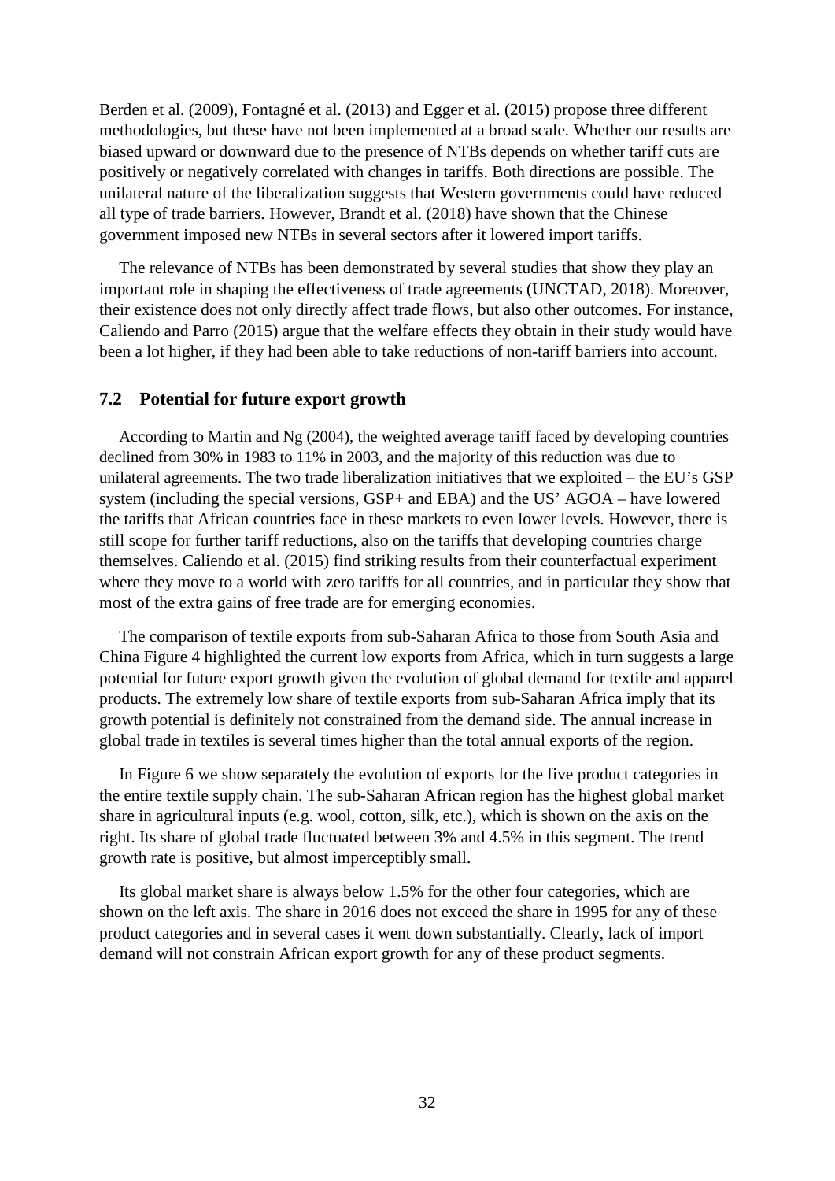Berden et al. (2009), Fontagné et al. (2013) and Egger et al. (2015) propose three different methodologies, but these have not been implemented at a broad scale. Whether our results are biased upward or downward due to the presence of NTBs depends on whether tariff cuts are positively or negatively correlated with changes in tariffs. Both directions are possible. The unilateral nature of the liberalization suggests that Western governments could have reduced all type of trade barriers. However, Brandt et al. (2018) have shown that the Chinese government imposed new NTBs in several sectors after it lowered import tariffs.

The relevance of NTBs has been demonstrated by several studies that show they play an important role in shaping the effectiveness of trade agreements (UNCTAD, 2018). Moreover, their existence does not only directly affect trade flows, but also other outcomes. For instance, Caliendo and Parro (2015) argue that the welfare effects they obtain in their study would have been a lot higher, if they had been able to take reductions of non-tariff barriers into account.

### 7.2 Potential for future export growth

According to Martin and Ng (2004), the weighted average tariff faced by developing countries declined from 30% in 1983 to 11% in 2003, and the majority of this reduction was due to unilateral agreements. The two trade liberalization initiatives that we exploited – the EU's GSP system (including the special versions, GSP+ and EBA) and the US' AGOA – have lowered the tariffs that African countries face in these markets to even lower levels. However, there is still scope for further tariff reductions, also on the tariffs that developing countries charge themselves. Caliendo et al. (2015) find striking results from their counterfactual experiment where they move to a world with zero tariffs for all countries, and in particular they show that most of the extra gains of free trade are for emerging economies.

The comparison of textile exports from sub-Saharan Africa to those from South Asia and China Figure 4 highlighted the current low exports from Africa, which in turn suggests a large potential for future export growth given the evolution of global demand for textile and apparel products. The extremely low share of textile exports from sub-Saharan Africa imply that its growth potential is definitely not constrained from the demand side. The annual increase in global trade in textiles is several times higher than the total annual exports of the region.

In Figure 6 we show separately the evolution of exports for the five product categories in the entire textile supply chain. The sub-Saharan African region has the highest global market share in agricultural inputs (e.g. wool, cotton, silk, etc.), which is shown on the axis on the right. Its share of global trade fluctuated between 3% and 4.5% in this segment. The trend growth rate is positive, but almost imperceptibly small.

Its global market share is always below 1.5% for the other four categories, which are shown on the left axis. The share in 2016 does not exceed the share in 1995 for any of these product categories and in several cases it went down substantially. Clearly, lack of import demand will not constrain African export growth for any of these product segments.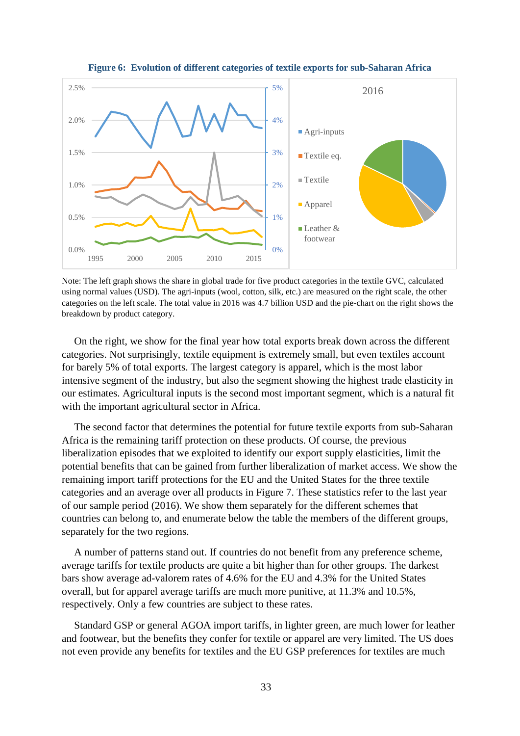**Figure 6: Evolution of different categories of textile exports for sub-Saharan Africa**

Note: The left graph shows the share in global trade for five product categories in the textile GVC, calculated using normal values (USD). The agri-inputs (wool, cotton, silk, etc.) are measured on the right scale, the other categories on the left scale. The total value in 2016 was 4.7 billion USD and the pie-chart on the right shows the breakdown by product category.

On the right, we show for the final year how total exports break down across the different categories. Not surprisingly, textile equipment is extremely small, but even textiles account for barely 5% of total exports. The largest category is apparel, which is the most labor intensive segment of the industry, but also the segment showing the highest trade elasticity in our estimates. Agricultural inputs is the second most important segment, which is a natural fit with the important agricultural sector in Africa.

The second factor that determines the potential for future textile exports from sub-Saharan Africa is the remaining tariff protection on these products. Of course, the previous liberalization episodes that we exploited to identify our export supply elasticities, limit the potential benefits that can be gained from further liberalization of market access. We show the remaining import tariff protections for the EU and the United States for the three textile categories and an average over all products in Figure 7. These statistics refer to the last year of our sample period (2016). We show them separately for the different schemes that countries can belong to, and enumerate below the table the members of the different groups, separately for the two regions.

A number of patterns stand out. If countries do not benefit from any preference scheme, average tariffs for textile products are quite a bit higher than for other groups. The darkest bars show average ad-valorem rates of 4.6% for the EU and 4.3% for the United States overall, but for apparel average tariffs are much more punitive, at 11.3% and 10.5%, respectively. Only a few countries are subject to these rates.

Standard GSP or general AGOA import tariffs, in lighter green, are much lower for leather and footwear, but the benefits they confer for textile or apparel are very limited. The US does not even provide any benefits for textiles and the EU GSP preferences for textiles are much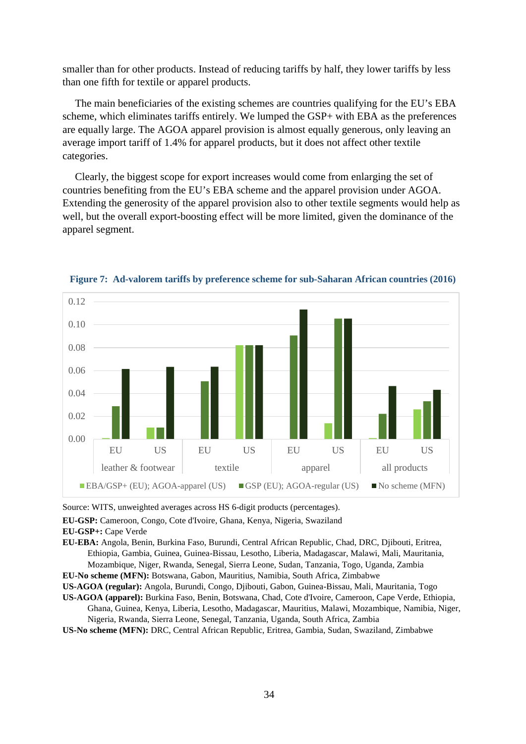smaller than for other products. Instead of reducing tariffs by half, they lower tariffs by less than one fifth for textile or apparel products.

The main beneficiaries of the existing schemes are countries qualifying for the EU's EBA scheme, which eliminates tariffs entirely. We lumped the GSP+ with EBA as the preferences are equally large. The AGOA apparel provision is almost equally generous, only leaving an average import tariff of 1.4% for apparel products, but it does not affect other textile categories.

Clearly, the biggest scope for export increases would come from enlarging the set of countries benefiting from the EU's EBA scheme and the apparel provision under AGOA. Extending the generosity of the apparel provision also to other textile segments would help as well, but the overall export-boosting effect will be more limited, given the dominance of the apparel segment.

**Figure 7: Ad-valorem tariffs by preference scheme for sub-Saharan African countries (2016)**

Source: WITS, unweighted averages across HS 6-digit products (percentages).

**EU-GSP:** Cameroon, Congo, Cote d'Ivoire, Ghana, Kenya, Nigeria, Swaziland

**EU-GSP+:** Cape Verde

**EU-EBA:** Angola, Benin, Burkina Faso, Burundi, Central African Republic, Chad, DRC, Djibouti, Eritrea, Ethiopia, Gambia, Guinea, Guinea-Bissau, Lesotho, Liberia, Madagascar, Malawi, Mali, Mauritania, Mozambique, Niger, Rwanda, Senegal, Sierra Leone, Sudan, Tanzania, Togo, Uganda, Zambia

**EU-No scheme (MFN):** Botswana, Gabon, Mauritius, Namibia, South Africa, Zimbabwe

**US-AGOA (regular):** Angola, Burundi, Congo, Djibouti, Gabon, Guinea-Bissau, Mali, Mauritania, Togo

**US-AGOA (apparel):** Burkina Faso, Benin, Botswana, Chad, Cote d'Ivoire, Cameroon, Cape Verde, Ethiopia, Ghana, Guinea, Kenya, Liberia, Lesotho, Madagascar, Mauritius, Malawi, Mozambique, Namibia, Niger, Nigeria, Rwanda, Sierra Leone, Senegal, Tanzania, Uganda, South Africa, Zambia

**US-No scheme (MFN):** DRC, Central African Republic, Eritrea, Gambia, Sudan, Swaziland, Zimbabwe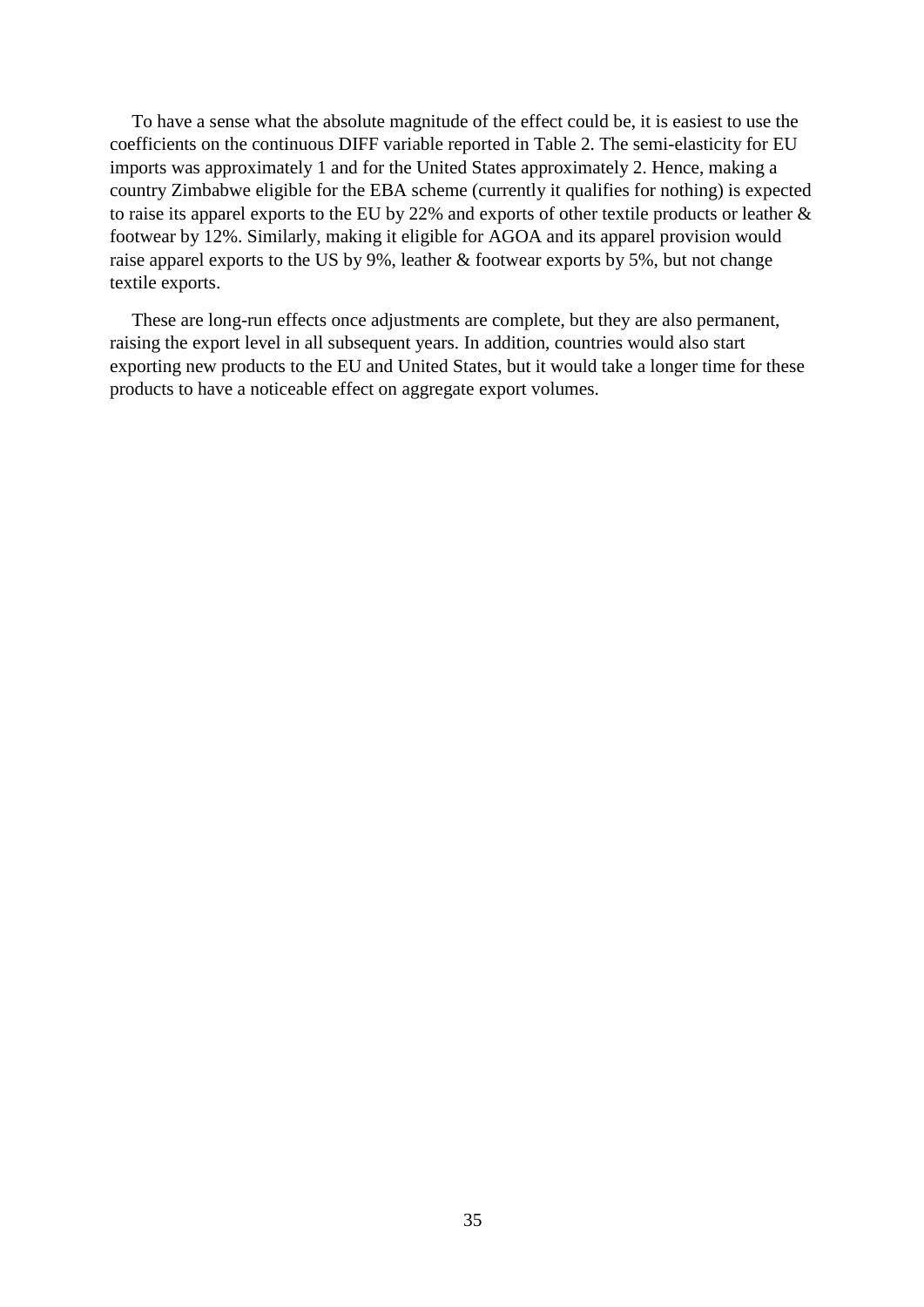To have a sense what the absolute magnitude of the effect could be, it is easiest to use the coefficients on the continuous DIFF variable reported in Table 2. The semi-elasticity for EU imports was approximately 1 and for the United States approximately 2. Hence, making a country Zimbabwe eligible for the EBA scheme (currently it qualifies for nothing) is expected to raise its apparel exports to the EU by 22% and exports of other textile products or leather & footwear by 12%. Similarly, making it eligible for AGOA and its apparel provision would raise apparel exports to the US by 9%, leather & footwear exports by 5%, but not change textile exports.

These are long-run effects once adjustments are complete, but they are also permanent, raising the export level in all subsequent years. In addition, countries would also start exporting new products to the EU and United States, but it would take a longer time for these products to have a noticeable effect on aggregate export volumes.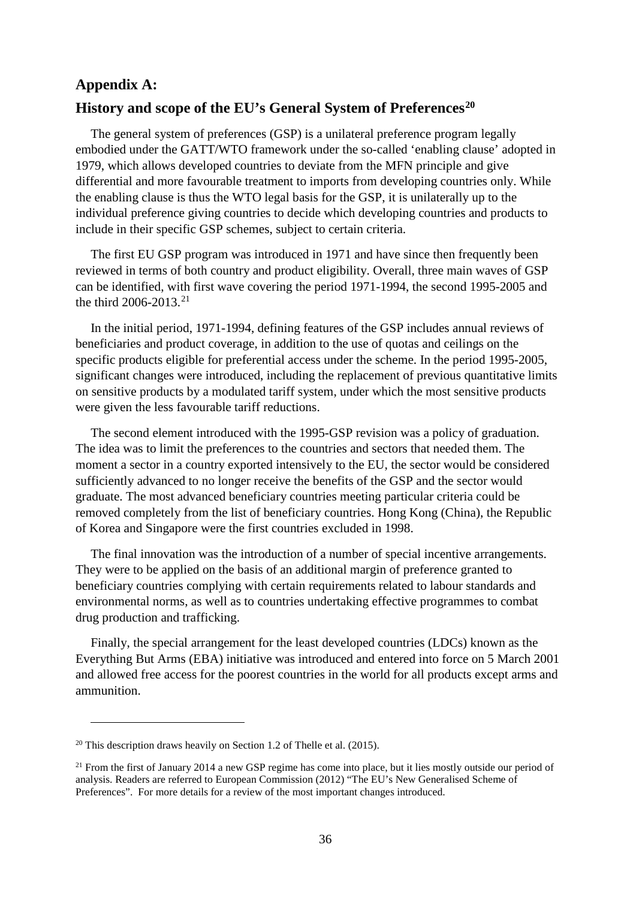## Appendix A:

## History and scope of the EU's General System of Preferences[20]

The general system of preferences (GSP) is a unilateral preference program legally embodied under the GATT/WTO framework under the so-called 'enabling clause' adopted in 1979, which allows developed countries to deviate from the MFN principle and give differential and more favourable treatment to imports from developing countries only. While the enabling clause is thus the WTO legal basis for the GSP, it is unilaterally up to the individual preference giving countries to decide which developing countries and products to include in their specific GSP schemes, subject to certain criteria.

The first EU GSP program was introduced in 1971 and have since then frequently been reviewed in terms of both country and product eligibility. Overall, three main waves of GSP can be identified, with first wave covering the period 1971-1994, the second 1995-2005 and the third 2006-2013.[21]

In the initial period, 1971-1994, defining features of the GSP includes annual reviews of beneficiaries and product coverage, in addition to the use of quotas and ceilings on the specific products eligible for preferential access under the scheme. In the period 1995-2005, significant changes were introduced, including the replacement of previous quantitative limits on sensitive products by a modulated tariff system, under which the most sensitive products were given the less favourable tariff reductions.

The second element introduced with the 1995-GSP revision was a policy of graduation. The idea was to limit the preferences to the countries and sectors that needed them. The moment a sector in a country exported intensively to the EU, the sector would be considered sufficiently advanced to no longer receive the benefits of the GSP and the sector would graduate. The most advanced beneficiary countries meeting particular criteria could be removed completely from the list of beneficiary countries. Hong Kong (China), the Republic of Korea and Singapore were the first countries excluded in 1998.

The final innovation was the introduction of a number of special incentive arrangements. They were to be applied on the basis of an additional margin of preference granted to beneficiary countries complying with certain requirements related to labour standards and environmental norms, as well as to countries undertaking effective programmes to combat drug production and trafficking.

Finally, the special arrangement for the least developed countries (LDCs) known as the Everything But Arms (EBA) initiative was introduced and entered into force on 5 March 2001 and allowed free access for the poorest countries in the world for all products except arms and ammunition.

---

[20] This description draws heavily on Section 1.2 of Thelle et al. (2015).

[21] From the first of January 2014 a new GSP regime has come into place, but it lies mostly outside our period of analysis. Readers are referred to European Commission (2012) "The EU's New Generalised Scheme of Preferences". For more details for a review of the most important changes introduced.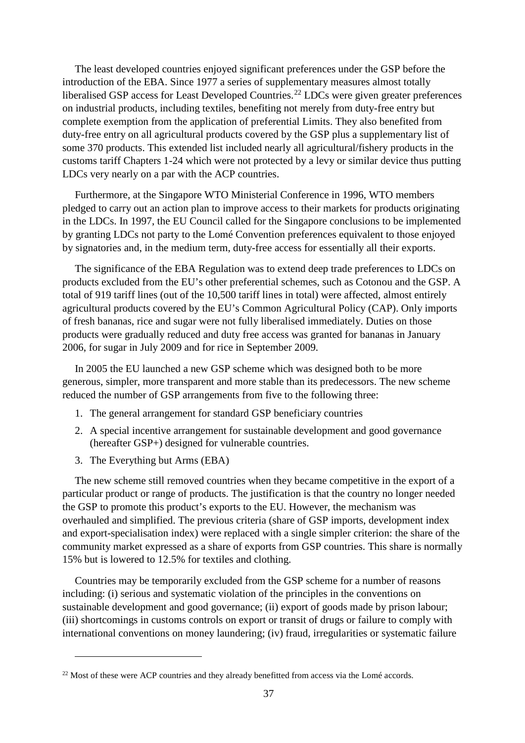The least developed countries enjoyed significant preferences under the GSP before the introduction of the EBA. Since 1977 a series of supplementary measures almost totally liberalised GSP access for Least Developed Countries.[22] LDCs were given greater preferences on industrial products, including textiles, benefiting not merely from duty-free entry but complete exemption from the application of preferential Limits. They also benefited from duty-free entry on all agricultural products covered by the GSP plus a supplementary list of some 370 products. This extended list included nearly all agricultural/fishery products in the customs tariff Chapters 1-24 which were not protected by a levy or similar device thus putting LDCs very nearly on a par with the ACP countries.

Furthermore, at the Singapore WTO Ministerial Conference in 1996, WTO members pledged to carry out an action plan to improve access to their markets for products originating in the LDCs. In 1997, the EU Council called for the Singapore conclusions to be implemented by granting LDCs not party to the Lomé Convention preferences equivalent to those enjoyed by signatories and, in the medium term, duty-free access for essentially all their exports.

The significance of the EBA Regulation was to extend deep trade preferences to LDCs on products excluded from the EU's other preferential schemes, such as Cotonou and the GSP. A total of 919 tariff lines (out of the 10,500 tariff lines in total) were affected, almost entirely agricultural products covered by the EU's Common Agricultural Policy (CAP). Only imports of fresh bananas, rice and sugar were not fully liberalised immediately. Duties on those products were gradually reduced and duty free access was granted for bananas in January 2006, for sugar in July 2009 and for rice in September 2009.

In 2005 the EU launched a new GSP scheme which was designed both to be more generous, simpler, more transparent and more stable than its predecessors. The new scheme reduced the number of GSP arrangements from five to the following three:

1. The general arrangement for standard GSP beneficiary countries
2. A special incentive arrangement for sustainable development and good governance (hereafter GSP+) designed for vulnerable countries.
3. The Everything but Arms (EBA)

The new scheme still removed countries when they became competitive in the export of a particular product or range of products. The justification is that the country no longer needed the GSP to promote this product's exports to the EU. However, the mechanism was overhauled and simplified. The previous criteria (share of GSP imports, development index and export-specialisation index) were replaced with a single simpler criterion: the share of the community market expressed as a share of exports from GSP countries. This share is normally 15% but is lowered to 12.5% for textiles and clothing.

Countries may be temporarily excluded from the GSP scheme for a number of reasons including: (i) serious and systematic violation of the principles in the conventions on sustainable development and good governance; (ii) export of goods made by prison labour; (iii) shortcomings in customs controls on export or transit of drugs or failure to comply with international conventions on money laundering; (iv) fraud, irregularities or systematic failure

[22] Most of these were ACP countries and they already benefitted from access via the Lomé accords.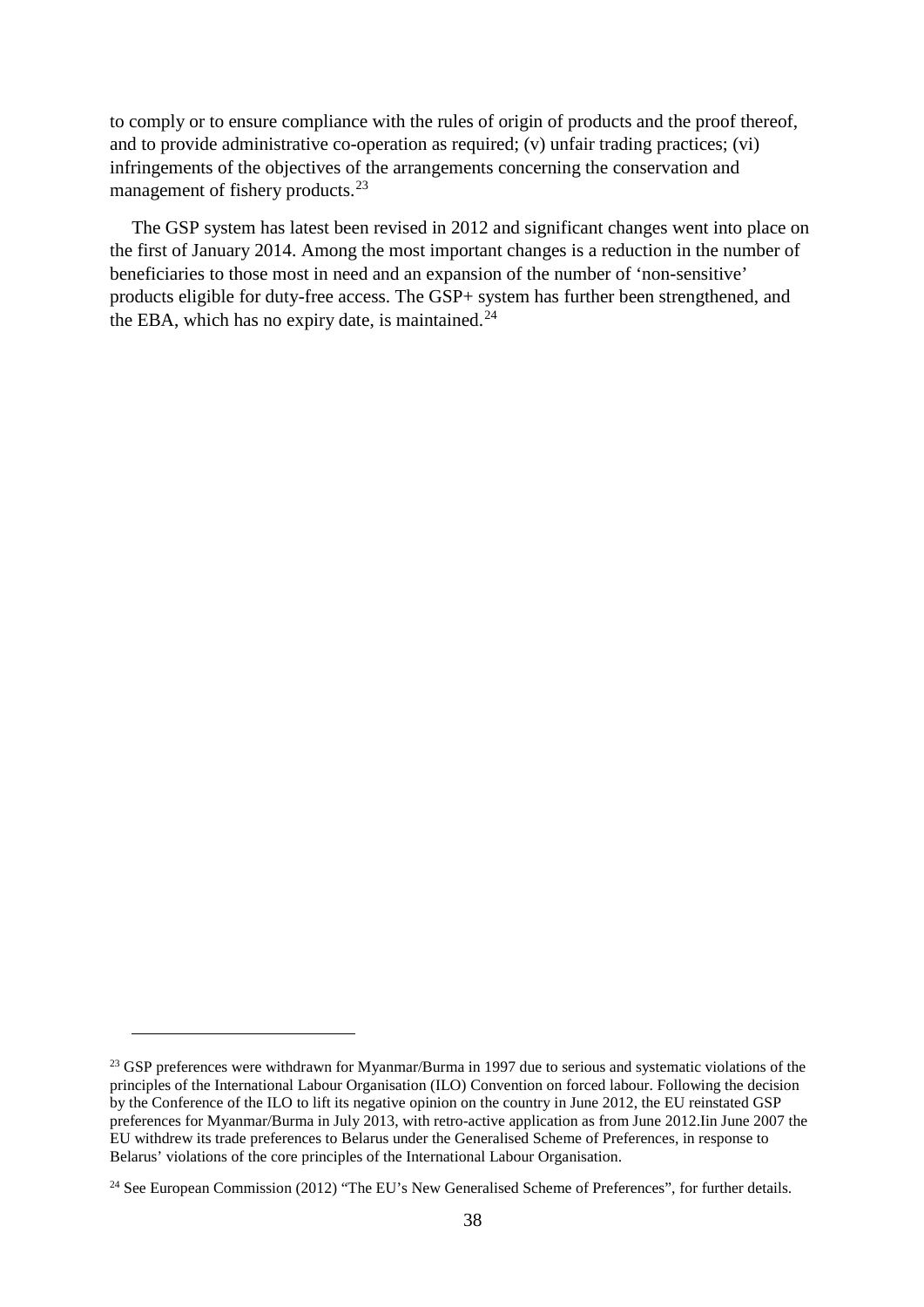to comply or to ensure compliance with the rules of origin of products and the proof thereof, and to provide administrative co-operation as required; (v) unfair trading practices; (vi) infringements of the objectives of the arrangements concerning the conservation and management of fishery products.[23]

The GSP system has latest been revised in 2012 and significant changes went into place on the first of January 2014. Among the most important changes is a reduction in the number of beneficiaries to those most in need and an expansion of the number of 'non-sensitive' products eligible for duty-free access. The GSP+ system has further been strengthened, and the EBA, which has no expiry date, is maintained.[24]

---

[23] GSP preferences were withdrawn for Myanmar/Burma in 1997 due to serious and systematic violations of the principles of the International Labour Organisation (ILO) Convention on forced labour. Following the decision by the Conference of the ILO to lift its negative opinion on the country in June 2012, the EU reinstated GSP preferences for Myanmar/Burma in July 2013, with retro-active application as from June 2012.Iin June 2007 the EU withdrew its trade preferences to Belarus under the Generalised Scheme of Preferences, in response to Belarus' violations of the core principles of the International Labour Organisation.

[24] See European Commission (2012) "The EU's New Generalised Scheme of Preferences", for further details.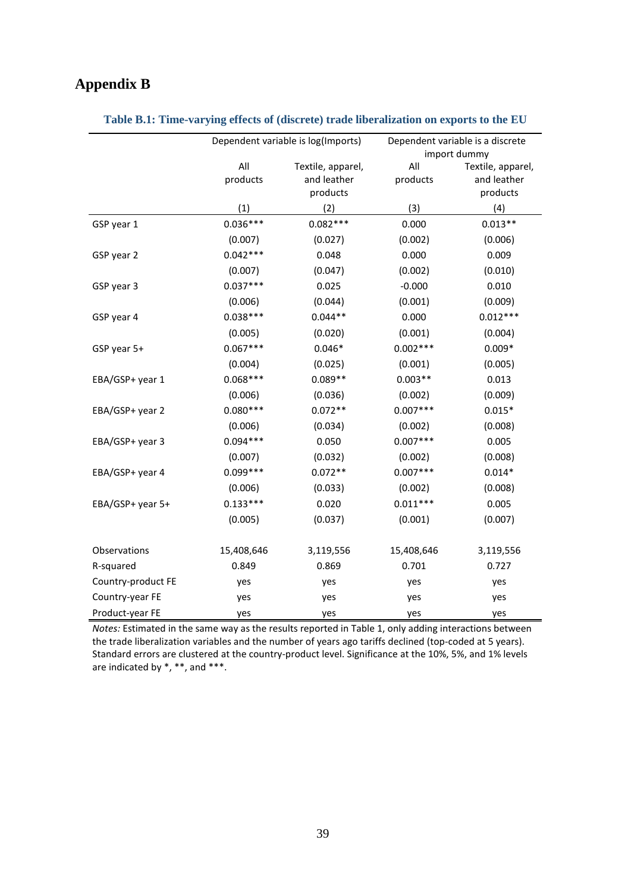# Appendix B

**Table B.1: Time-varying effects of (discrete) trade liberalization on exports to the EU**

| | Dependent variable is log(Imports) | | Dependent variable is a discrete import dummy | |
|---|---|---|---|---|
| | All products | Textile, apparel, and leather products | All products | Textile, apparel, and leather products |
| | (1) | (2) | (3) | (4) |
| GSP year 1 | 0.036*** | 0.082*** | 0.000 | 0.013** |
| | (0.007) | (0.027) | (0.002) | (0.006) |
| GSP year 2 | 0.042*** | 0.048 | 0.000 | 0.009 |
| | (0.007) | (0.047) | (0.002) | (0.010) |
| GSP year 3 | 0.037*** | 0.025 | -0.000 | 0.010 |
| | (0.006) | (0.044) | (0.001) | (0.009) |
| GSP year 4 | 0.038*** | 0.044** | 0.000 | 0.012*** |
| | (0.005) | (0.020) | (0.001) | (0.004) |
| GSP year 5+ | 0.067*** | 0.046* | 0.002*** | 0.009* |
| | (0.004) | (0.025) | (0.001) | (0.005) |
| EBA/GSP+ year 1 | 0.068*** | 0.089** | 0.003** | 0.013 |
| | (0.006) | (0.036) | (0.002) | (0.009) |
| EBA/GSP+ year 2 | 0.080*** | 0.072** | 0.007*** | 0.015* |
| | (0.006) | (0.034) | (0.002) | (0.008) |
| EBA/GSP+ year 3 | 0.094*** | 0.050 | 0.007*** | 0.005 |
| | (0.007) | (0.032) | (0.002) | (0.008) |
| EBA/GSP+ year 4 | 0.099*** | 0.072** | 0.007*** | 0.014* |
| | (0.006) | (0.033) | (0.002) | (0.008) |
| EBA/GSP+ year 5+ | 0.133*** | 0.020 | 0.011*** | 0.005 |
| | (0.005) | (0.037) | (0.001) | (0.007) |
| Observations | 15,408,646 | 3,119,556 | 15,408,646 | 3,119,556 |
| R-squared | 0.849 | 0.869 | 0.701 | 0.727 |
| Country-product FE | yes | yes | yes | yes |
| Country-year FE | yes | yes | yes | yes |
| Product-year FE | yes | yes | yes | yes |

*Notes:* Estimated in the same way as the results reported in Table 1, only adding interactions between the trade liberalization variables and the number of years ago tariffs declined (top-coded at 5 years). Standard errors are clustered at the country-product level. Significance at the 10%, 5%, and 1% levels are indicated by *, **, and ***.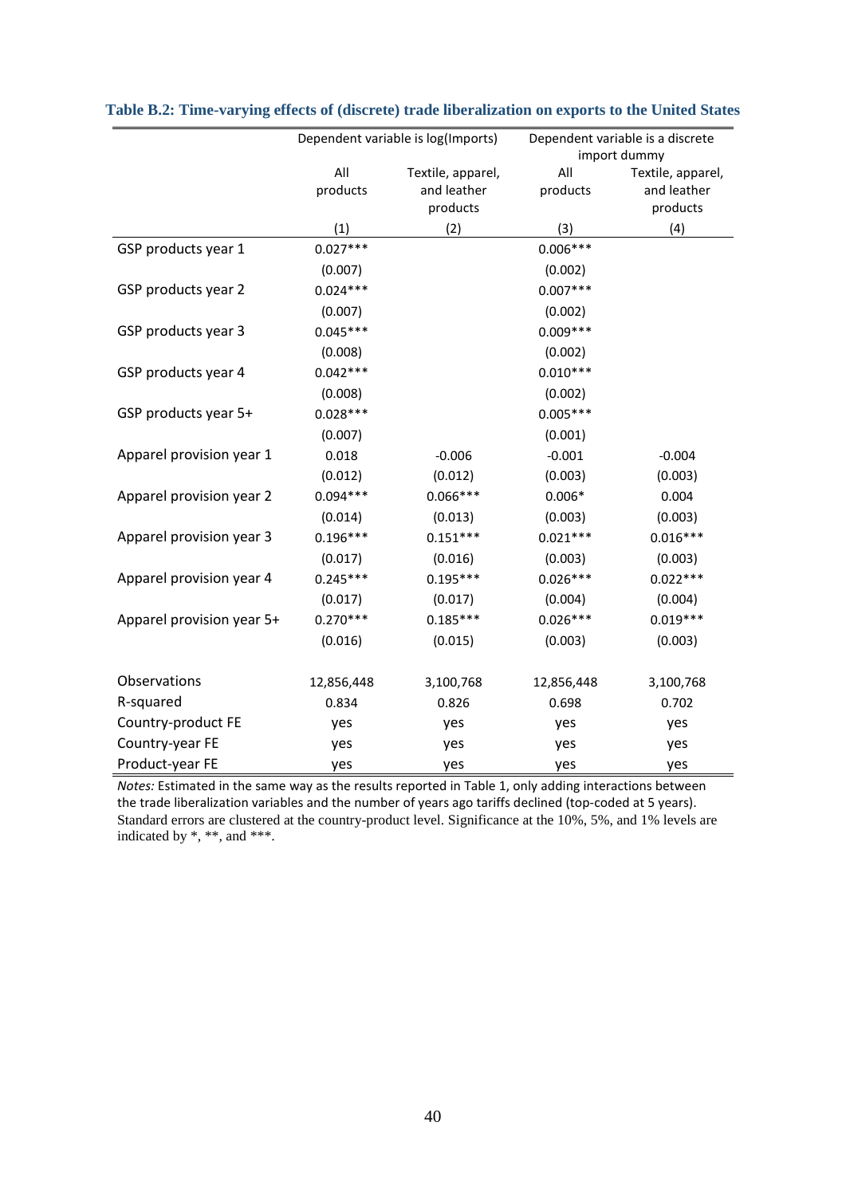**Table B.2: Time-varying effects of (discrete) trade liberalization on exports to the United States**

| | Dependent variable is log(Imports) | | Dependent variable is a discrete import dummy | |
|---|---|---|---|---|
| | All products | Textile, apparel, and leather products | All products | Textile, apparel, and leather products |
| | (1) | (2) | (3) | (4) |
| GSP products year 1 | 0.027*** | | 0.006*** | |
| | (0.007) | | (0.002) | |
| GSP products year 2 | 0.024*** | | 0.007*** | |
| | (0.007) | | (0.002) | |
| GSP products year 3 | 0.045*** | | 0.009*** | |
| | (0.008) | | (0.002) | |
| GSP products year 4 | 0.042*** | | 0.010*** | |
| | (0.008) | | (0.002) | |
| GSP products year 5+ | 0.028*** | | 0.005*** | |
| | (0.007) | | (0.001) | |
| Apparel provision year 1 | 0.018 | -0.006 | -0.001 | -0.004 |
| | (0.012) | (0.012) | (0.003) | (0.003) |
| Apparel provision year 2 | 0.094*** | 0.066*** | 0.006* | 0.004 |
| | (0.014) | (0.013) | (0.003) | (0.003) |
| Apparel provision year 3 | 0.196*** | 0.151*** | 0.021*** | 0.016*** |
| | (0.017) | (0.016) | (0.003) | (0.003) |
| Apparel provision year 4 | 0.245*** | 0.195*** | 0.026*** | 0.022*** |
| | (0.017) | (0.017) | (0.004) | (0.004) |
| Apparel provision year 5+ | 0.270*** | 0.185*** | 0.026*** | 0.019*** |
| | (0.016) | (0.015) | (0.003) | (0.003) |
| Observations | 12,856,448 | 3,100,768 | 12,856,448 | 3,100,768 |
| R-squared | 0.834 | 0.826 | 0.698 | 0.702 |
| Country-product FE | yes | yes | yes | yes |
| Country-year FE | yes | yes | yes | yes |
| Product-year FE | yes | yes | yes | yes |

*Notes:* Estimated in the same way as the results reported in Table 1, only adding interactions between the trade liberalization variables and the number of years ago tariffs declined (top-coded at 5 years). Standard errors are clustered at the country-product level. Significance at the 10%, 5%, and 1% levels are indicated by *, **, and ***.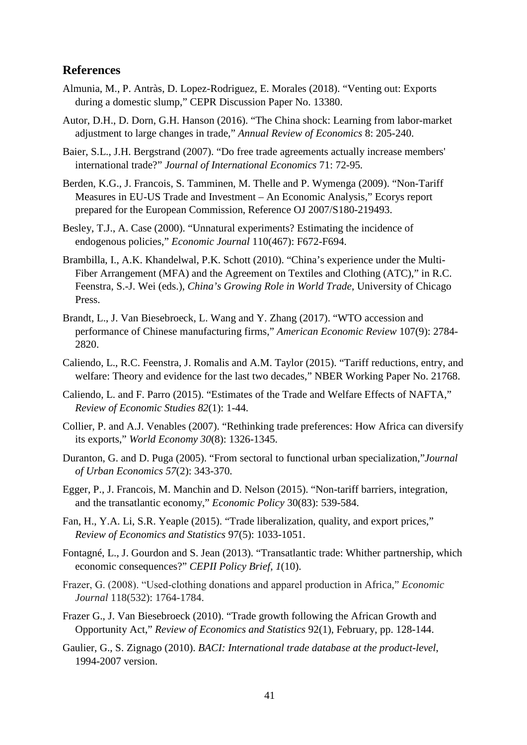## References

Almunia, M., P. Antràs, D. Lopez-Rodriguez, E. Morales (2018). "Venting out: Exports during a domestic slump," CEPR Discussion Paper No. 13380.

Autor, D.H., D. Dorn, G.H. Hanson (2016). "The China shock: Learning from labor-market adjustment to large changes in trade," *Annual Review of Economics* 8: 205-240.

Baier, S.L., J.H. Bergstrand (2007). "Do free trade agreements actually increase members' international trade?" *Journal of International Economics* 71: 72-95.

Berden, K.G., J. Francois, S. Tamminen, M. Thelle and P. Wymenga (2009). "Non-Tariff Measures in EU-US Trade and Investment – An Economic Analysis," Ecorys report prepared for the European Commission, Reference OJ 2007/S180-219493.

Besley, T.J., A. Case (2000). "Unnatural experiments? Estimating the incidence of endogenous policies," *Economic Journal* 110(467): F672-F694.

Brambilla, I., A.K. Khandelwal, P.K. Schott (2010). "China's experience under the Multi-Fiber Arrangement (MFA) and the Agreement on Textiles and Clothing (ATC)," in R.C. Feenstra, S.-J. Wei (eds.), *China's Growing Role in World Trade*, University of Chicago Press.

Brandt, L., J. Van Biesebroeck, L. Wang and Y. Zhang (2017). "WTO accession and performance of Chinese manufacturing firms," *American Economic Review* 107(9): 2784-2820.

Caliendo, L., R.C. Feenstra, J. Romalis and A.M. Taylor (2015). "Tariff reductions, entry, and welfare: Theory and evidence for the last two decades," NBER Working Paper No. 21768.

Caliendo, L. and F. Parro (2015). "Estimates of the Trade and Welfare Effects of NAFTA," *Review of Economic Studies 82*(1): 1-44.

Collier, P. and A.J. Venables (2007). "Rethinking trade preferences: How Africa can diversify its exports," *World Economy 30*(8): 1326-1345.

Duranton, G. and D. Puga (2005). "From sectoral to functional urban specialization,"*Journal of Urban Economics 57*(2): 343-370.

Egger, P., J. Francois, M. Manchin and D. Nelson (2015). "Non-tariff barriers, integration, and the transatlantic economy," *Economic Policy* 30(83): 539-584.

Fan, H., Y.A. Li, S.R. Yeaple (2015). "Trade liberalization, quality, and export prices," *Review of Economics and Statistics* 97(5): 1033-1051.

Fontagné, L., J. Gourdon and S. Jean (2013). "Transatlantic trade: Whither partnership, which economic consequences?" *CEPII Policy Brief, 1*(10).

Frazer, G. (2008). "Used-clothing donations and apparel production in Africa," *Economic Journal* 118(532): 1764-1784.

Frazer G., J. Van Biesebroeck (2010). "Trade growth following the African Growth and Opportunity Act," *Review of Economics and Statistics* 92(1), February, pp. 128-144.

Gaulier, G., S. Zignago (2010). *BACI: International trade database at the product-level*, 1994-2007 version.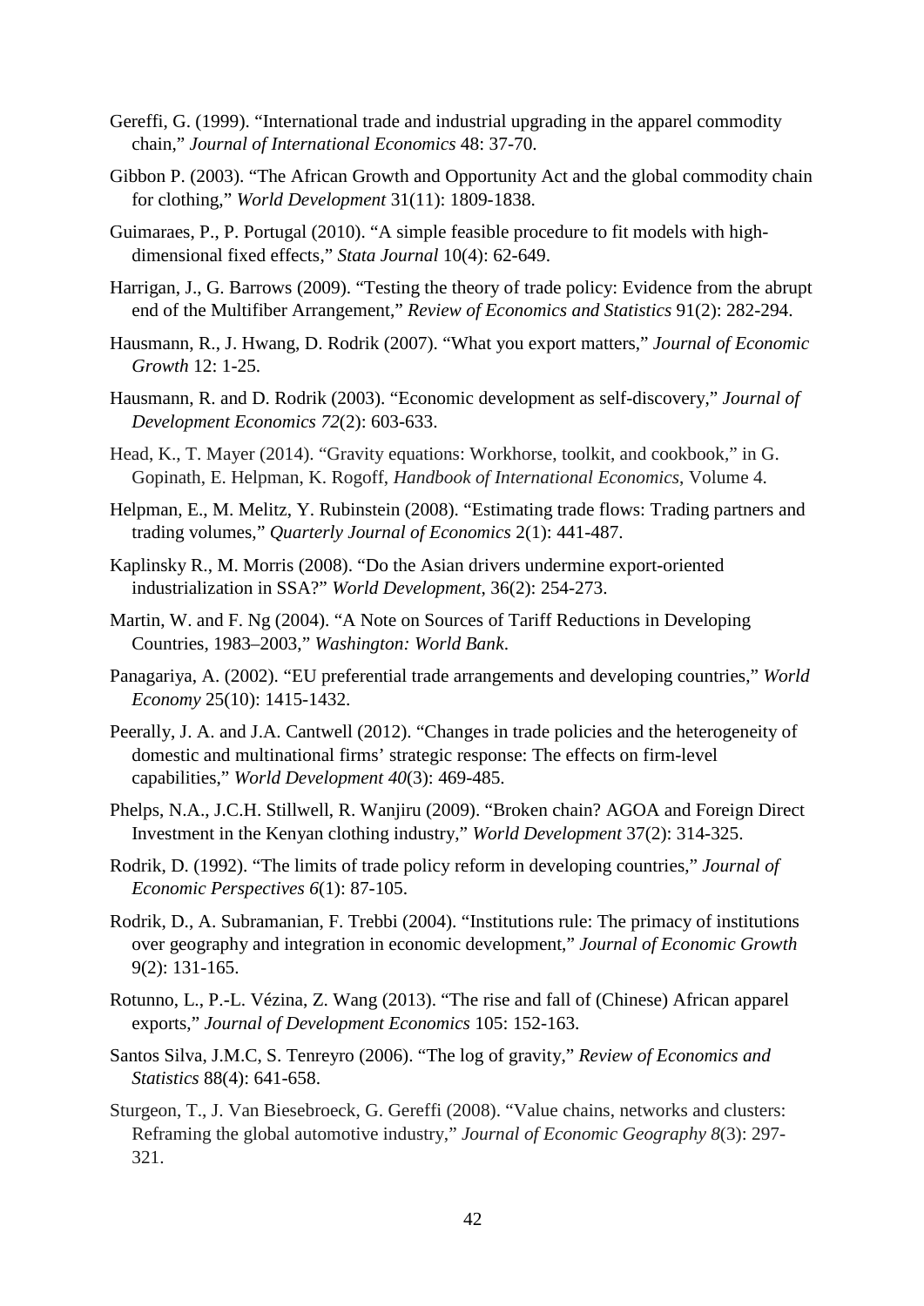Gereffi, G. (1999). "International trade and industrial upgrading in the apparel commodity chain," *Journal of International Economics* 48: 37-70.

Gibbon P. (2003). "The African Growth and Opportunity Act and the global commodity chain for clothing," *World Development* 31(11): 1809-1838.

Guimaraes, P., P. Portugal (2010). "A simple feasible procedure to fit models with high-dimensional fixed effects," *Stata Journal* 10(4): 62-649.

Harrigan, J., G. Barrows (2009). "Testing the theory of trade policy: Evidence from the abrupt end of the Multifiber Arrangement," *Review of Economics and Statistics* 91(2): 282-294.

Hausmann, R., J. Hwang, D. Rodrik (2007). "What you export matters," *Journal of Economic Growth* 12: 1-25.

Hausmann, R. and D. Rodrik (2003). "Economic development as self-discovery," *Journal of Development Economics 72*(2): 603-633.

Head, K., T. Mayer (2014). "Gravity equations: Workhorse, toolkit, and cookbook," in G. Gopinath, E. Helpman, K. Rogoff, *Handbook of International Economics*, Volume 4.

Helpman, E., M. Melitz, Y. Rubinstein (2008). "Estimating trade flows: Trading partners and trading volumes," *Quarterly Journal of Economics* 2(1): 441-487.

Kaplinsky R., M. Morris (2008). "Do the Asian drivers undermine export-oriented industrialization in SSA?" *World Development*, 36(2): 254-273.

Martin, W. and F. Ng (2004). "A Note on Sources of Tariff Reductions in Developing Countries, 1983–2003," *Washington: World Bank*.

Panagariya, A. (2002). "EU preferential trade arrangements and developing countries," *World Economy* 25(10): 1415-1432.

Peerally, J. A. and J.A. Cantwell (2012). "Changes in trade policies and the heterogeneity of domestic and multinational firms' strategic response: The effects on firm-level capabilities," *World Development 40*(3): 469-485.

Phelps, N.A., J.C.H. Stillwell, R. Wanjiru (2009). "Broken chain? AGOA and Foreign Direct Investment in the Kenyan clothing industry," *World Development* 37(2): 314-325.

Rodrik, D. (1992). "The limits of trade policy reform in developing countries," *Journal of Economic Perspectives 6*(1): 87-105.

Rodrik, D., A. Subramanian, F. Trebbi (2004). "Institutions rule: The primacy of institutions over geography and integration in economic development," *Journal of Economic Growth* 9(2): 131-165.

Rotunno, L., P.-L. Vézina, Z. Wang (2013). "The rise and fall of (Chinese) African apparel exports," *Journal of Development Economics* 105: 152-163.

Santos Silva, J.M.C, S. Tenreyro (2006). "The log of gravity," *Review of Economics and Statistics* 88(4): 641-658.

Sturgeon, T., J. Van Biesebroeck, G. Gereffi (2008). "Value chains, networks and clusters: Reframing the global automotive industry," *Journal of Economic Geography 8*(3): 297-321.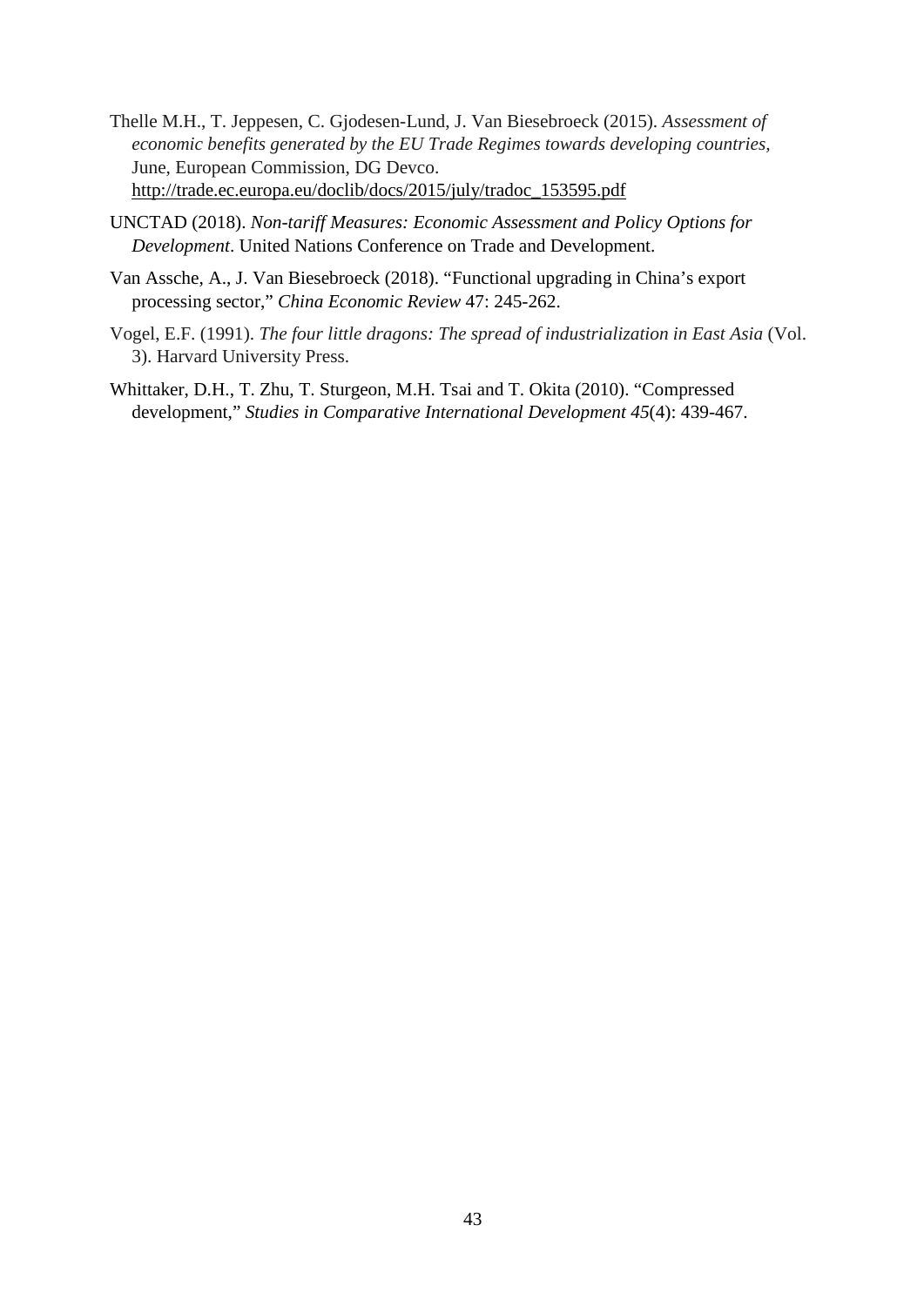Thelle M.H., T. Jeppesen, C. Gjodesen-Lund, J. Van Biesebroeck (2015). *Assessment of economic benefits generated by the EU Trade Regimes towards developing countries*, June, European Commission, DG Devco. http://trade.ec.europa.eu/doclib/docs/2015/july/tradoc_153595.pdf

UNCTAD (2018). *Non-tariff Measures: Economic Assessment and Policy Options for Development*. United Nations Conference on Trade and Development.

Van Assche, A., J. Van Biesebroeck (2018). "Functional upgrading in China's export processing sector," *China Economic Review* 47: 245-262.

Vogel, E.F. (1991). *The four little dragons: The spread of industrialization in East Asia* (Vol. 3). Harvard University Press.

Whittaker, D.H., T. Zhu, T. Sturgeon, M.H. Tsai and T. Okita (2010). "Compressed development," *Studies in Comparative International Development 45*(4): 439-467.